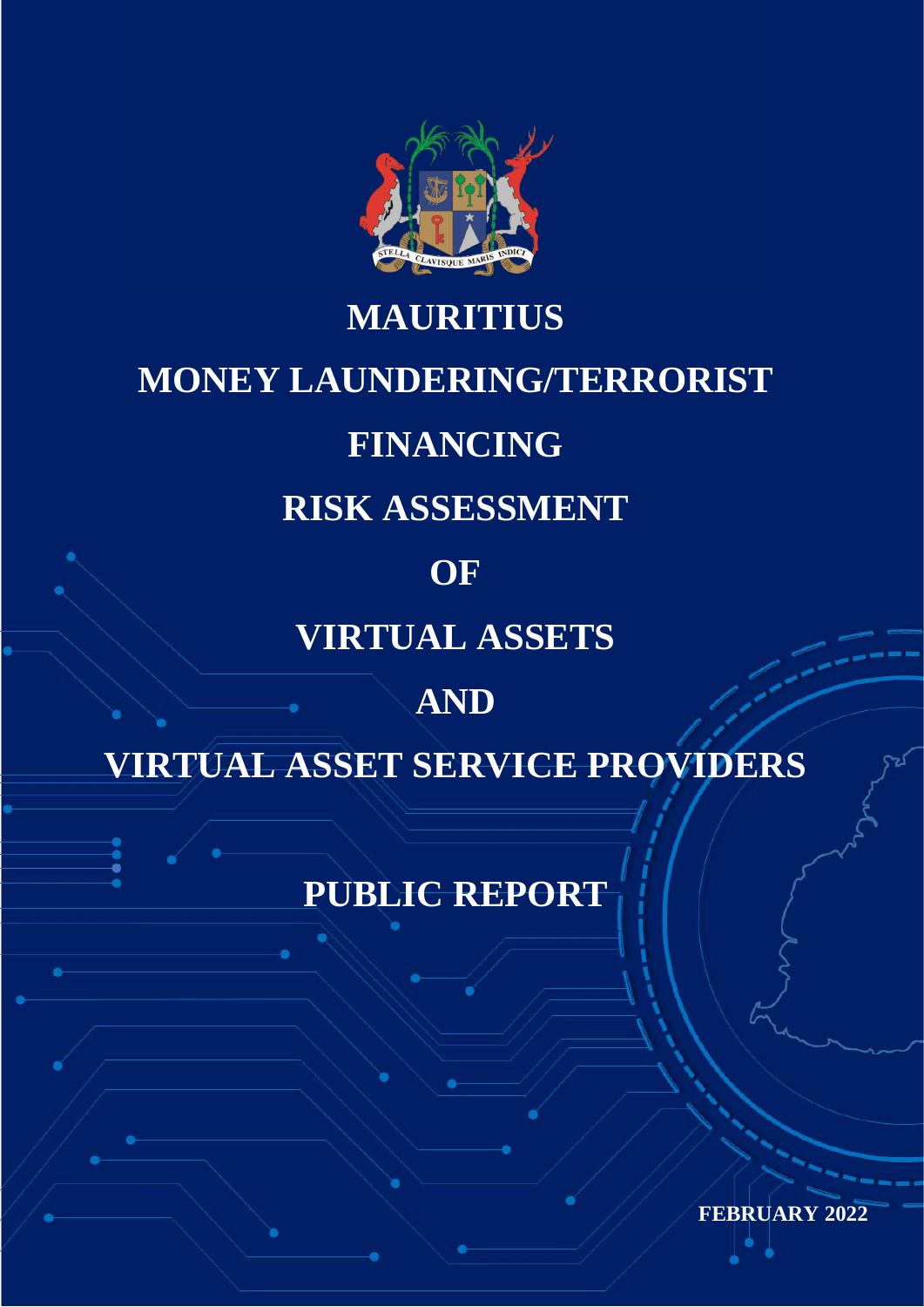# MAURITIUS

# MONEY LAUNDERING/TERRORIST FINANCING RISK ASSESSMENT OF VIRTUAL ASSETS AND VIRTUAL ASSET SERVICE PROVIDERS

## PUBLIC REPORT

**FEBRUARY 2022**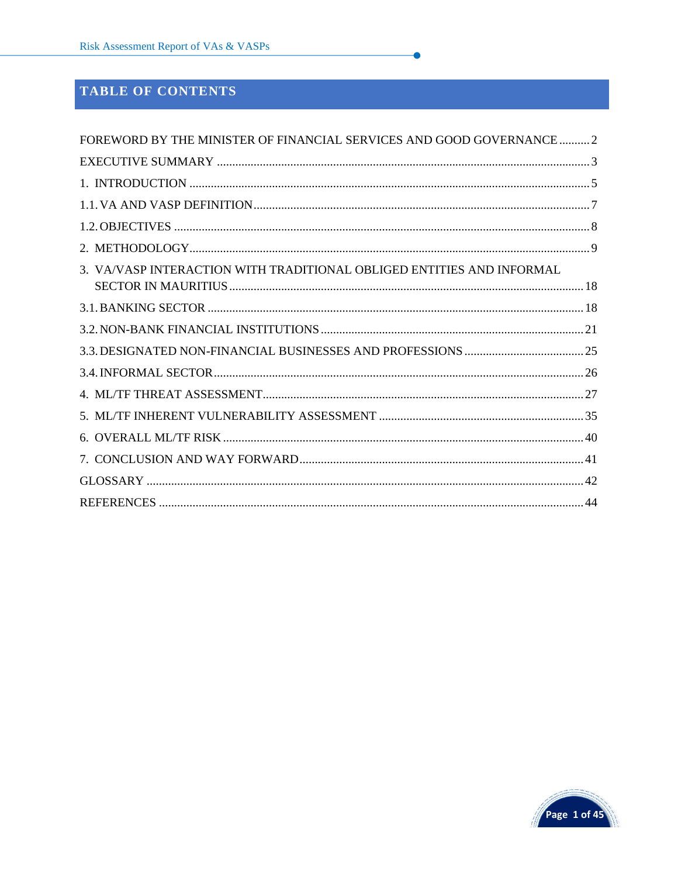## TABLE OF CONTENTS

FOREWORD BY THE MINISTER OF FINANCIAL SERVICES AND GOOD GOVERNANCE .......... 2

EXECUTIVE SUMMARY .......... 3

1. INTRODUCTION .......... 5

1.1. VA AND VASP DEFINITION .......... 7

1.2. OBJECTIVES .......... 8

2. METHODOLOGY .......... 9

3. VA/VASP INTERACTION WITH TRADITIONAL OBLIGED ENTITIES AND INFORMAL SECTOR IN MAURITIUS .......... 18

3.1. BANKING SECTOR .......... 18

3.2. NON-BANK FINANCIAL INSTITUTIONS .......... 21

3.3. DESIGNATED NON-FINANCIAL BUSINESSES AND PROFESSIONS .......... 25

3.4. INFORMAL SECTOR .......... 26

4. ML/TF THREAT ASSESSMENT .......... 27

5. ML/TF INHERENT VULNERABILITY ASSESSMENT .......... 35

6. OVERALL ML/TF RISK .......... 40

7. CONCLUSION AND WAY FORWARD .......... 41

GLOSSARY .......... 42

REFERENCES .......... 44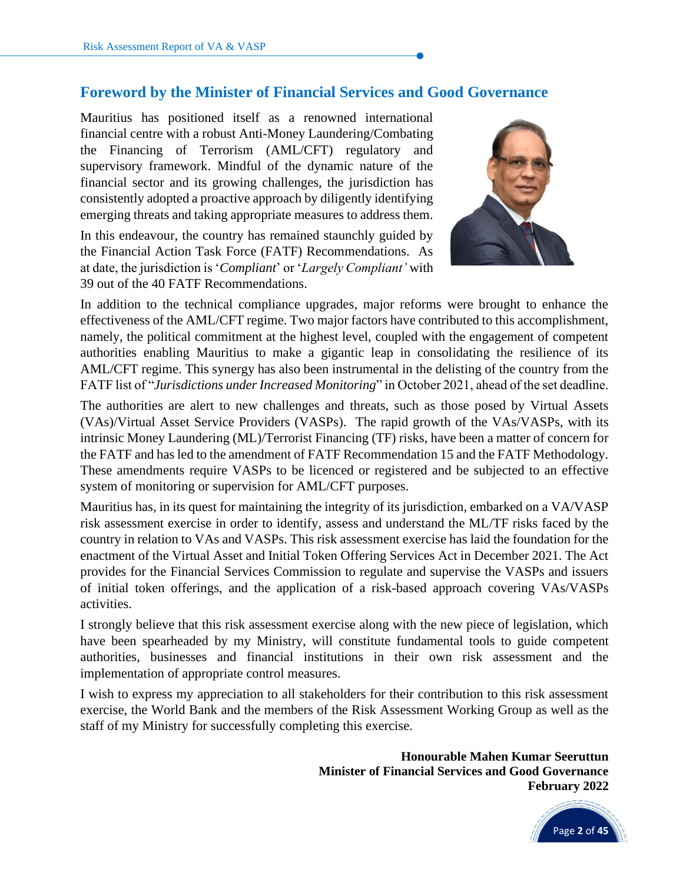## Foreword by the Minister of Financial Services and Good Governance

Mauritius has positioned itself as a renowned international financial centre with a robust Anti-Money Laundering/Combating the Financing of Terrorism (AML/CFT) regulatory and supervisory framework. Mindful of the dynamic nature of the financial sector and its growing challenges, the jurisdiction has consistently adopted a proactive approach by diligently identifying emerging threats and taking appropriate measures to address them.

In this endeavour, the country has remained staunchly guided by the Financial Action Task Force (FATF) Recommendations. As at date, the jurisdiction is '*Compliant*' or '*Largely Compliant'* with 39 out of the 40 FATF Recommendations.

In addition to the technical compliance upgrades, major reforms were brought to enhance the effectiveness of the AML/CFT regime. Two major factors have contributed to this accomplishment, namely, the political commitment at the highest level, coupled with the engagement of competent authorities enabling Mauritius to make a gigantic leap in consolidating the resilience of its AML/CFT regime. This synergy has also been instrumental in the delisting of the country from the FATF list of "*Jurisdictions under Increased Monitoring*" in October 2021, ahead of the set deadline.

The authorities are alert to new challenges and threats, such as those posed by Virtual Assets (VAs)/Virtual Asset Service Providers (VASPs). The rapid growth of the VAs/VASPs, with its intrinsic Money Laundering (ML)/Terrorist Financing (TF) risks, have been a matter of concern for the FATF and has led to the amendment of FATF Recommendation 15 and the FATF Methodology. These amendments require VASPs to be licenced or registered and be subjected to an effective system of monitoring or supervision for AML/CFT purposes.

Mauritius has, in its quest for maintaining the integrity of its jurisdiction, embarked on a VA/VASP risk assessment exercise in order to identify, assess and understand the ML/TF risks faced by the country in relation to VAs and VASPs. This risk assessment exercise has laid the foundation for the enactment of the Virtual Asset and Initial Token Offering Services Act in December 2021. The Act provides for the Financial Services Commission to regulate and supervise the VASPs and issuers of initial token offerings, and the application of a risk-based approach covering VAs/VASPs activities.

I strongly believe that this risk assessment exercise along with the new piece of legislation, which have been spearheaded by my Ministry, will constitute fundamental tools to guide competent authorities, businesses and financial institutions in their own risk assessment and the implementation of appropriate control measures.

I wish to express my appreciation to all stakeholders for their contribution to this risk assessment exercise, the World Bank and the members of the Risk Assessment Working Group as well as the staff of my Ministry for successfully completing this exercise.

**Honourable Mahen Kumar Seeruttun**
**Minister of Financial Services and Good Governance**
**February 2022**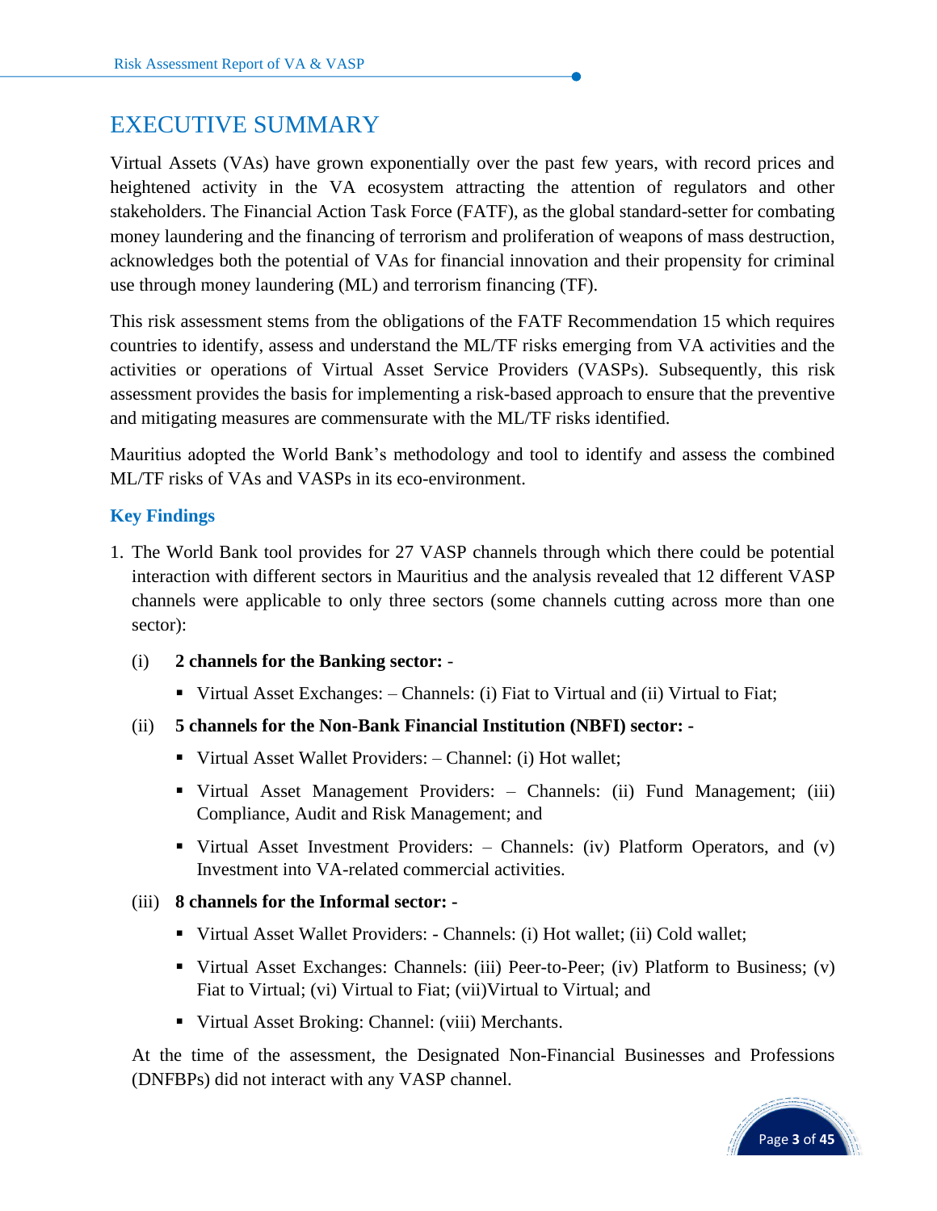# EXECUTIVE SUMMARY

Virtual Assets (VAs) have grown exponentially over the past few years, with record prices and heightened activity in the VA ecosystem attracting the attention of regulators and other stakeholders. The Financial Action Task Force (FATF), as the global standard-setter for combating money laundering and the financing of terrorism and proliferation of weapons of mass destruction, acknowledges both the potential of VAs for financial innovation and their propensity for criminal use through money laundering (ML) and terrorism financing (TF).

This risk assessment stems from the obligations of the FATF Recommendation 15 which requires countries to identify, assess and understand the ML/TF risks emerging from VA activities and the activities or operations of Virtual Asset Service Providers (VASPs). Subsequently, this risk assessment provides the basis for implementing a risk-based approach to ensure that the preventive and mitigating measures are commensurate with the ML/TF risks identified.

Mauritius adopted the World Bank's methodology and tool to identify and assess the combined ML/TF risks of VAs and VASPs in its eco-environment.

### Key Findings

1. The World Bank tool provides for 27 VASP channels through which there could be potential interaction with different sectors in Mauritius and the analysis revealed that 12 different VASP channels were applicable to only three sectors (some channels cutting across more than one sector):

   (i) **2 channels for the Banking sector: -**

   - Virtual Asset Exchanges: – Channels: (i) Fiat to Virtual and (ii) Virtual to Fiat;

   (ii) **5 channels for the Non-Bank Financial Institution (NBFI) sector: -**

   - Virtual Asset Wallet Providers: – Channel: (i) Hot wallet;
   - Virtual Asset Management Providers: – Channels: (ii) Fund Management; (iii) Compliance, Audit and Risk Management; and
   - Virtual Asset Investment Providers: – Channels: (iv) Platform Operators, and (v) Investment into VA-related commercial activities.

   (iii) **8 channels for the Informal sector: -**

   - Virtual Asset Wallet Providers: - Channels: (i) Hot wallet; (ii) Cold wallet;
   - Virtual Asset Exchanges: Channels: (iii) Peer-to-Peer; (iv) Platform to Business; (v) Fiat to Virtual; (vi) Virtual to Fiat; (vii)Virtual to Virtual; and
   - Virtual Asset Broking: Channel: (viii) Merchants.

   At the time of the assessment, the Designated Non-Financial Businesses and Professions (DNFBPs) did not interact with any VASP channel.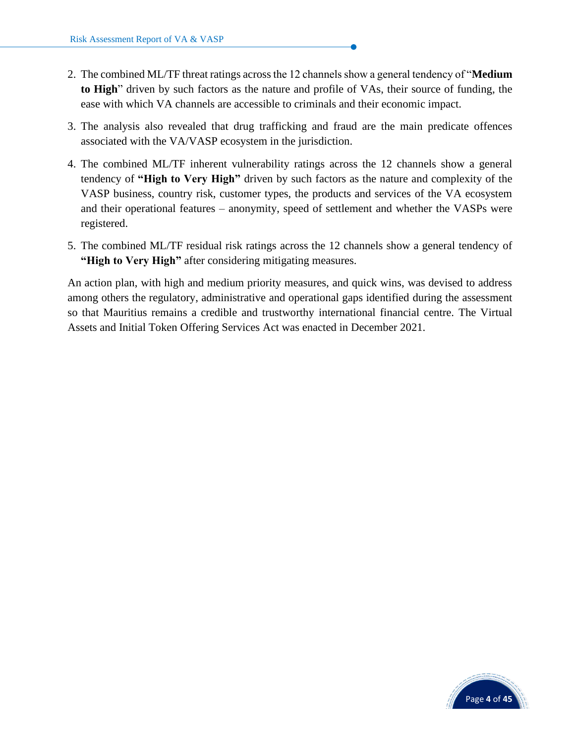2. The combined ML/TF threat ratings across the 12 channels show a general tendency of "**Medium to High**" driven by such factors as the nature and profile of VAs, their source of funding, the ease with which VA channels are accessible to criminals and their economic impact.

3. The analysis also revealed that drug trafficking and fraud are the main predicate offences associated with the VA/VASP ecosystem in the jurisdiction.

4. The combined ML/TF inherent vulnerability ratings across the 12 channels show a general tendency of **"High to Very High"** driven by such factors as the nature and complexity of the VASP business, country risk, customer types, the products and services of the VA ecosystem and their operational features – anonymity, speed of settlement and whether the VASPs were registered.

5. The combined ML/TF residual risk ratings across the 12 channels show a general tendency of **"High to Very High"** after considering mitigating measures.

An action plan, with high and medium priority measures, and quick wins, was devised to address among others the regulatory, administrative and operational gaps identified during the assessment so that Mauritius remains a credible and trustworthy international financial centre. The Virtual Assets and Initial Token Offering Services Act was enacted in December 2021.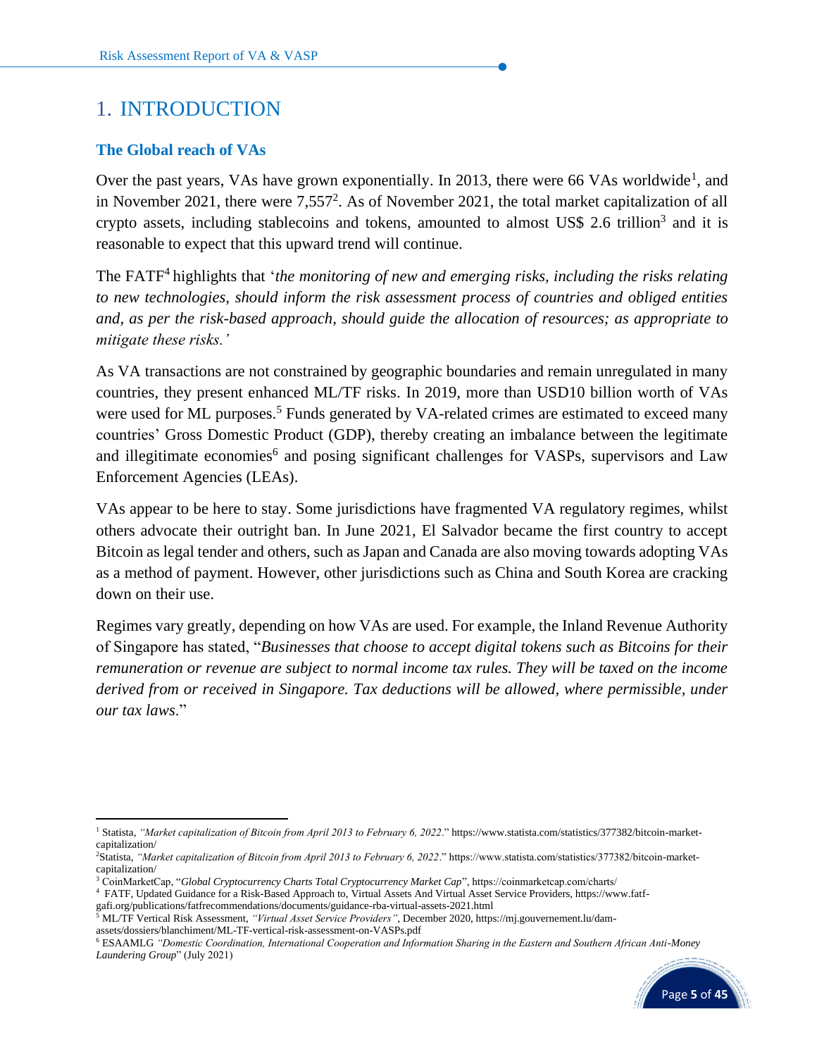# 1. INTRODUCTION

### The Global reach of VAs

Over the past years, VAs have grown exponentially. In 2013, there were 66 VAs worldwide[1], and in November 2021, there were 7,557[2]. As of November 2021, the total market capitalization of all crypto assets, including stablecoins and tokens, amounted to almost US$ 2.6 trillion[3] and it is reasonable to expect that this upward trend will continue.

The FATF[4] highlights that '*the monitoring of new and emerging risks, including the risks relating to new technologies, should inform the risk assessment process of countries and obliged entities and, as per the risk-based approach, should guide the allocation of resources; as appropriate to mitigate these risks.'*

As VA transactions are not constrained by geographic boundaries and remain unregulated in many countries, they present enhanced ML/TF risks. In 2019, more than USD10 billion worth of VAs were used for ML purposes.[5] Funds generated by VA-related crimes are estimated to exceed many countries' Gross Domestic Product (GDP), thereby creating an imbalance between the legitimate and illegitimate economies[6] and posing significant challenges for VASPs, supervisors and Law Enforcement Agencies (LEAs).

VAs appear to be here to stay. Some jurisdictions have fragmented VA regulatory regimes, whilst others advocate their outright ban. In June 2021, El Salvador became the first country to accept Bitcoin as legal tender and others, such as Japan and Canada are also moving towards adopting VAs as a method of payment. However, other jurisdictions such as China and South Korea are cracking down on their use.

Regimes vary greatly, depending on how VAs are used. For example, the Inland Revenue Authority of Singapore has stated, "*Businesses that choose to accept digital tokens such as Bitcoins for their remuneration or revenue are subject to normal income tax rules. They will be taxed on the income derived from or received in Singapore. Tax deductions will be allowed, where permissible, under our tax laws*."

---

[1] Statista, *"Market capitalization of Bitcoin from April 2013 to February 6, 2022*." https://www.statista.com/statistics/377382/bitcoin-market-capitalization/

[2] Statista, *"Market capitalization of Bitcoin from April 2013 to February 6, 2022*." https://www.statista.com/statistics/377382/bitcoin-market-capitalization/

[3] CoinMarketCap, "*Global Cryptocurrency Charts Total Cryptocurrency Market Cap*", https://coinmarketcap.com/charts/

[4] FATF, Updated Guidance for a Risk-Based Approach to, Virtual Assets And Virtual Asset Service Providers, https://www.fatf-gafi.org/publications/fatfrecommendations/documents/guidance-rba-virtual-assets-2021.html

[5] ML/TF Vertical Risk Assessment, *"Virtual Asset Service Providers"*, December 2020, https://mj.gouvernement.lu/dam-assets/dossiers/blanchiment/ML-TF-vertical-risk-assessment-on-VASPs.pdf

[6] ESAAMLG *"Domestic Coordination, International Cooperation and Information Sharing in the Eastern and Southern African Anti-Money Laundering Group*" (July 2021)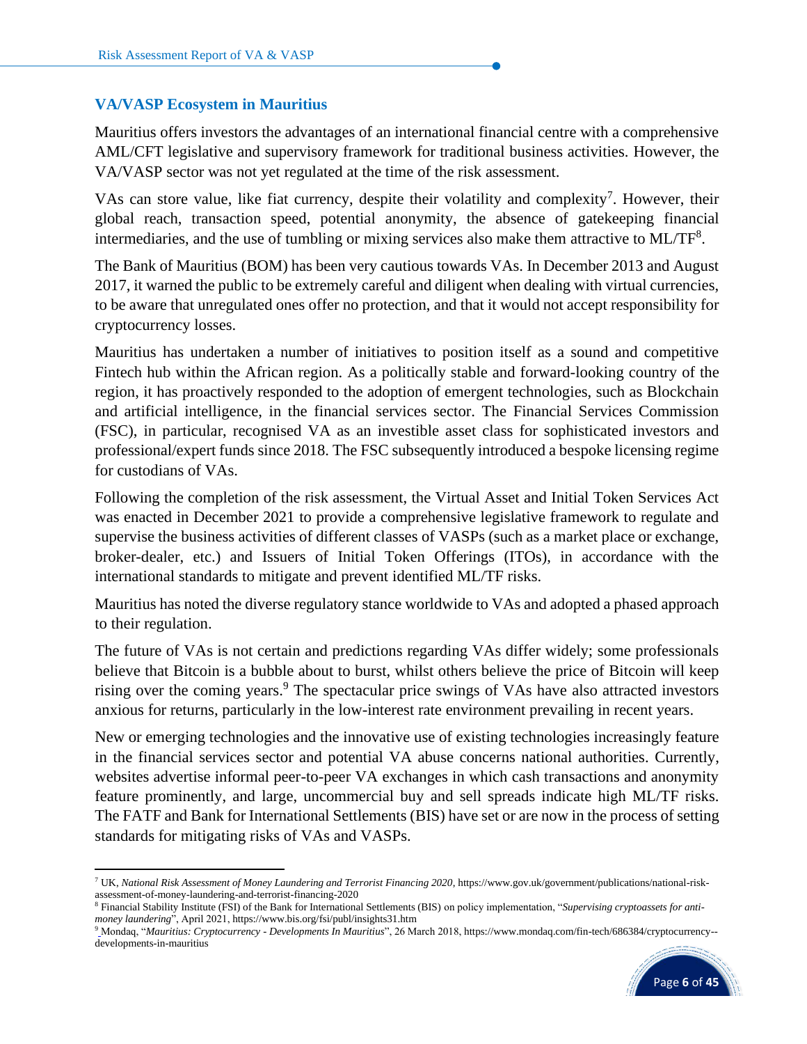## VA/VASP Ecosystem in Mauritius

Mauritius offers investors the advantages of an international financial centre with a comprehensive AML/CFT legislative and supervisory framework for traditional business activities. However, the VA/VASP sector was not yet regulated at the time of the risk assessment.

VAs can store value, like fiat currency, despite their volatility and complexity[7]. However, their global reach, transaction speed, potential anonymity, the absence of gatekeeping financial intermediaries, and the use of tumbling or mixing services also make them attractive to ML/TF[8].

The Bank of Mauritius (BOM) has been very cautious towards VAs. In December 2013 and August 2017, it warned the public to be extremely careful and diligent when dealing with virtual currencies, to be aware that unregulated ones offer no protection, and that it would not accept responsibility for cryptocurrency losses.

Mauritius has undertaken a number of initiatives to position itself as a sound and competitive Fintech hub within the African region. As a politically stable and forward-looking country of the region, it has proactively responded to the adoption of emergent technologies, such as Blockchain and artificial intelligence, in the financial services sector. The Financial Services Commission (FSC), in particular, recognised VA as an investible asset class for sophisticated investors and professional/expert funds since 2018. The FSC subsequently introduced a bespoke licensing regime for custodians of VAs.

Following the completion of the risk assessment, the Virtual Asset and Initial Token Services Act was enacted in December 2021 to provide a comprehensive legislative framework to regulate and supervise the business activities of different classes of VASPs (such as a market place or exchange, broker-dealer, etc.) and Issuers of Initial Token Offerings (ITOs), in accordance with the international standards to mitigate and prevent identified ML/TF risks.

Mauritius has noted the diverse regulatory stance worldwide to VAs and adopted a phased approach to their regulation.

The future of VAs is not certain and predictions regarding VAs differ widely; some professionals believe that Bitcoin is a bubble about to burst, whilst others believe the price of Bitcoin will keep rising over the coming years.[9] The spectacular price swings of VAs have also attracted investors anxious for returns, particularly in the low-interest rate environment prevailing in recent years.

New or emerging technologies and the innovative use of existing technologies increasingly feature in the financial services sector and potential VA abuse concerns national authorities. Currently, websites advertise informal peer-to-peer VA exchanges in which cash transactions and anonymity feature prominently, and large, uncommercial buy and sell spreads indicate high ML/TF risks. The FATF and Bank for International Settlements (BIS) have set or are now in the process of setting standards for mitigating risks of VAs and VASPs.

---

[7] UK, *National Risk Assessment of Money Laundering and Terrorist Financing 2020*, https://www.gov.uk/government/publications/national-risk-assessment-of-money-laundering-and-terrorist-financing-2020

[8] Financial Stability Institute (FSI) of the Bank for International Settlements (BIS) on policy implementation, "*Supervising cryptoassets for anti-money laundering*", April 2021, https://www.bis.org/fsi/publ/insights31.htm

[9] Mondaq, "*Mauritius: Cryptocurrency - Developments In Mauritius*", 26 March 2018, https://www.mondaq.com/fin-tech/686384/cryptocurrency--developments-in-mauritius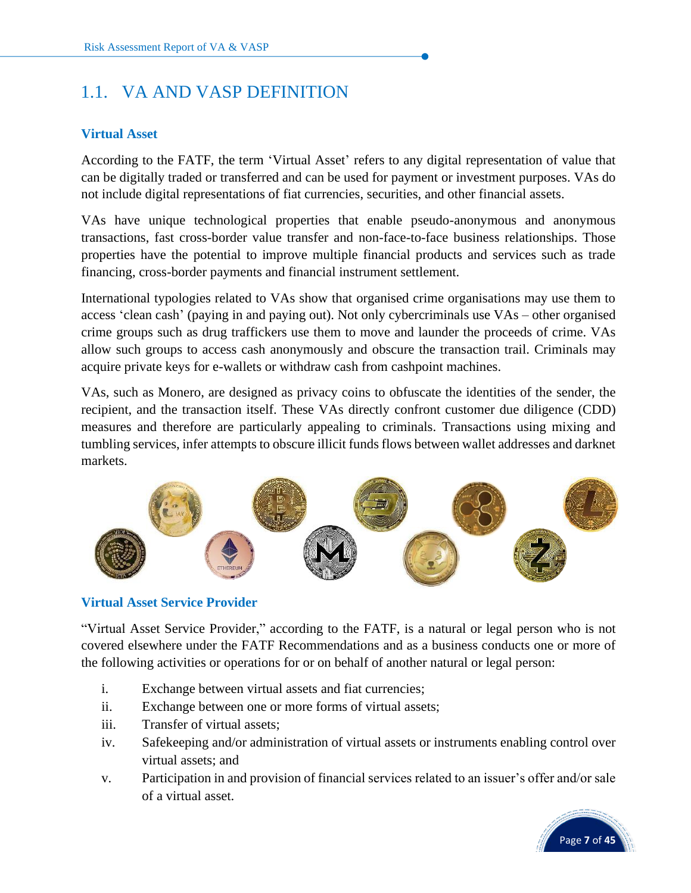## 1.1. VA AND VASP DEFINITION

### Virtual Asset

According to the FATF, the term 'Virtual Asset' refers to any digital representation of value that can be digitally traded or transferred and can be used for payment or investment purposes. VAs do not include digital representations of fiat currencies, securities, and other financial assets.

VAs have unique technological properties that enable pseudo-anonymous and anonymous transactions, fast cross-border value transfer and non-face-to-face business relationships. Those properties have the potential to improve multiple financial products and services such as trade financing, cross-border payments and financial instrument settlement.

International typologies related to VAs show that organised crime organisations may use them to access 'clean cash' (paying in and paying out). Not only cybercriminals use VAs – other organised crime groups such as drug traffickers use them to move and launder the proceeds of crime. VAs allow such groups to access cash anonymously and obscure the transaction trail. Criminals may acquire private keys for e-wallets or withdraw cash from cashpoint machines.

VAs, such as Monero, are designed as privacy coins to obfuscate the identities of the sender, the recipient, and the transaction itself. These VAs directly confront customer due diligence (CDD) measures and therefore are particularly appealing to criminals. Transactions using mixing and tumbling services, infer attempts to obscure illicit funds flows between wallet addresses and darknet markets.

### Virtual Asset Service Provider

"Virtual Asset Service Provider," according to the FATF, is a natural or legal person who is not covered elsewhere under the FATF Recommendations and as a business conducts one or more of the following activities or operations for or on behalf of another natural or legal person:

i. Exchange between virtual assets and fiat currencies;
ii. Exchange between one or more forms of virtual assets;
iii. Transfer of virtual assets;
iv. Safekeeping and/or administration of virtual assets or instruments enabling control over virtual assets; and
v. Participation in and provision of financial services related to an issuer's offer and/or sale of a virtual asset.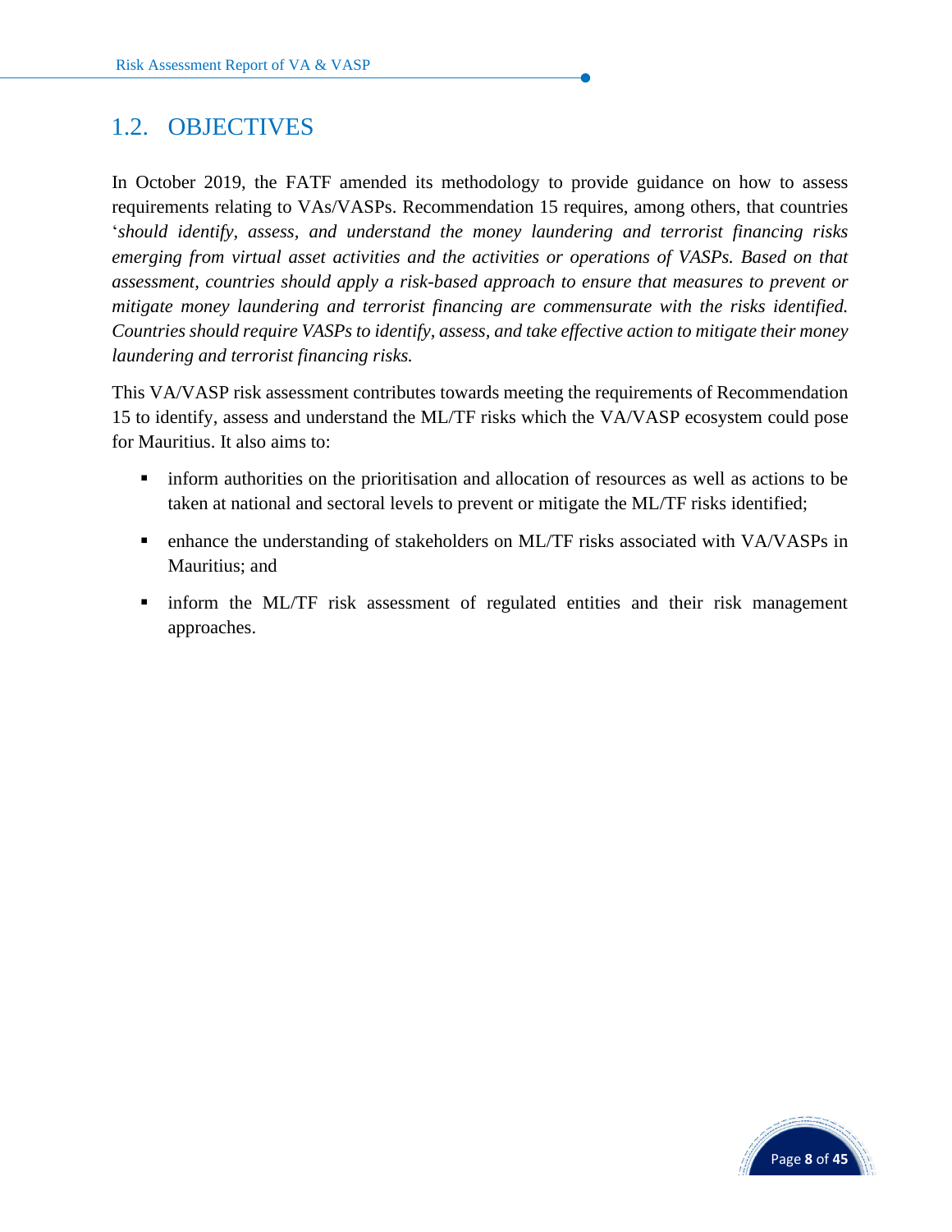## 1.2. OBJECTIVES

In October 2019, the FATF amended its methodology to provide guidance on how to assess requirements relating to VAs/VASPs. Recommendation 15 requires, among others, that countries '*should identify, assess, and understand the money laundering and terrorist financing risks emerging from virtual asset activities and the activities or operations of VASPs. Based on that assessment, countries should apply a risk-based approach to ensure that measures to prevent or mitigate money laundering and terrorist financing are commensurate with the risks identified. Countries should require VASPs to identify, assess, and take effective action to mitigate their money laundering and terrorist financing risks.*

This VA/VASP risk assessment contributes towards meeting the requirements of Recommendation 15 to identify, assess and understand the ML/TF risks which the VA/VASP ecosystem could pose for Mauritius. It also aims to:

- inform authorities on the prioritisation and allocation of resources as well as actions to be taken at national and sectoral levels to prevent or mitigate the ML/TF risks identified;
- enhance the understanding of stakeholders on ML/TF risks associated with VA/VASPs in Mauritius; and
- inform the ML/TF risk assessment of regulated entities and their risk management approaches.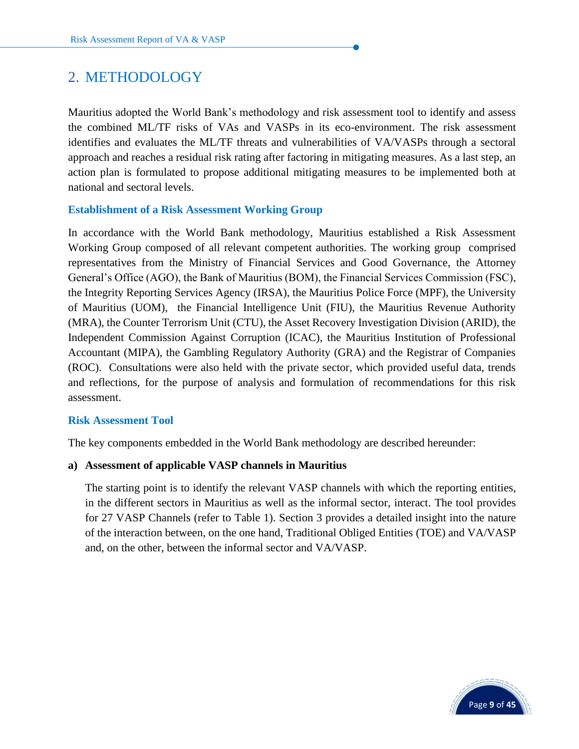# 2. METHODOLOGY

Mauritius adopted the World Bank's methodology and risk assessment tool to identify and assess the combined ML/TF risks of VAs and VASPs in its eco-environment. The risk assessment identifies and evaluates the ML/TF threats and vulnerabilities of VA/VASPs through a sectoral approach and reaches a residual risk rating after factoring in mitigating measures. As a last step, an action plan is formulated to propose additional mitigating measures to be implemented both at national and sectoral levels.

### Establishment of a Risk Assessment Working Group

In accordance with the World Bank methodology, Mauritius established a Risk Assessment Working Group composed of all relevant competent authorities. The working group comprised representatives from the Ministry of Financial Services and Good Governance, the Attorney General's Office (AGO), the Bank of Mauritius (BOM), the Financial Services Commission (FSC), the Integrity Reporting Services Agency (IRSA), the Mauritius Police Force (MPF), the University of Mauritius (UOM), the Financial Intelligence Unit (FIU), the Mauritius Revenue Authority (MRA), the Counter Terrorism Unit (CTU), the Asset Recovery Investigation Division (ARID), the Independent Commission Against Corruption (ICAC), the Mauritius Institution of Professional Accountant (MIPA), the Gambling Regulatory Authority (GRA) and the Registrar of Companies (ROC). Consultations were also held with the private sector, which provided useful data, trends and reflections, for the purpose of analysis and formulation of recommendations for this risk assessment.

### Risk Assessment Tool

The key components embedded in the World Bank methodology are described hereunder:

**a) Assessment of applicable VASP channels in Mauritius**

The starting point is to identify the relevant VASP channels with which the reporting entities, in the different sectors in Mauritius as well as the informal sector, interact. The tool provides for 27 VASP Channels (refer to Table 1). Section 3 provides a detailed insight into the nature of the interaction between, on the one hand, Traditional Obliged Entities (TOE) and VA/VASP and, on the other, between the informal sector and VA/VASP.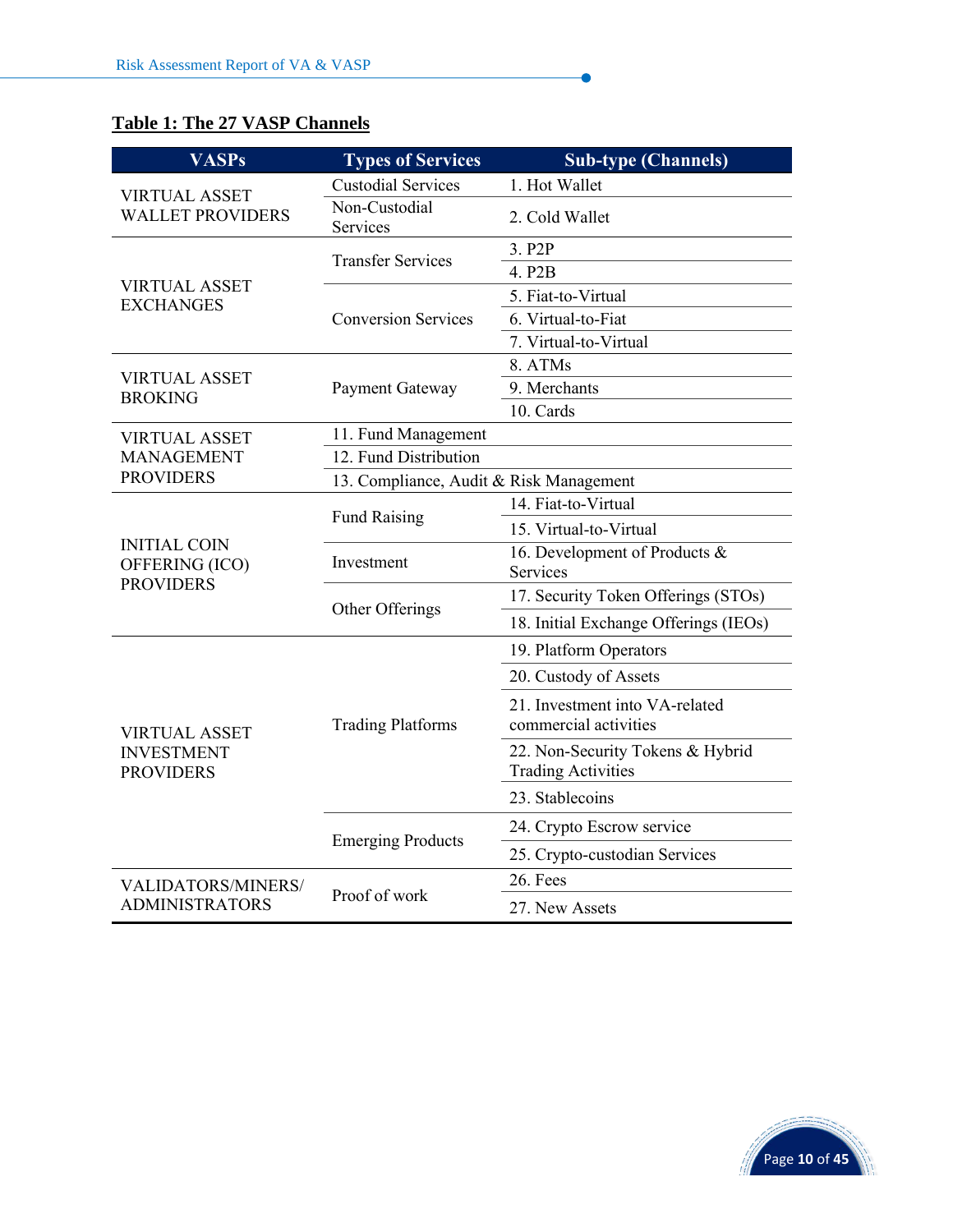**Table 1: The 27 VASP Channels**

| VASPs | Types of Services | Sub-type (Channels) |
|---|---|---|
| VIRTUAL ASSET WALLET PROVIDERS | Custodial Services | 1. Hot Wallet |
| | Non-Custodial Services | 2. Cold Wallet |
| VIRTUAL ASSET EXCHANGES | Transfer Services | 3. P2P |
| | | 4. P2B |
| | Conversion Services | 5. Fiat-to-Virtual |
| | | 6. Virtual-to-Fiat |
| | | 7. Virtual-to-Virtual |
| VIRTUAL ASSET BROKING | Payment Gateway | 8. ATMs |
| | | 9. Merchants |
| | | 10. Cards |
| VIRTUAL ASSET MANAGEMENT PROVIDERS | 11. Fund Management | |
| | 12. Fund Distribution | |
| | 13. Compliance, Audit & Risk Management | |
| INITIAL COIN OFFERING (ICO) PROVIDERS | Fund Raising | 14. Fiat-to-Virtual |
| | | 15. Virtual-to-Virtual |
| | Investment | 16. Development of Products & Services |
| | Other Offerings | 17. Security Token Offerings (STOs) |
| | | 18. Initial Exchange Offerings (IEOs) |
| VIRTUAL ASSET INVESTMENT PROVIDERS | Trading Platforms | 19. Platform Operators |
| | | 20. Custody of Assets |
| | | 21. Investment into VA-related commercial activities |
| | | 22. Non-Security Tokens & Hybrid Trading Activities |
| | | 23. Stablecoins |
| | Emerging Products | 24. Crypto Escrow service |
| | | 25. Crypto-custodian Services |
| VALIDATORS/MINERS/ ADMINISTRATORS | Proof of work | 26. Fees |
| | | 27. New Assets |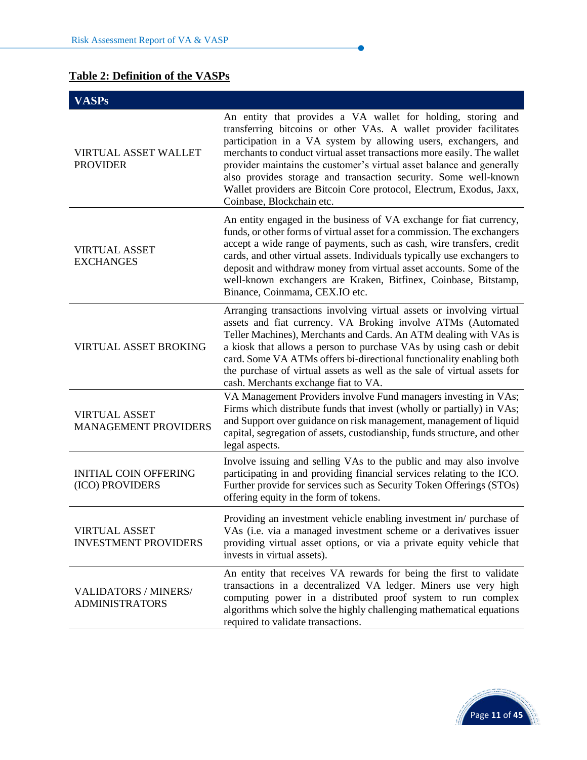**Table 2: Definition of the VASPs**

| VASPs | |
|---|---|
| VIRTUAL ASSET WALLET PROVIDER | An entity that provides a VA wallet for holding, storing and transferring bitcoins or other VAs. A wallet provider facilitates participation in a VA system by allowing users, exchangers, and merchants to conduct virtual asset transactions more easily. The wallet provider maintains the customer's virtual asset balance and generally also provides storage and transaction security. Some well-known Wallet providers are Bitcoin Core protocol, Electrum, Exodus, Jaxx, Coinbase, Blockchain etc. |
| VIRTUAL ASSET EXCHANGES | An entity engaged in the business of VA exchange for fiat currency, funds, or other forms of virtual asset for a commission. The exchangers accept a wide range of payments, such as cash, wire transfers, credit cards, and other virtual assets. Individuals typically use exchangers to deposit and withdraw money from virtual asset accounts. Some of the well-known exchangers are Kraken, Bitfinex, Coinbase, Bitstamp, Binance, Coinmama, CEX.IO etc. |
| VIRTUAL ASSET BROKING | Arranging transactions involving virtual assets or involving virtual assets and fiat currency. VA Broking involve ATMs (Automated Teller Machines), Merchants and Cards. An ATM dealing with VAs is a kiosk that allows a person to purchase VAs by using cash or debit card. Some VA ATMs offers bi-directional functionality enabling both the purchase of virtual assets as well as the sale of virtual assets for cash. Merchants exchange fiat to VA. |
| VIRTUAL ASSET MANAGEMENT PROVIDERS | VA Management Providers involve Fund managers investing in VAs; Firms which distribute funds that invest (wholly or partially) in VAs; and Support over guidance on risk management, management of liquid capital, segregation of assets, custodianship, funds structure, and other legal aspects. |
| INITIAL COIN OFFERING (ICO) PROVIDERS | Involve issuing and selling VAs to the public and may also involve participating in and providing financial services relating to the ICO. Further provide for services such as Security Token Offerings (STOs) offering equity in the form of tokens. |
| VIRTUAL ASSET INVESTMENT PROVIDERS | Providing an investment vehicle enabling investment in/ purchase of VAs (i.e. via a managed investment scheme or a derivatives issuer providing virtual asset options, or via a private equity vehicle that invests in virtual assets). |
| VALIDATORS / MINERS/ ADMINISTRATORS | An entity that receives VA rewards for being the first to validate transactions in a decentralized VA ledger. Miners use very high computing power in a distributed proof system to run complex algorithms which solve the highly challenging mathematical equations required to validate transactions. |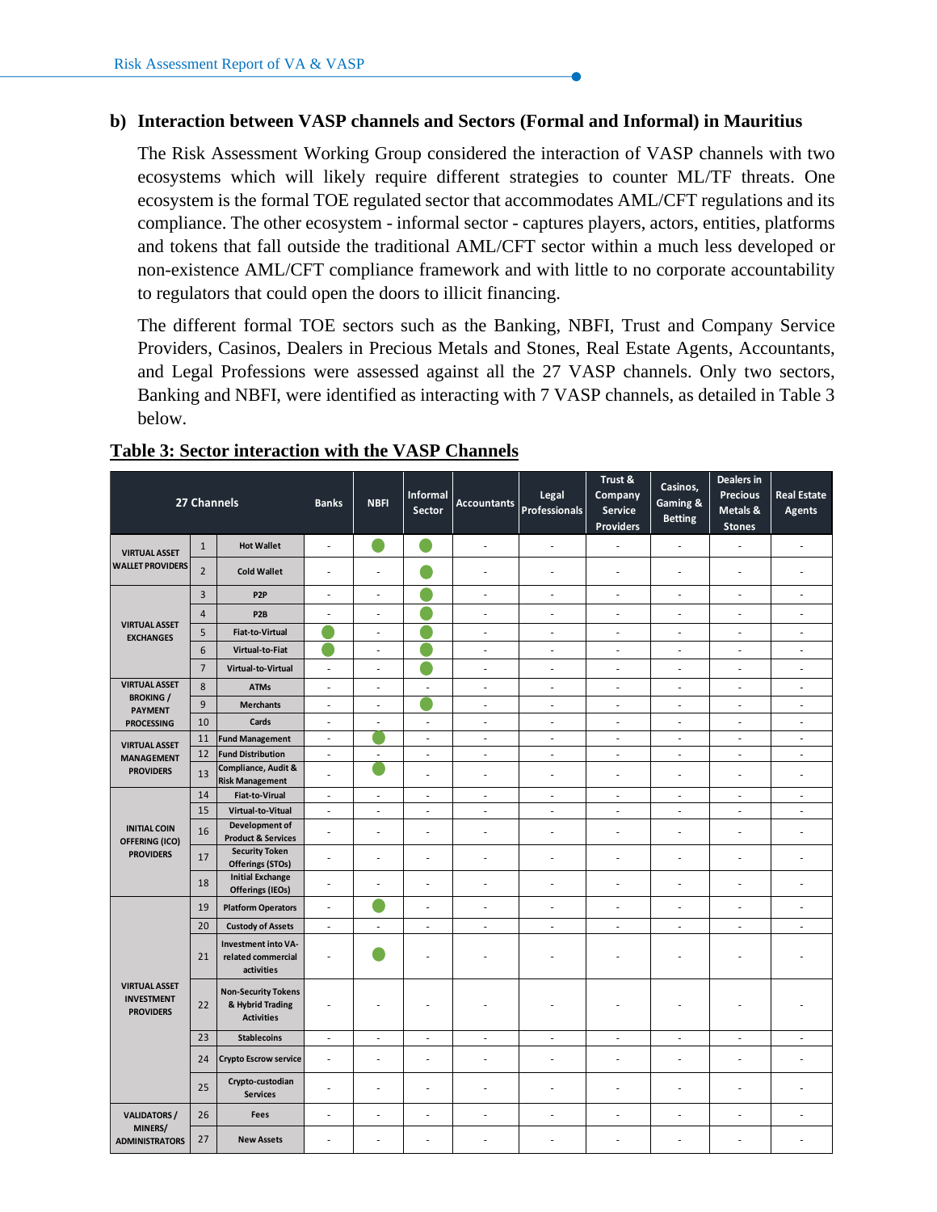### b) Interaction between VASP channels and Sectors (Formal and Informal) in Mauritius

The Risk Assessment Working Group considered the interaction of VASP channels with two ecosystems which will likely require different strategies to counter ML/TF threats. One ecosystem is the formal TOE regulated sector that accommodates AML/CFT regulations and its compliance. The other ecosystem - informal sector - captures players, actors, entities, platforms and tokens that fall outside the traditional AML/CFT sector within a much less developed or non-existence AML/CFT compliance framework and with little to no corporate accountability to regulators that could open the doors to illicit financing.

The different formal TOE sectors such as the Banking, NBFI, Trust and Company Service Providers, Casinos, Dealers in Precious Metals and Stones, Real Estate Agents, Accountants, and Legal Professions were assessed against all the 27 VASP channels. Only two sectors, Banking and NBFI, were identified as interacting with 7 VASP channels, as detailed in Table 3 below.

**Table 3: Sector interaction with the VASP Channels**

| 27 Channels | | | Banks | NBFI | Informal Sector | Accountants | Legal Professionals | Trust & Company Service Providers | Casinos, Gaming & Betting | Dealers in Precious Metals & Stones | Real Estate Agents |
|---|---|---|---|---|---|---|---|---|---|---|---|
| VIRTUAL ASSET WALLET PROVIDERS | 1 | Hot Wallet | - | ● | ● | - | - | - | - | - | - |
| | 2 | Cold Wallet | - | - | ● | - | - | - | - | - | - |
| VIRTUAL ASSET EXCHANGES | 3 | P2P | - | - | ● | - | - | - | - | - | - |
| | 4 | P2B | - | - | ● | - | - | - | - | - | - |
| | 5 | Fiat-to-Virtual | ● | - | ● | - | - | - | - | - | - |
| | 6 | Virtual-to-Fiat | ● | - | ● | - | - | - | - | - | - |
| | 7 | Virtual-to-Virtual | - | - | ● | - | - | - | - | - | - |
| VIRTUAL ASSET BROKING / PAYMENT PROCESSING | 8 | ATMs | - | - | - | - | - | - | - | - | - |
| | 9 | Merchants | - | - | ● | - | - | - | - | - | - |
| | 10 | Cards | - | - | - | - | - | - | - | - | - |
| VIRTUAL ASSET MANAGEMENT PROVIDERS | 11 | Fund Management | - | ● | - | - | - | - | - | - | - |
| | 12 | Fund Distribution | - | - | - | - | - | - | - | - | - |
| | 13 | Compliance, Audit & Risk Management | - | ● | - | - | - | - | - | - | - |
| INITIAL COIN OFFERING (ICO) PROVIDERS | 14 | Fiat-to-Virual | - | - | - | - | - | - | - | - | - |
| | 15 | Virtual-to-Vitual | - | - | - | - | - | - | - | - | - |
| | 16 | Development of Product & Services | - | - | - | - | - | - | - | - | - |
| | 17 | Security Token Offerings (STOs) | - | - | - | - | - | - | - | - | - |
| | 18 | Initial Exchange Offerings (IEOs) | - | - | - | - | - | - | - | - | - |
| VIRTUAL ASSET INVESTMENT PROVIDERS | 19 | Platform Operators | - | ● | - | - | - | - | - | - | - |
| | 20 | Custody of Assets | - | - | - | - | - | - | - | - | - |
| | 21 | Investment into VA-related commercial activities | - | ● | - | - | - | - | - | - | - |
| | 22 | Non-Security Tokens & Hybrid Trading Activities | - | - | - | - | - | - | - | - | - |
| | 23 | Stablecoins | - | - | - | - | - | - | - | - | - |
| | 24 | Crypto Escrow service | - | - | - | - | - | - | - | - | - |
| | 25 | Crypto-custodian Services | - | - | - | - | - | - | - | - | - |
| VALIDATORS / MINERS/ ADMINISTRATORS | 26 | Fees | - | - | - | - | - | - | - | - | - |
| | 27 | New Assets | - | - | - | - | - | - | - | - | - |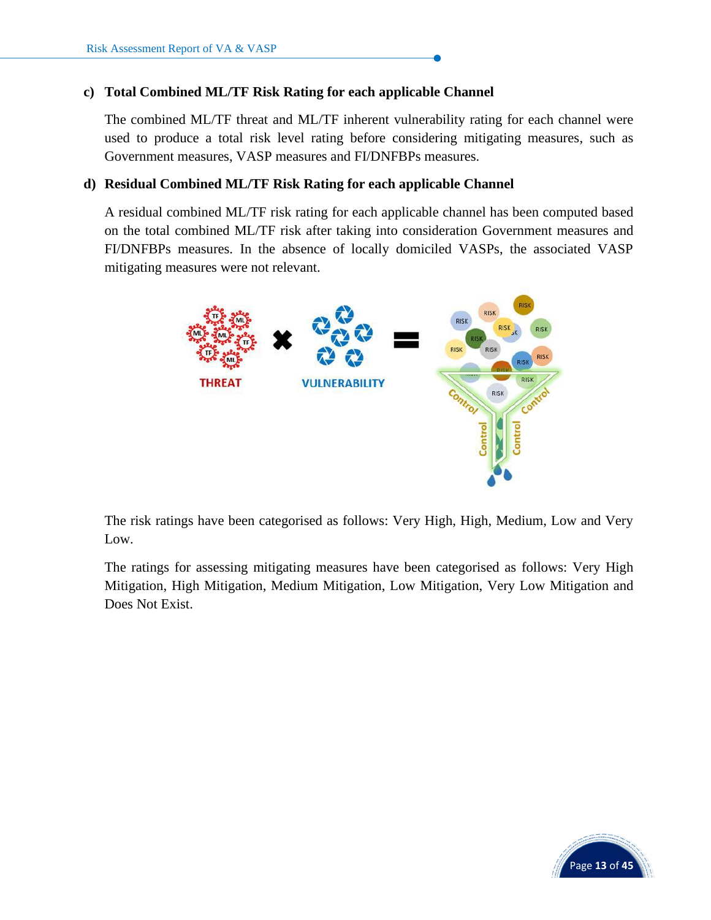### c) Total Combined ML/TF Risk Rating for each applicable Channel

The combined ML/TF threat and ML/TF inherent vulnerability rating for each channel were used to produce a total risk level rating before considering mitigating measures, such as Government measures, VASP measures and FI/DNFBPs measures.

### d) Residual Combined ML/TF Risk Rating for each applicable Channel

A residual combined ML/TF risk rating for each applicable channel has been computed based on the total combined ML/TF risk after taking into consideration Government measures and FI/DNFBPs measures. In the absence of locally domiciled VASPs, the associated VASP mitigating measures were not relevant.

The risk ratings have been categorised as follows: Very High, High, Medium, Low and Very Low.

The ratings for assessing mitigating measures have been categorised as follows: Very High Mitigation, High Mitigation, Medium Mitigation, Low Mitigation, Very Low Mitigation and Does Not Exist.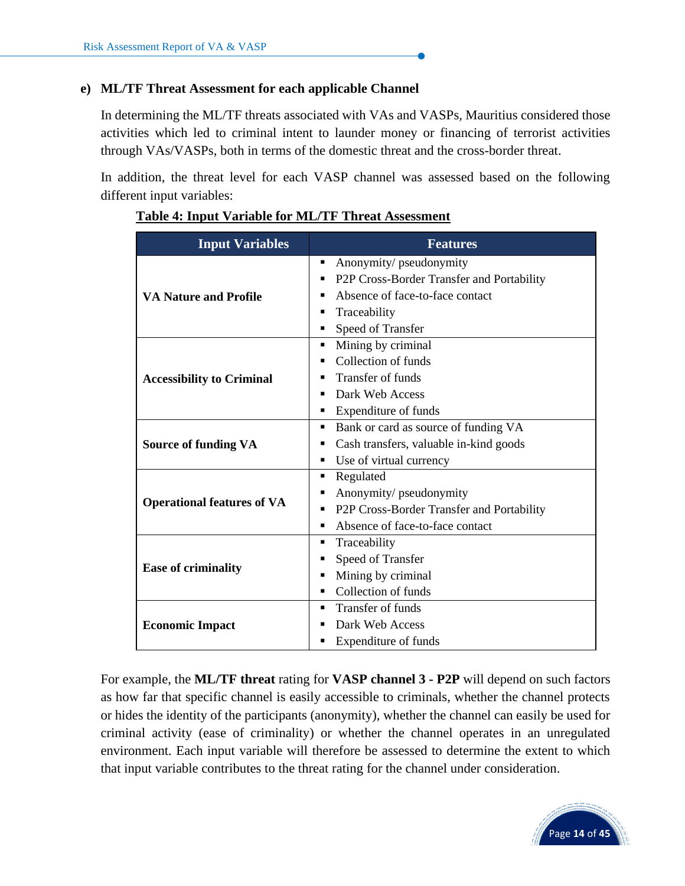**e) ML/TF Threat Assessment for each applicable Channel**

In determining the ML/TF threats associated with VAs and VASPs, Mauritius considered those activities which led to criminal intent to launder money or financing of terrorist activities through VAs/VASPs, both in terms of the domestic threat and the cross-border threat.

In addition, the threat level for each VASP channel was assessed based on the following different input variables:

**Table 4: Input Variable for ML/TF Threat Assessment**

| Input Variables | Features |
|---|---|
| **VA Nature and Profile** | ▪ Anonymity/ pseudonymity<br>▪ P2P Cross-Border Transfer and Portability<br>▪ Absence of face-to-face contact<br>▪ Traceability<br>▪ Speed of Transfer |
| **Accessibility to Criminal** | ▪ Mining by criminal<br>▪ Collection of funds<br>▪ Transfer of funds<br>▪ Dark Web Access<br>▪ Expenditure of funds |
| **Source of funding VA** | ▪ Bank or card as source of funding VA<br>▪ Cash transfers, valuable in-kind goods<br>▪ Use of virtual currency |
| **Operational features of VA** | ▪ Regulated<br>▪ Anonymity/ pseudonymity<br>▪ P2P Cross-Border Transfer and Portability<br>▪ Absence of face-to-face contact |
| **Ease of criminality** | ▪ Traceability<br>▪ Speed of Transfer<br>▪ Mining by criminal<br>▪ Collection of funds |
| **Economic Impact** | ▪ Transfer of funds<br>▪ Dark Web Access<br>▪ Expenditure of funds |

For example, the **ML/TF threat** rating for **VASP channel 3 - P2P** will depend on such factors as how far that specific channel is easily accessible to criminals, whether the channel protects or hides the identity of the participants (anonymity), whether the channel can easily be used for criminal activity (ease of criminality) or whether the channel operates in an unregulated environment. Each input variable will therefore be assessed to determine the extent to which that input variable contributes to the threat rating for the channel under consideration.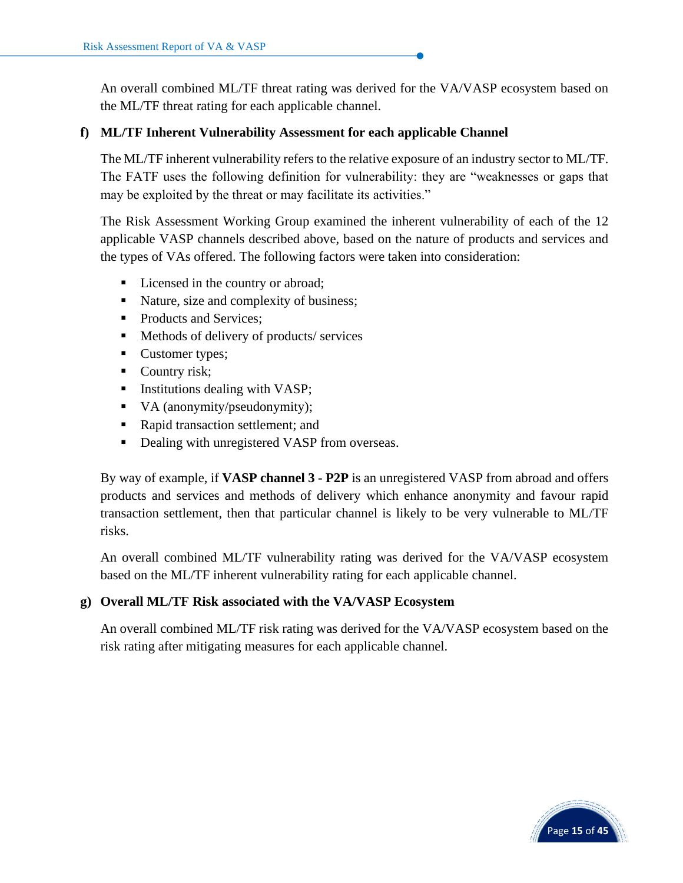An overall combined ML/TF threat rating was derived for the VA/VASP ecosystem based on the ML/TF threat rating for each applicable channel.

### f) ML/TF Inherent Vulnerability Assessment for each applicable Channel

The ML/TF inherent vulnerability refers to the relative exposure of an industry sector to ML/TF. The FATF uses the following definition for vulnerability: they are "weaknesses or gaps that may be exploited by the threat or may facilitate its activities."

The Risk Assessment Working Group examined the inherent vulnerability of each of the 12 applicable VASP channels described above, based on the nature of products and services and the types of VAs offered. The following factors were taken into consideration:

- Licensed in the country or abroad;
- Nature, size and complexity of business;
- Products and Services;
- Methods of delivery of products/ services
- Customer types;
- Country risk;
- Institutions dealing with VASP;
- VA (anonymity/pseudonymity);
- Rapid transaction settlement; and
- Dealing with unregistered VASP from overseas.

By way of example, if **VASP channel 3 - P2P** is an unregistered VASP from abroad and offers products and services and methods of delivery which enhance anonymity and favour rapid transaction settlement, then that particular channel is likely to be very vulnerable to ML/TF risks.

An overall combined ML/TF vulnerability rating was derived for the VA/VASP ecosystem based on the ML/TF inherent vulnerability rating for each applicable channel.

### g) Overall ML/TF Risk associated with the VA/VASP Ecosystem

An overall combined ML/TF risk rating was derived for the VA/VASP ecosystem based on the risk rating after mitigating measures for each applicable channel.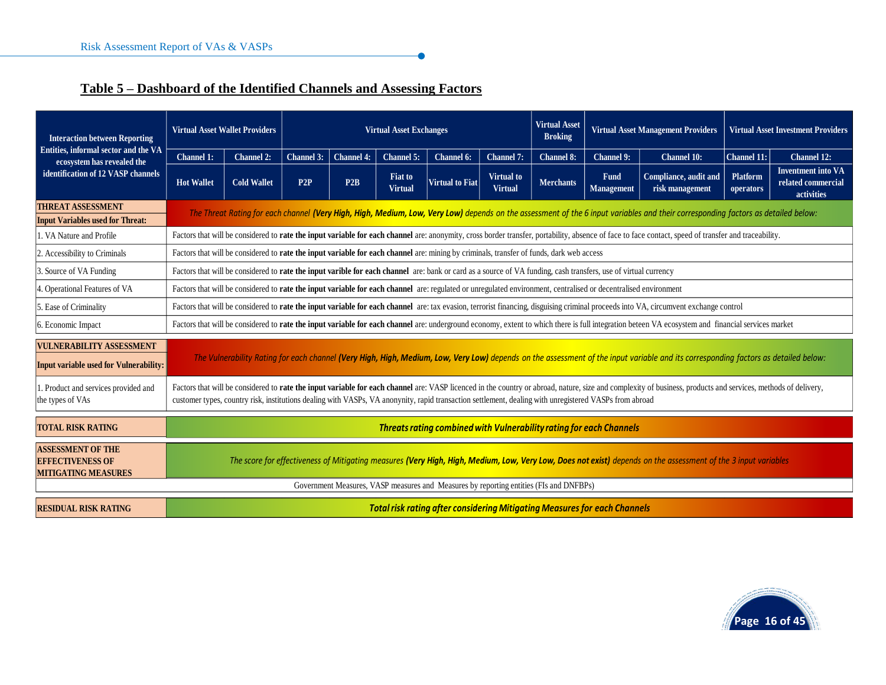## Table 5 – Dashboard of the Identified Channels and Assessing Factors

| Interaction between Reporting Entities, informal sector and the VA ecosystem has revealed the identification of 12 VASP channels | Virtual Asset Wallet Providers | | Virtual Asset Exchanges | | | | | Virtual Asset Broking | Virtual Asset Management Providers | | Virtual Asset Investment Providers | |
|---|---|---|---|---|---|---|---|---|---|---|---|---|
| | Channel 1: | Channel 2: | Channel 3: | Channel 4: | Channel 5: | Channel 6: | Channel 7: | Channel 8: | Channel 9: | Channel 10: | Channel 11: | Channel 12: |
| | Hot Wallet | Cold Wallet | P2P | P2B | Fiat to Virtual | Virtual to Fiat | Virtual to Virtual | Merchants | Fund Management | Compliance, audit and risk management | Platform operators | Inventment into VA related commercial activities |
| **THREAT ASSESSMENT** **Input Variables used for Threat:** | *The Threat Rating for each channel **(Very High, High, Medium, Low, Very Low)** depends on the assessment of the 6 input variables and their corresponding factors as detailed below:* | | | | | | | | | | | |
| 1. VA Nature and Profile | Factors that will be considered to **rate the input variable for each channel** are: anonymity, cross border transfer, portability, absence of face to face contact, speed of transfer and traceability. | | | | | | | | | | | |
| 2. Accessibility to Criminals | Factors that will be considered to **rate the input variable for each channel** are: mining by criminals, transfer of funds, dark web access | | | | | | | | | | | |
| 3. Source of VA Funding | Factors that will be considered to **rate the input varible for each channel** are: bank or card as a source of VA funding, cash transfers, use of virtual currency | | | | | | | | | | | |
| 4. Operational Features of VA | Factors that will be considered to **rate the input variable for each channel** are: regulated or unregulated environment, centralised or decentralised environment | | | | | | | | | | | |
| 5. Ease of Criminality | Factors that will be considered to **rate the input variable for each channel** are: tax evasion, terrorist financing, disguising criminal proceeds into VA, circumvent exchange control | | | | | | | | | | | |
| 6. Economic Impact | Factors that will be considered to **rate the input variable for each channel** are: underground economy, extent to which there is full integration beteen VA ecosystem and financial services market | | | | | | | | | | | |
| **VULNERABILITY ASSESSMENT** **Input variable used for Vulnerability:** | *The Vulnerability Rating for each channel **(Very High, High, Medium, Low, Very Low)** depends on the assessment of the input variable and its corresponding factors as detailed below:* | | | | | | | | | | | |
| 1. Product and services provided and the types of VAs | Factors that will be considered to **rate the input variable for each channel** are: VASP licenced in the country or abroad, nature, size and complexity of business, products and services, methods of delivery, customer types, country risk, institutions dealing with VASPs, VA anonymity, rapid transaction settlement, dealing with unregistered VASPs from abroad | | | | | | | | | | | |
| **TOTAL RISK RATING** | ***Threats rating combined with Vulnerability rating for each Channels*** | | | | | | | | | | | |
| **ASSESSMENT OF THE EFFECTIVENESS OF MITIGATING MEASURES** | *The score for effectiveness of Mitigating measures **(Very High, High, Medium, Low, Very Low, Does not exist)** depends on the assessment of the 3 input variables* | | | | | | | | | | | |
| Government Measures, VASP measures and Measures by reporting entities (FIs and DNFBPs) | | | | | | | | | | | | |
| **RESIDUAL RISK RATING** | ***Total risk rating after considering Mitigating Measures for each Channels*** | | | | | | | | | | | |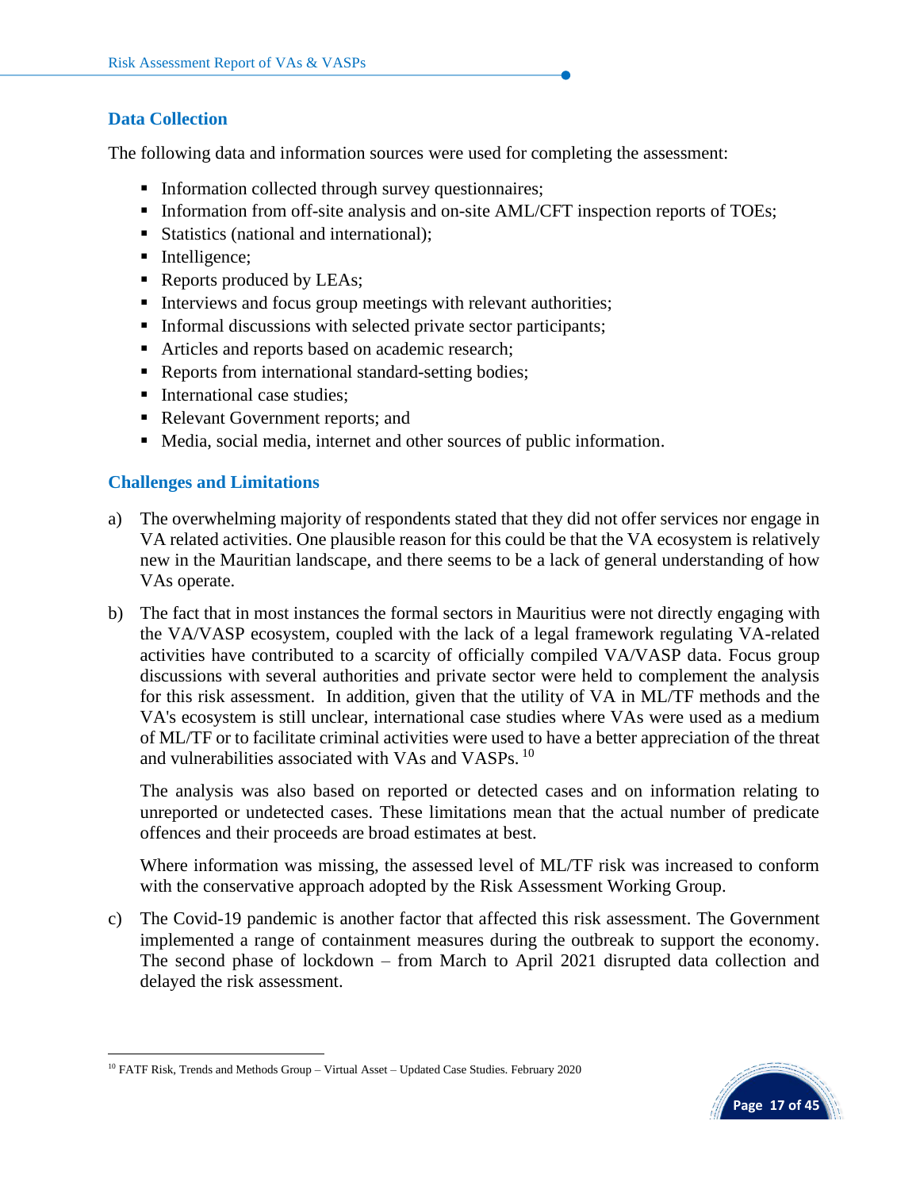## Data Collection

The following data and information sources were used for completing the assessment:

- Information collected through survey questionnaires;
- Information from off-site analysis and on-site AML/CFT inspection reports of TOEs;
- Statistics (national and international);
- Intelligence;
- Reports produced by LEAs;
- Interviews and focus group meetings with relevant authorities;
- Informal discussions with selected private sector participants;
- Articles and reports based on academic research;
- Reports from international standard-setting bodies;
- International case studies;
- Relevant Government reports; and
- Media, social media, internet and other sources of public information.

## Challenges and Limitations

a) The overwhelming majority of respondents stated that they did not offer services nor engage in VA related activities. One plausible reason for this could be that the VA ecosystem is relatively new in the Mauritian landscape, and there seems to be a lack of general understanding of how VAs operate.

b) The fact that in most instances the formal sectors in Mauritius were not directly engaging with the VA/VASP ecosystem, coupled with the lack of a legal framework regulating VA-related activities have contributed to a scarcity of officially compiled VA/VASP data. Focus group discussions with several authorities and private sector were held to complement the analysis for this risk assessment. In addition, given that the utility of VA in ML/TF methods and the VA's ecosystem is still unclear, international case studies where VAs were used as a medium of ML/TF or to facilitate criminal activities were used to have a better appreciation of the threat and vulnerabilities associated with VAs and VASPs. [10]

   The analysis was also based on reported or detected cases and on information relating to unreported or undetected cases. These limitations mean that the actual number of predicate offences and their proceeds are broad estimates at best.

   Where information was missing, the assessed level of ML/TF risk was increased to conform with the conservative approach adopted by the Risk Assessment Working Group.

c) The Covid-19 pandemic is another factor that affected this risk assessment. The Government implemented a range of containment measures during the outbreak to support the economy. The second phase of lockdown – from March to April 2021 disrupted data collection and delayed the risk assessment.

[10] FATF Risk, Trends and Methods Group – Virtual Asset – Updated Case Studies. February 2020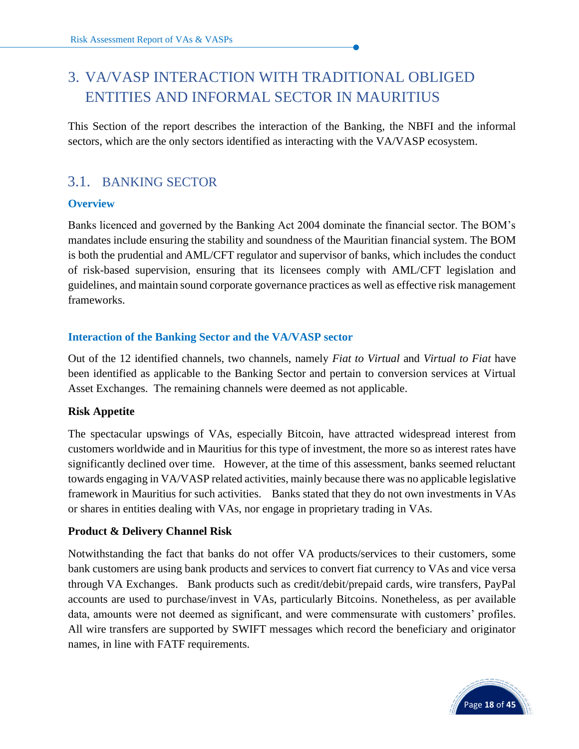# 3. VA/VASP INTERACTION WITH TRADITIONAL OBLIGED ENTITIES AND INFORMAL SECTOR IN MAURITIUS

This Section of the report describes the interaction of the Banking, the NBFI and the informal sectors, which are the only sectors identified as interacting with the VA/VASP ecosystem.

## 3.1. BANKING SECTOR

### Overview

Banks licenced and governed by the Banking Act 2004 dominate the financial sector. The BOM's mandates include ensuring the stability and soundness of the Mauritian financial system. The BOM is both the prudential and AML/CFT regulator and supervisor of banks, which includes the conduct of risk-based supervision, ensuring that its licensees comply with AML/CFT legislation and guidelines, and maintain sound corporate governance practices as well as effective risk management frameworks.

### Interaction of the Banking Sector and the VA/VASP sector

Out of the 12 identified channels, two channels, namely *Fiat to Virtual* and *Virtual to Fiat* have been identified as applicable to the Banking Sector and pertain to conversion services at Virtual Asset Exchanges. The remaining channels were deemed as not applicable.

**Risk Appetite**

The spectacular upswings of VAs, especially Bitcoin, have attracted widespread interest from customers worldwide and in Mauritius for this type of investment, the more so as interest rates have significantly declined over time. However, at the time of this assessment, banks seemed reluctant towards engaging in VA/VASP related activities, mainly because there was no applicable legislative framework in Mauritius for such activities. Banks stated that they do not own investments in VAs or shares in entities dealing with VAs, nor engage in proprietary trading in VAs.

**Product & Delivery Channel Risk**

Notwithstanding the fact that banks do not offer VA products/services to their customers, some bank customers are using bank products and services to convert fiat currency to VAs and vice versa through VA Exchanges. Bank products such as credit/debit/prepaid cards, wire transfers, PayPal accounts are used to purchase/invest in VAs, particularly Bitcoins. Nonetheless, as per available data, amounts were not deemed as significant, and were commensurate with customers' profiles. All wire transfers are supported by SWIFT messages which record the beneficiary and originator names, in line with FATF requirements.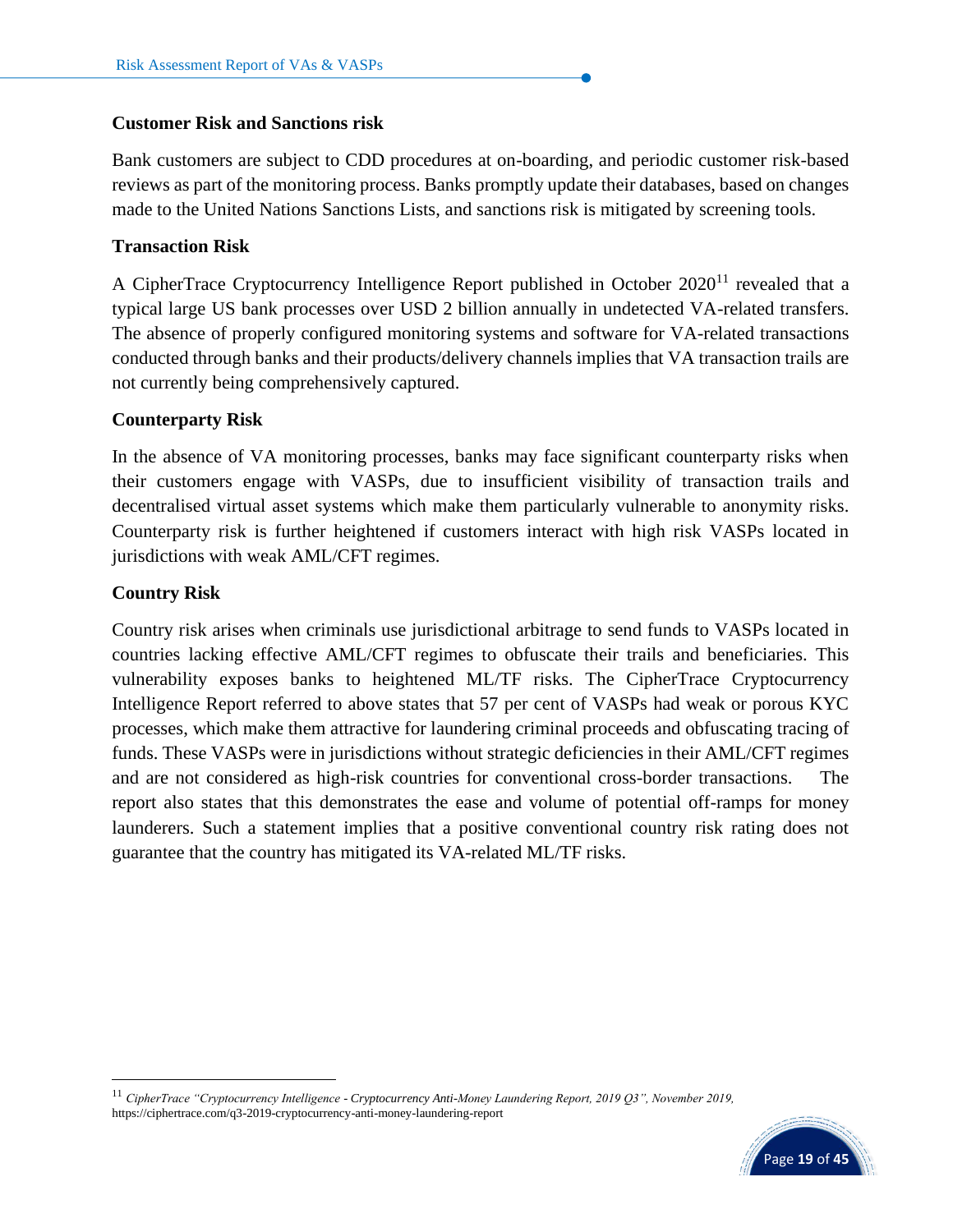### Customer Risk and Sanctions risk

Bank customers are subject to CDD procedures at on-boarding, and periodic customer risk-based reviews as part of the monitoring process. Banks promptly update their databases, based on changes made to the United Nations Sanctions Lists, and sanctions risk is mitigated by screening tools.

### Transaction Risk

A CipherTrace Cryptocurrency Intelligence Report published in October 2020[11] revealed that a typical large US bank processes over USD 2 billion annually in undetected VA-related transfers. The absence of properly configured monitoring systems and software for VA-related transactions conducted through banks and their products/delivery channels implies that VA transaction trails are not currently being comprehensively captured.

### Counterparty Risk

In the absence of VA monitoring processes, banks may face significant counterparty risks when their customers engage with VASPs, due to insufficient visibility of transaction trails and decentralised virtual asset systems which make them particularly vulnerable to anonymity risks. Counterparty risk is further heightened if customers interact with high risk VASPs located in jurisdictions with weak AML/CFT regimes.

### Country Risk

Country risk arises when criminals use jurisdictional arbitrage to send funds to VASPs located in countries lacking effective AML/CFT regimes to obfuscate their trails and beneficiaries. This vulnerability exposes banks to heightened ML/TF risks. The CipherTrace Cryptocurrency Intelligence Report referred to above states that 57 per cent of VASPs had weak or porous KYC processes, which make them attractive for laundering criminal proceeds and obfuscating tracing of funds. These VASPs were in jurisdictions without strategic deficiencies in their AML/CFT regimes and are not considered as high-risk countries for conventional cross-border transactions. The report also states that this demonstrates the ease and volume of potential off-ramps for money launderers. Such a statement implies that a positive conventional country risk rating does not guarantee that the country has mitigated its VA-related ML/TF risks.

---

[11] *CipherTrace "Cryptocurrency Intelligence - Cryptocurrency Anti-Money Laundering Report, 2019 Q3", November 2019,* https://ciphertrace.com/q3-2019-cryptocurrency-anti-money-laundering-report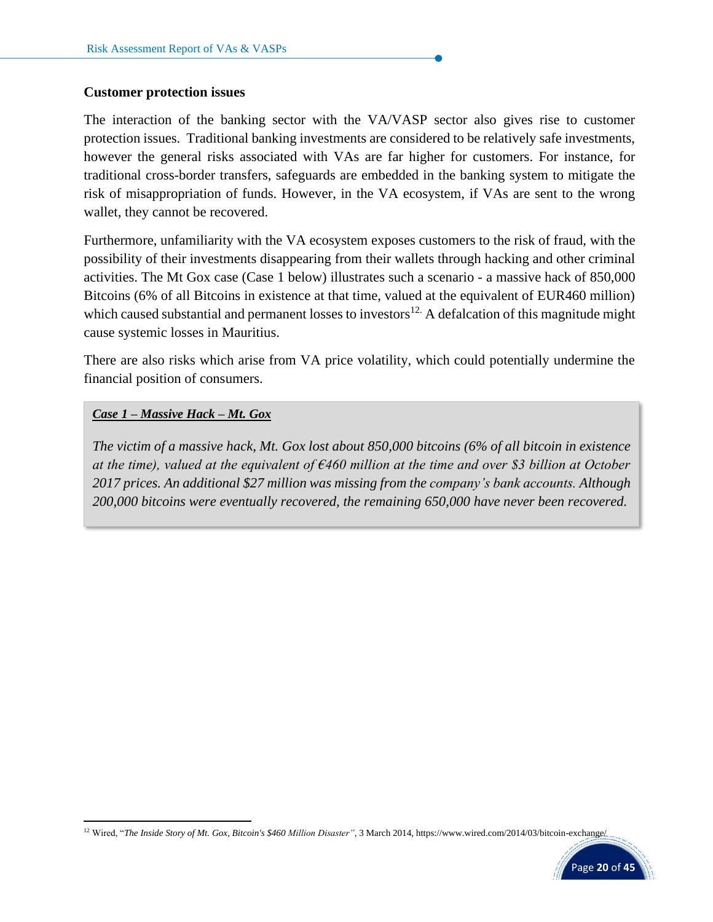### Customer protection issues

The interaction of the banking sector with the VA/VASP sector also gives rise to customer protection issues. Traditional banking investments are considered to be relatively safe investments, however the general risks associated with VAs are far higher for customers. For instance, for traditional cross-border transfers, safeguards are embedded in the banking system to mitigate the risk of misappropriation of funds. However, in the VA ecosystem, if VAs are sent to the wrong wallet, they cannot be recovered.

Furthermore, unfamiliarity with the VA ecosystem exposes customers to the risk of fraud, with the possibility of their investments disappearing from their wallets through hacking and other criminal activities. The Mt Gox case (Case 1 below) illustrates such a scenario - a massive hack of 850,000 Bitcoins (6% of all Bitcoins in existence at that time, valued at the equivalent of EUR460 million) which caused substantial and permanent losses to investors[12]. A defalcation of this magnitude might cause systemic losses in Mauritius.

There are also risks which arise from VA price volatility, which could potentially undermine the financial position of consumers.

> ***Case 1 – Massive Hack – Mt. Gox***
>
> *The victim of a massive hack, Mt. Gox lost about 850,000 bitcoins (6% of all bitcoin in existence at the time), valued at the equivalent of €460 million at the time and over $3 billion at October 2017 prices. An additional $27 million was missing from the company's bank accounts. Although 200,000 bitcoins were eventually recovered, the remaining 650,000 have never been recovered.*

---

[12] Wired, "*The Inside Story of Mt. Gox, Bitcoin's $460 Million Disaster*", 3 March 2014, https://www.wired.com/2014/03/bitcoin-exchange/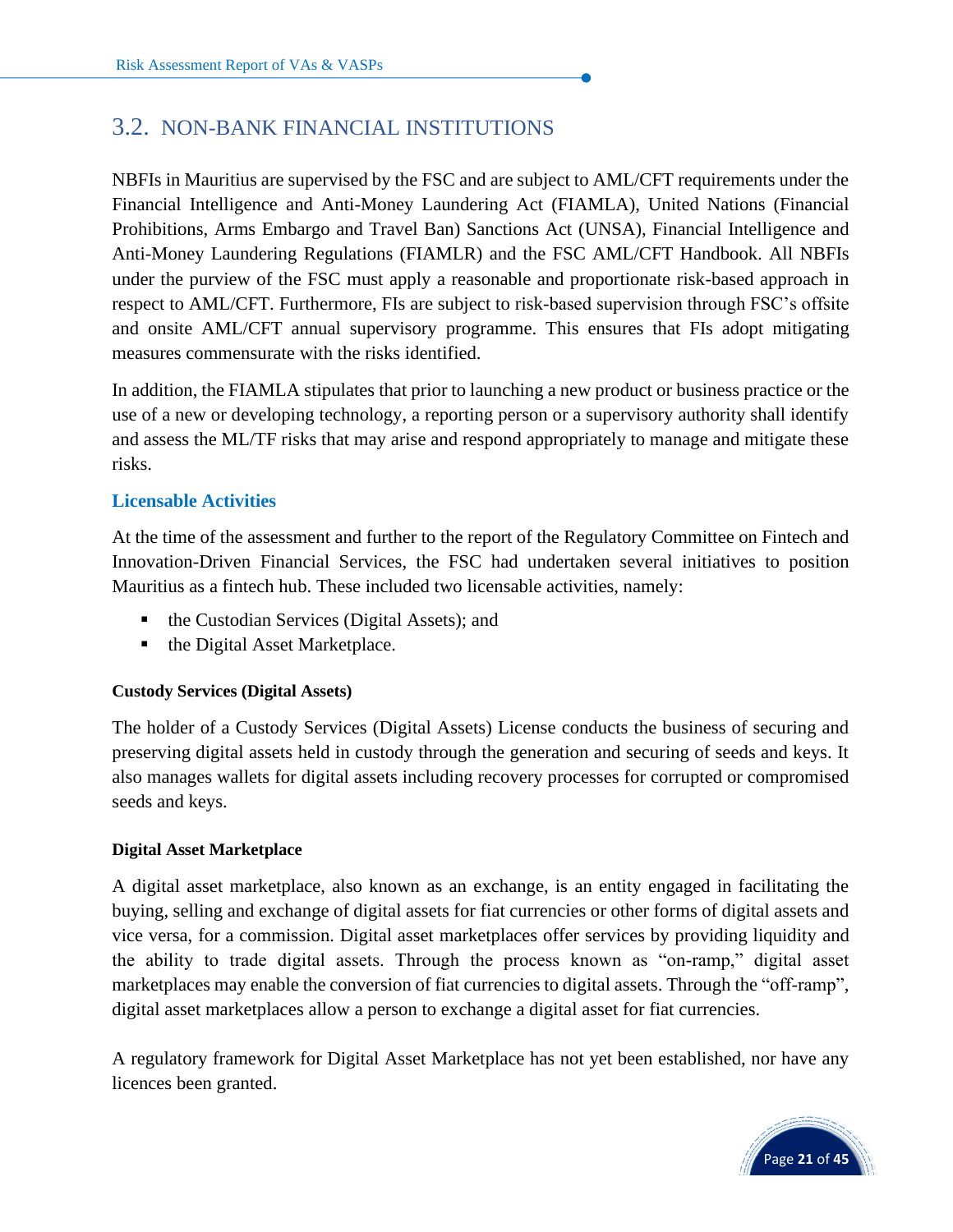## 3.2. NON-BANK FINANCIAL INSTITUTIONS

NBFIs in Mauritius are supervised by the FSC and are subject to AML/CFT requirements under the Financial Intelligence and Anti-Money Laundering Act (FIAMLA), United Nations (Financial Prohibitions, Arms Embargo and Travel Ban) Sanctions Act (UNSA), Financial Intelligence and Anti-Money Laundering Regulations (FIAMLR) and the FSC AML/CFT Handbook. All NBFIs under the purview of the FSC must apply a reasonable and proportionate risk-based approach in respect to AML/CFT. Furthermore, FIs are subject to risk-based supervision through FSC's offsite and onsite AML/CFT annual supervisory programme. This ensures that FIs adopt mitigating measures commensurate with the risks identified.

In addition, the FIAMLA stipulates that prior to launching a new product or business practice or the use of a new or developing technology, a reporting person or a supervisory authority shall identify and assess the ML/TF risks that may arise and respond appropriately to manage and mitigate these risks.

### Licensable Activities

At the time of the assessment and further to the report of the Regulatory Committee on Fintech and Innovation-Driven Financial Services, the FSC had undertaken several initiatives to position Mauritius as a fintech hub. These included two licensable activities, namely:

- the Custodian Services (Digital Assets); and
- the Digital Asset Marketplace.

#### Custody Services (Digital Assets)

The holder of a Custody Services (Digital Assets) License conducts the business of securing and preserving digital assets held in custody through the generation and securing of seeds and keys. It also manages wallets for digital assets including recovery processes for corrupted or compromised seeds and keys.

#### Digital Asset Marketplace

A digital asset marketplace, also known as an exchange, is an entity engaged in facilitating the buying, selling and exchange of digital assets for fiat currencies or other forms of digital assets and vice versa, for a commission. Digital asset marketplaces offer services by providing liquidity and the ability to trade digital assets. Through the process known as "on-ramp," digital asset marketplaces may enable the conversion of fiat currencies to digital assets. Through the "off-ramp", digital asset marketplaces allow a person to exchange a digital asset for fiat currencies.

A regulatory framework for Digital Asset Marketplace has not yet been established, nor have any licences been granted.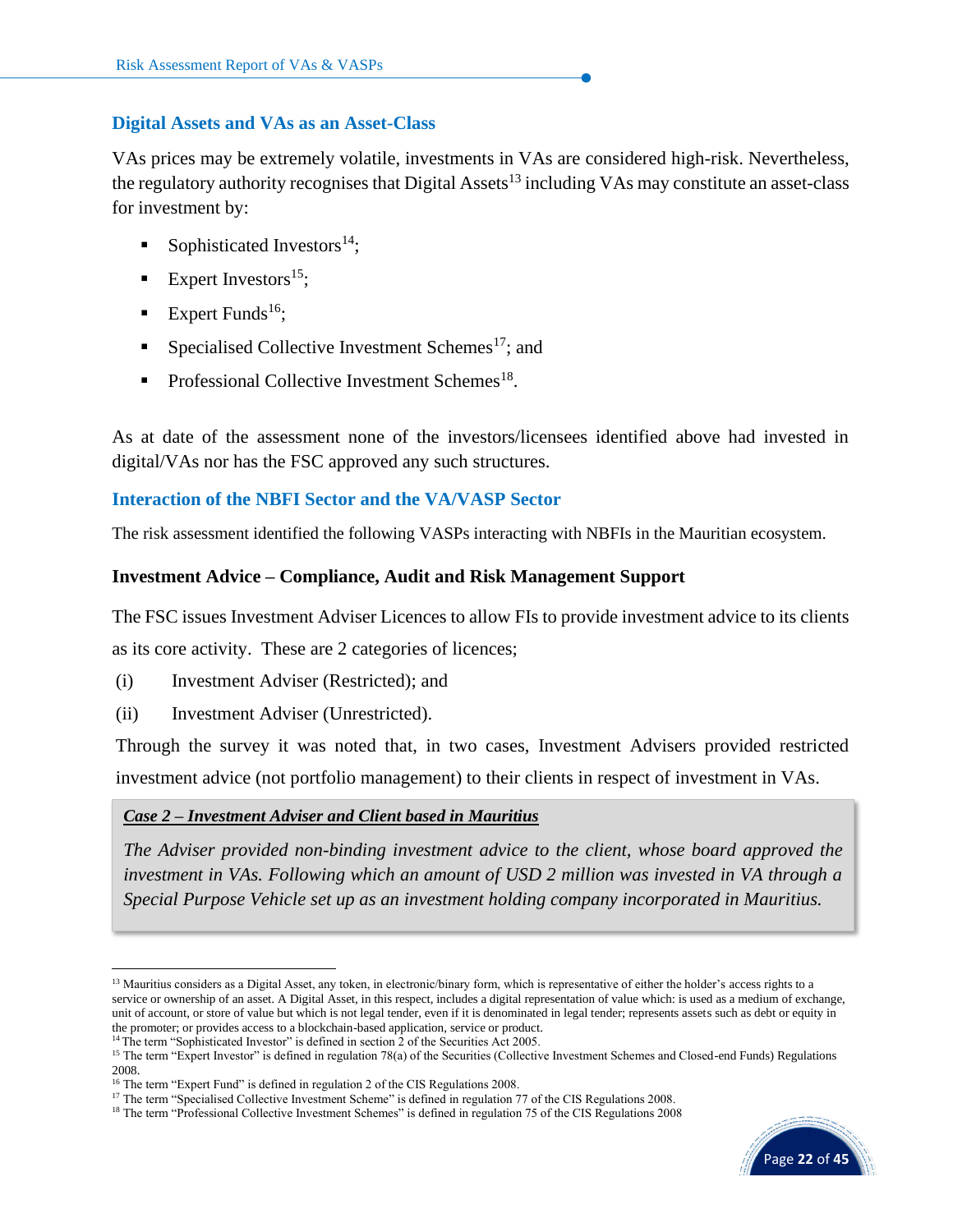## Digital Assets and VAs as an Asset-Class

VAs prices may be extremely volatile, investments in VAs are considered high-risk. Nevertheless, the regulatory authority recognises that Digital Assets[13] including VAs may constitute an asset-class for investment by:

- Sophisticated Investors[14];
- Expert Investors[15];
- Expert Funds[16];
- Specialised Collective Investment Schemes[17]; and
- Professional Collective Investment Schemes[18].

As at date of the assessment none of the investors/licensees identified above had invested in digital/VAs nor has the FSC approved any such structures.

## Interaction of the NBFI Sector and the VA/VASP Sector

The risk assessment identified the following VASPs interacting with NBFIs in the Mauritian ecosystem.

### Investment Advice – Compliance, Audit and Risk Management Support

The FSC issues Investment Adviser Licences to allow FIs to provide investment advice to its clients as its core activity. These are 2 categories of licences;

(i) Investment Adviser (Restricted); and

(ii) Investment Adviser (Unrestricted).

Through the survey it was noted that, in two cases, Investment Advisers provided restricted investment advice (not portfolio management) to their clients in respect of investment in VAs.

> ***Case 2 – Investment Adviser and Client based in Mauritius***
>
> *The Adviser provided non-binding investment advice to the client, whose board approved the investment in VAs. Following which an amount of USD 2 million was invested in VA through a Special Purpose Vehicle set up as an investment holding company incorporated in Mauritius.*

---

[13] Mauritius considers as a Digital Asset, any token, in electronic/binary form, which is representative of either the holder's access rights to a service or ownership of an asset. A Digital Asset, in this respect, includes a digital representation of value which: is used as a medium of exchange, unit of account, or store of value but which is not legal tender, even if it is denominated in legal tender; represents assets such as debt or equity in the promoter; or provides access to a blockchain-based application, service or product.

[14] The term "Sophisticated Investor" is defined in section 2 of the Securities Act 2005.

[15] The term "Expert Investor" is defined in regulation 78(a) of the Securities (Collective Investment Schemes and Closed-end Funds) Regulations 2008.

[16] The term "Expert Fund" is defined in regulation 2 of the CIS Regulations 2008.

[17] The term "Specialised Collective Investment Scheme" is defined in regulation 77 of the CIS Regulations 2008.

[18] The term "Professional Collective Investment Schemes" is defined in regulation 75 of the CIS Regulations 2008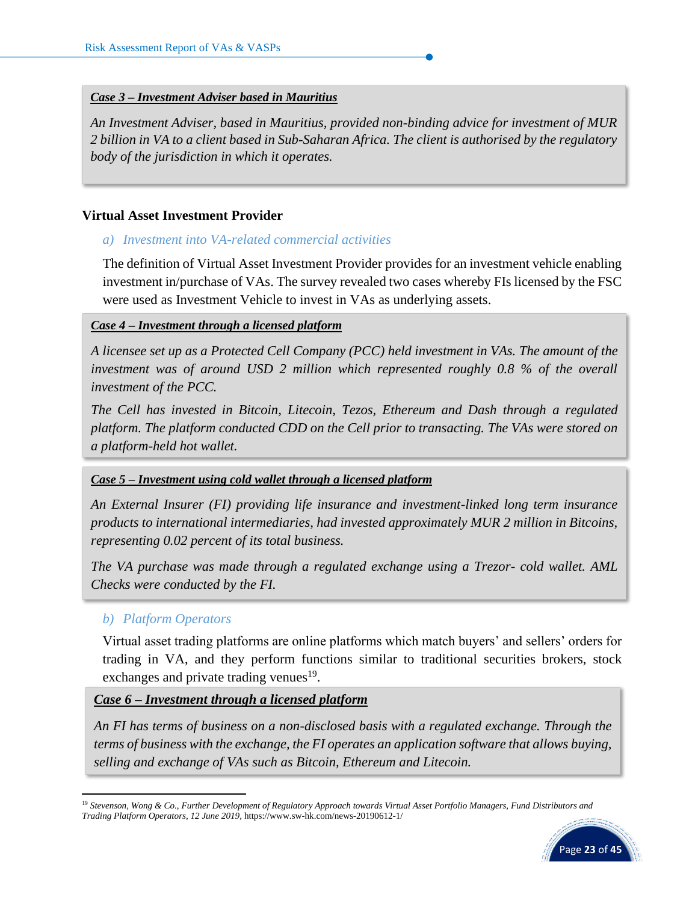***Case 3 – Investment Adviser based in Mauritius***

*An Investment Adviser, based in Mauritius, provided non-binding advice for investment of MUR 2 billion in VA to a client based in Sub-Saharan Africa. The client is authorised by the regulatory body of the jurisdiction in which it operates.*

**Virtual Asset Investment Provider**

*a) Investment into VA-related commercial activities*

The definition of Virtual Asset Investment Provider provides for an investment vehicle enabling investment in/purchase of VAs. The survey revealed two cases whereby FIs licensed by the FSC were used as Investment Vehicle to invest in VAs as underlying assets.

***Case 4 – Investment through a licensed platform***

*A licensee set up as a Protected Cell Company (PCC) held investment in VAs. The amount of the investment was of around USD 2 million which represented roughly 0.8 % of the overall investment of the PCC.*

*The Cell has invested in Bitcoin, Litecoin, Tezos, Ethereum and Dash through a regulated platform. The platform conducted CDD on the Cell prior to transacting. The VAs were stored on a platform-held hot wallet.*

***Case 5 – Investment using cold wallet through a licensed platform***

*An External Insurer (FI) providing life insurance and investment-linked long term insurance products to international intermediaries, had invested approximately MUR 2 million in Bitcoins, representing 0.02 percent of its total business.*

*The VA purchase was made through a regulated exchange using a Trezor- cold wallet. AML Checks were conducted by the FI.*

*b) Platform Operators*

Virtual asset trading platforms are online platforms which match buyers' and sellers' orders for trading in VA, and they perform functions similar to traditional securities brokers, stock exchanges and private trading venues[19].

***Case 6 – Investment through a licensed platform***

*An FI has terms of business on a non-disclosed basis with a regulated exchange. Through the terms of business with the exchange, the FI operates an application software that allows buying, selling and exchange of VAs such as Bitcoin, Ethereum and Litecoin.*

---

[19] *Stevenson, Wong & Co., Further Development of Regulatory Approach towards Virtual Asset Portfolio Managers, Fund Distributors and Trading Platform Operators, 12 June 2019,* https://www.sw-hk.com/news-20190612-1/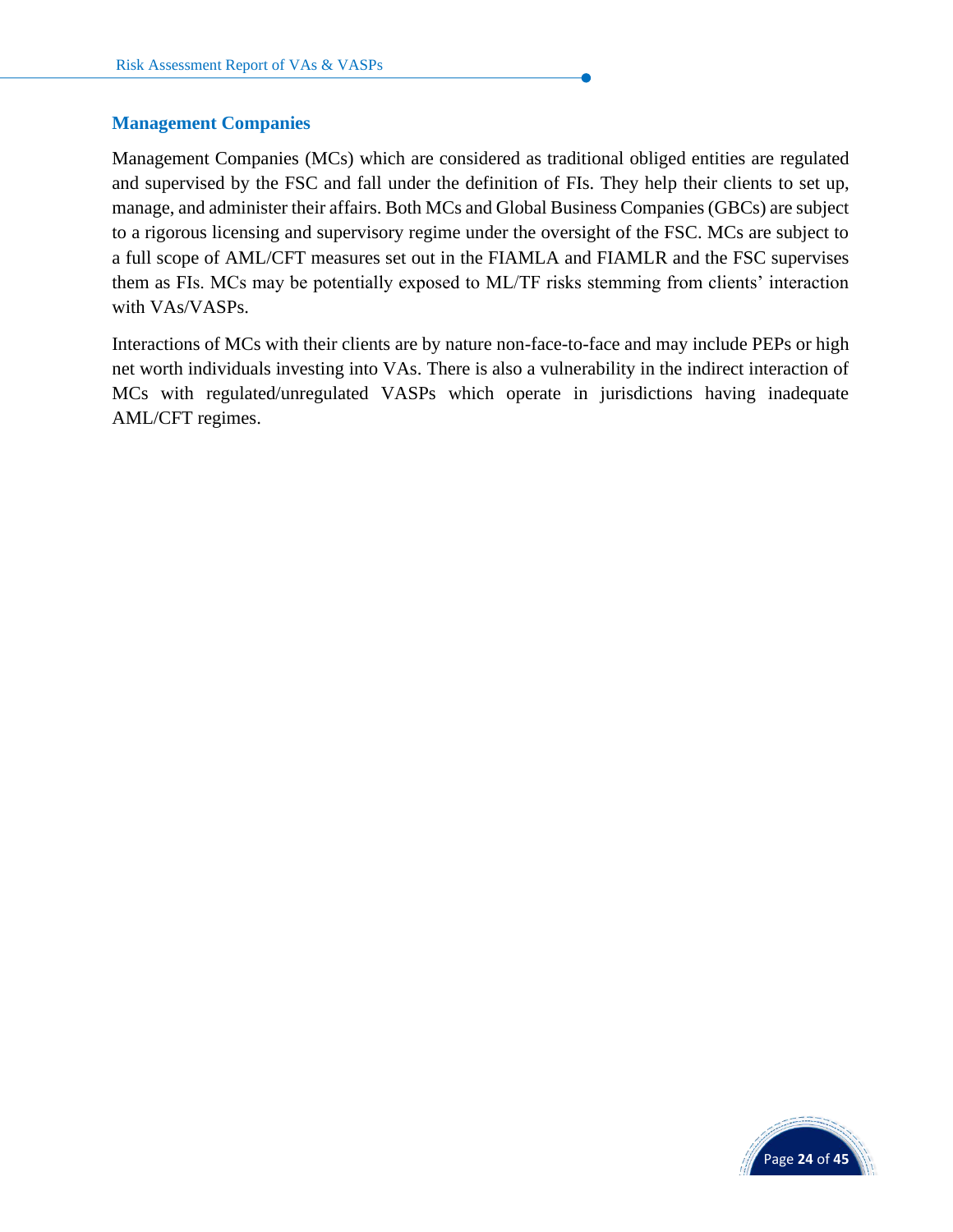### Management Companies

Management Companies (MCs) which are considered as traditional obliged entities are regulated and supervised by the FSC and fall under the definition of FIs. They help their clients to set up, manage, and administer their affairs. Both MCs and Global Business Companies (GBCs) are subject to a rigorous licensing and supervisory regime under the oversight of the FSC. MCs are subject to a full scope of AML/CFT measures set out in the FIAMLA and FIAMLR and the FSC supervises them as FIs. MCs may be potentially exposed to ML/TF risks stemming from clients' interaction with VAs/VASPs.

Interactions of MCs with their clients are by nature non-face-to-face and may include PEPs or high net worth individuals investing into VAs. There is also a vulnerability in the indirect interaction of MCs with regulated/unregulated VASPs which operate in jurisdictions having inadequate AML/CFT regimes.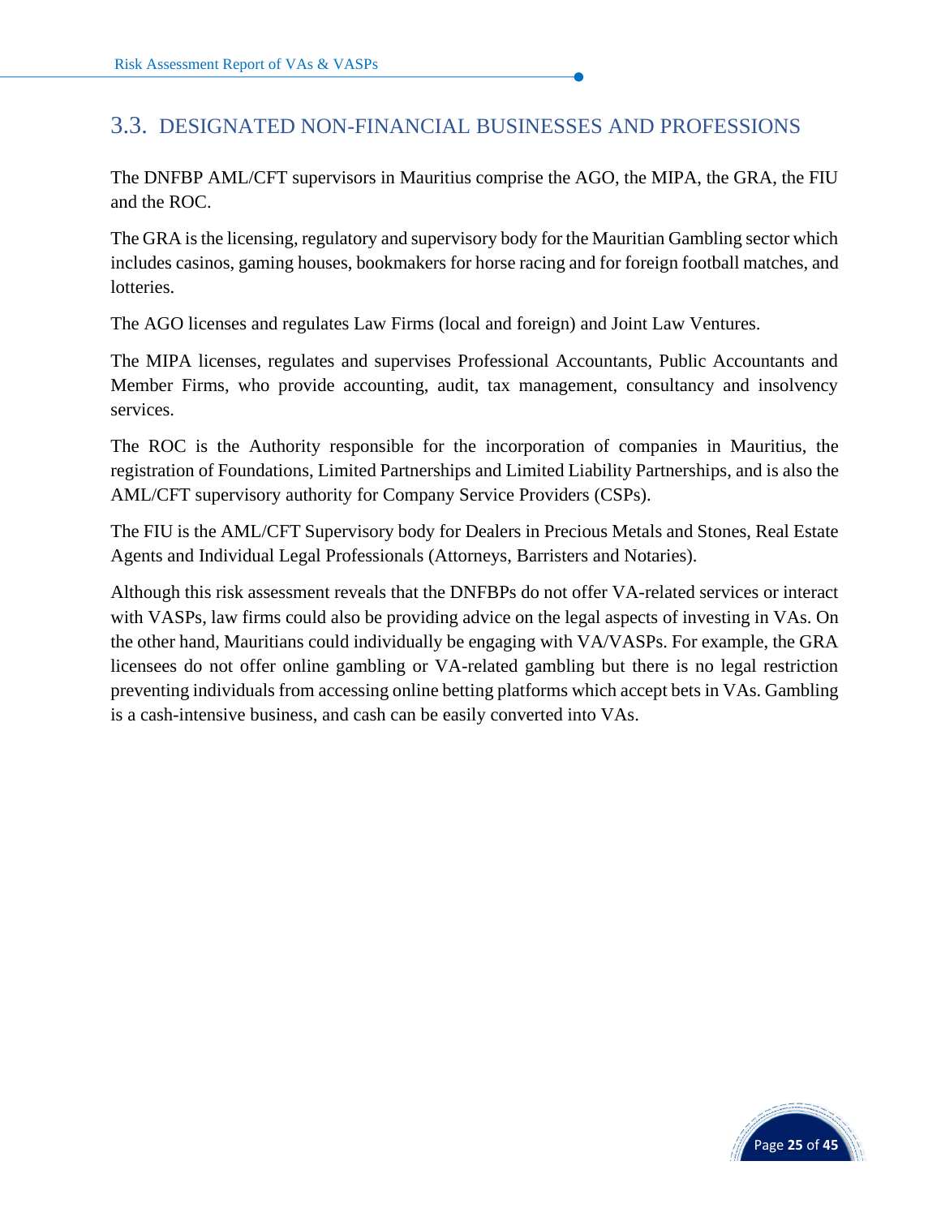## 3.3. DESIGNATED NON-FINANCIAL BUSINESSES AND PROFESSIONS

The DNFBP AML/CFT supervisors in Mauritius comprise the AGO, the MIPA, the GRA, the FIU and the ROC.

The GRA is the licensing, regulatory and supervisory body for the Mauritian Gambling sector which includes casinos, gaming houses, bookmakers for horse racing and for foreign football matches, and lotteries.

The AGO licenses and regulates Law Firms (local and foreign) and Joint Law Ventures.

The MIPA licenses, regulates and supervises Professional Accountants, Public Accountants and Member Firms, who provide accounting, audit, tax management, consultancy and insolvency services.

The ROC is the Authority responsible for the incorporation of companies in Mauritius, the registration of Foundations, Limited Partnerships and Limited Liability Partnerships, and is also the AML/CFT supervisory authority for Company Service Providers (CSPs).

The FIU is the AML/CFT Supervisory body for Dealers in Precious Metals and Stones, Real Estate Agents and Individual Legal Professionals (Attorneys, Barristers and Notaries).

Although this risk assessment reveals that the DNFBPs do not offer VA-related services or interact with VASPs, law firms could also be providing advice on the legal aspects of investing in VAs. On the other hand, Mauritians could individually be engaging with VA/VASPs. For example, the GRA licensees do not offer online gambling or VA-related gambling but there is no legal restriction preventing individuals from accessing online betting platforms which accept bets in VAs. Gambling is a cash-intensive business, and cash can be easily converted into VAs.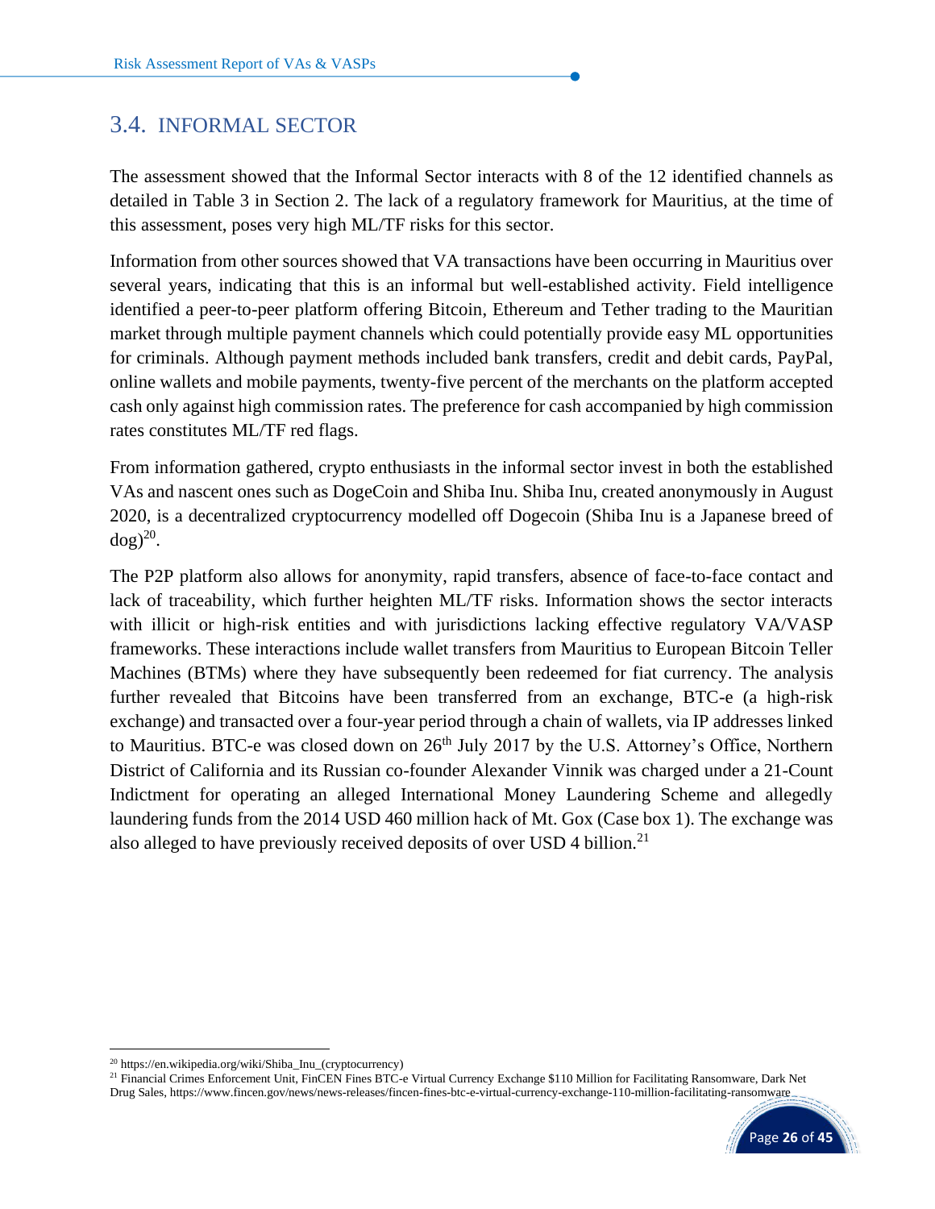## 3.4. INFORMAL SECTOR

The assessment showed that the Informal Sector interacts with 8 of the 12 identified channels as detailed in Table 3 in Section 2. The lack of a regulatory framework for Mauritius, at the time of this assessment, poses very high ML/TF risks for this sector.

Information from other sources showed that VA transactions have been occurring in Mauritius over several years, indicating that this is an informal but well-established activity. Field intelligence identified a peer-to-peer platform offering Bitcoin, Ethereum and Tether trading to the Mauritian market through multiple payment channels which could potentially provide easy ML opportunities for criminals. Although payment methods included bank transfers, credit and debit cards, PayPal, online wallets and mobile payments, twenty-five percent of the merchants on the platform accepted cash only against high commission rates. The preference for cash accompanied by high commission rates constitutes ML/TF red flags.

From information gathered, crypto enthusiasts in the informal sector invest in both the established VAs and nascent ones such as DogeCoin and Shiba Inu. Shiba Inu, created anonymously in August 2020, is a decentralized cryptocurrency modelled off Dogecoin (Shiba Inu is a Japanese breed of dog)[20].

The P2P platform also allows for anonymity, rapid transfers, absence of face-to-face contact and lack of traceability, which further heighten ML/TF risks. Information shows the sector interacts with illicit or high-risk entities and with jurisdictions lacking effective regulatory VA/VASP frameworks. These interactions include wallet transfers from Mauritius to European Bitcoin Teller Machines (BTMs) where they have subsequently been redeemed for fiat currency. The analysis further revealed that Bitcoins have been transferred from an exchange, BTC-e (a high-risk exchange) and transacted over a four-year period through a chain of wallets, via IP addresses linked to Mauritius. BTC-e was closed down on 26th July 2017 by the U.S. Attorney's Office, Northern District of California and its Russian co-founder Alexander Vinnik was charged under a 21-Count Indictment for operating an alleged International Money Laundering Scheme and allegedly laundering funds from the 2014 USD 460 million hack of Mt. Gox (Case box 1). The exchange was also alleged to have previously received deposits of over USD 4 billion.[21]

---

[20] https://en.wikipedia.org/wiki/Shiba_Inu_(cryptocurrency)

[21] Financial Crimes Enforcement Unit, FinCEN Fines BTC-e Virtual Currency Exchange $110 Million for Facilitating Ransomware, Dark Net Drug Sales, https://www.fincen.gov/news/news-releases/fincen-fines-btc-e-virtual-currency-exchange-110-million-facilitating-ransomware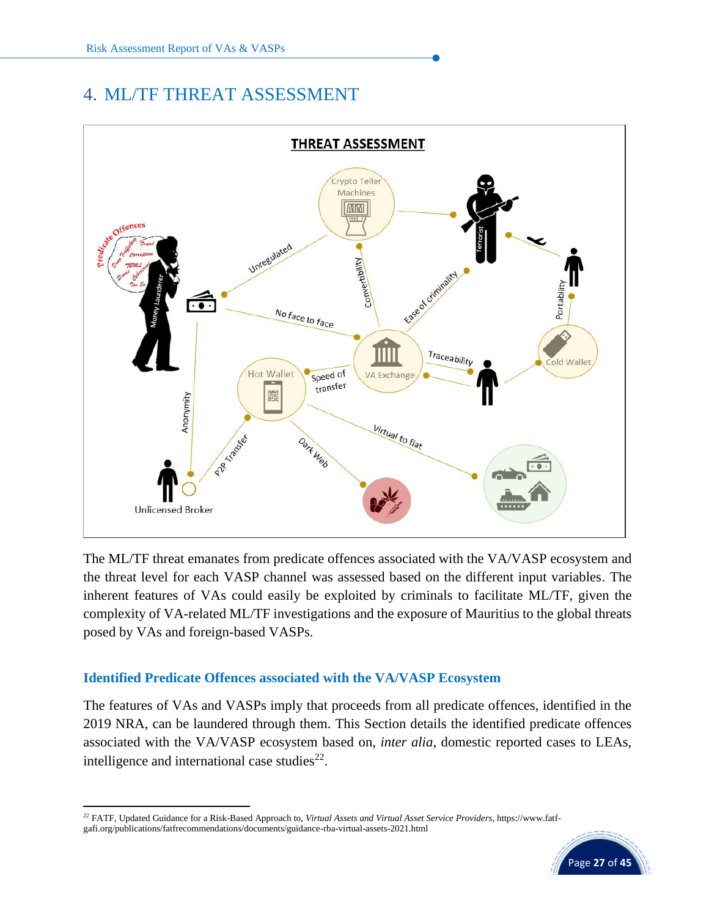# 4. ML/TF THREAT ASSESSMENT

The ML/TF threat emanates from predicate offences associated with the VA/VASP ecosystem and the threat level for each VASP channel was assessed based on the different input variables. The inherent features of VAs could easily be exploited by criminals to facilitate ML/TF, given the complexity of VA-related ML/TF investigations and the exposure of Mauritius to the global threats posed by VAs and foreign-based VASPs.

## Identified Predicate Offences associated with the VA/VASP Ecosystem

The features of VAs and VASPs imply that proceeds from all predicate offences, identified in the 2019 NRA, can be laundered through them. This Section details the identified predicate offences associated with the VA/VASP ecosystem based on, *inter alia*, domestic reported cases to LEAs, intelligence and international case studies[22].

[22] FATF, Updated Guidance for a Risk-Based Approach to, *Virtual Assets and Virtual Asset Service Providers*, https://www.fatf-gafi.org/publications/fatfrecommendations/documents/guidance-rba-virtual-assets-2021.html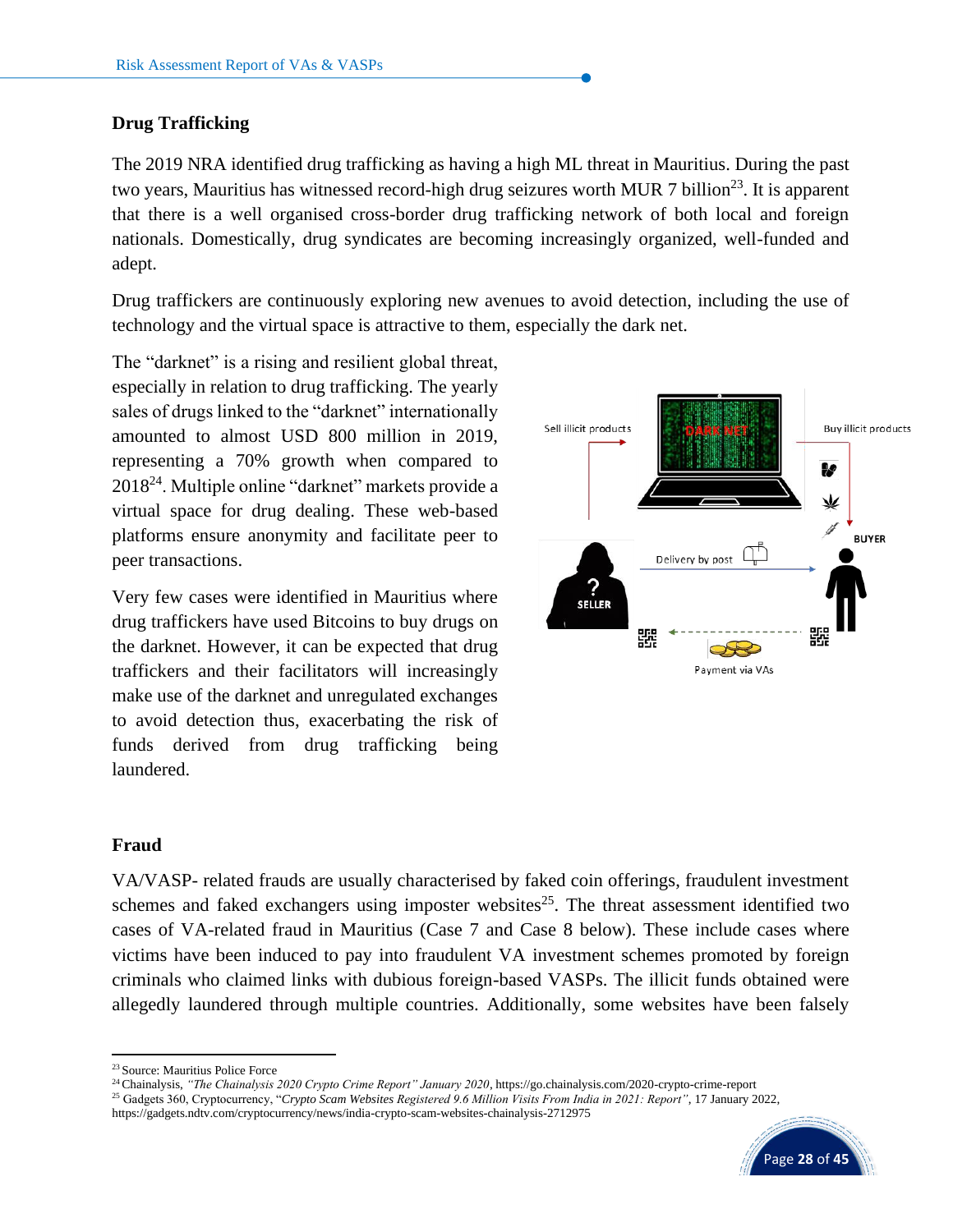## Drug Trafficking

The 2019 NRA identified drug trafficking as having a high ML threat in Mauritius. During the past two years, Mauritius has witnessed record-high drug seizures worth MUR 7 billion[23]. It is apparent that there is a well organised cross-border drug trafficking network of both local and foreign nationals. Domestically, drug syndicates are becoming increasingly organized, well-funded and adept.

Drug traffickers are continuously exploring new avenues to avoid detection, including the use of technology and the virtual space is attractive to them, especially the dark net.

The "darknet" is a rising and resilient global threat, especially in relation to drug trafficking. The yearly sales of drugs linked to the "darknet" internationally amounted to almost USD 800 million in 2019, representing a 70% growth when compared to 2018[24]. Multiple online "darknet" markets provide a virtual space for drug dealing. These web-based platforms ensure anonymity and facilitate peer to peer transactions.

Very few cases were identified in Mauritius where drug traffickers have used Bitcoins to buy drugs on the darknet. However, it can be expected that drug traffickers and their facilitators will increasingly make use of the darknet and unregulated exchanges to avoid detection thus, exacerbating the risk of funds derived from drug trafficking being laundered.

## Fraud

VA/VASP- related frauds are usually characterised by faked coin offerings, fraudulent investment schemes and faked exchangers using imposter websites[25]. The threat assessment identified two cases of VA-related fraud in Mauritius (Case 7 and Case 8 below). These include cases where victims have been induced to pay into fraudulent VA investment schemes promoted by foreign criminals who claimed links with dubious foreign-based VASPs. The illicit funds obtained were allegedly laundered through multiple countries. Additionally, some websites have been falsely

---

[23] Source: Mauritius Police Force

[24] Chainalysis, *"The Chainalysis 2020 Crypto Crime Report" January 2020*, https://go.chainalysis.com/2020-crypto-crime-report

[25] Gadgets 360, Cryptocurrency, "*Crypto Scam Websites Registered 9.6 Million Visits From India in 2021: Report"*, 17 January 2022, https://gadgets.ndtv.com/cryptocurrency/news/india-crypto-scam-websites-chainalysis-2712975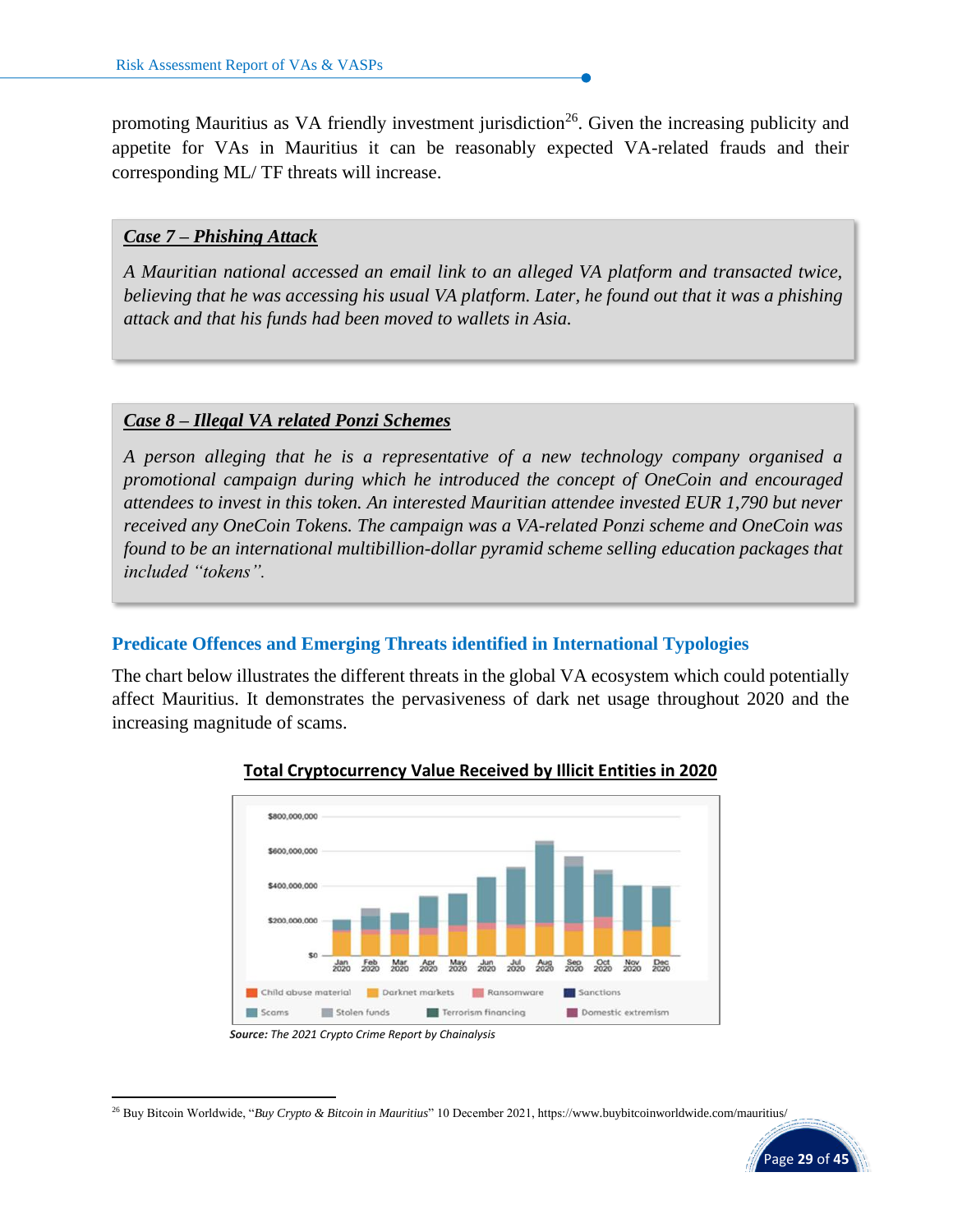promoting Mauritius as VA friendly investment jurisdiction[26]. Given the increasing publicity and appetite for VAs in Mauritius it can be reasonably expected VA-related frauds and their corresponding ML/ TF threats will increase.

> ***Case 7 – Phishing Attack***
>
> *A Mauritian national accessed an email link to an alleged VA platform and transacted twice, believing that he was accessing his usual VA platform. Later, he found out that it was a phishing attack and that his funds had been moved to wallets in Asia.*

> ***Case 8 – Illegal VA related Ponzi Schemes***
>
> *A person alleging that he is a representative of a new technology company organised a promotional campaign during which he introduced the concept of OneCoin and encouraged attendees to invest in this token. An interested Mauritian attendee invested EUR 1,790 but never received any OneCoin Tokens. The campaign was a VA-related Ponzi scheme and OneCoin was found to be an international multibillion-dollar pyramid scheme selling education packages that included "tokens".*

### Predicate Offences and Emerging Threats identified in International Typologies

The chart below illustrates the different threats in the global VA ecosystem which could potentially affect Mauritius. It demonstrates the pervasiveness of dark net usage throughout 2020 and the increasing magnitude of scams.

**Total Cryptocurrency Value Received by Illicit Entities in 2020**

***Source:** The 2021 Crypto Crime Report by Chainalysis*

[26] Buy Bitcoin Worldwide, "*Buy Crypto & Bitcoin in Mauritius*" 10 December 2021, https://www.buybitcoinworldwide.com/mauritius/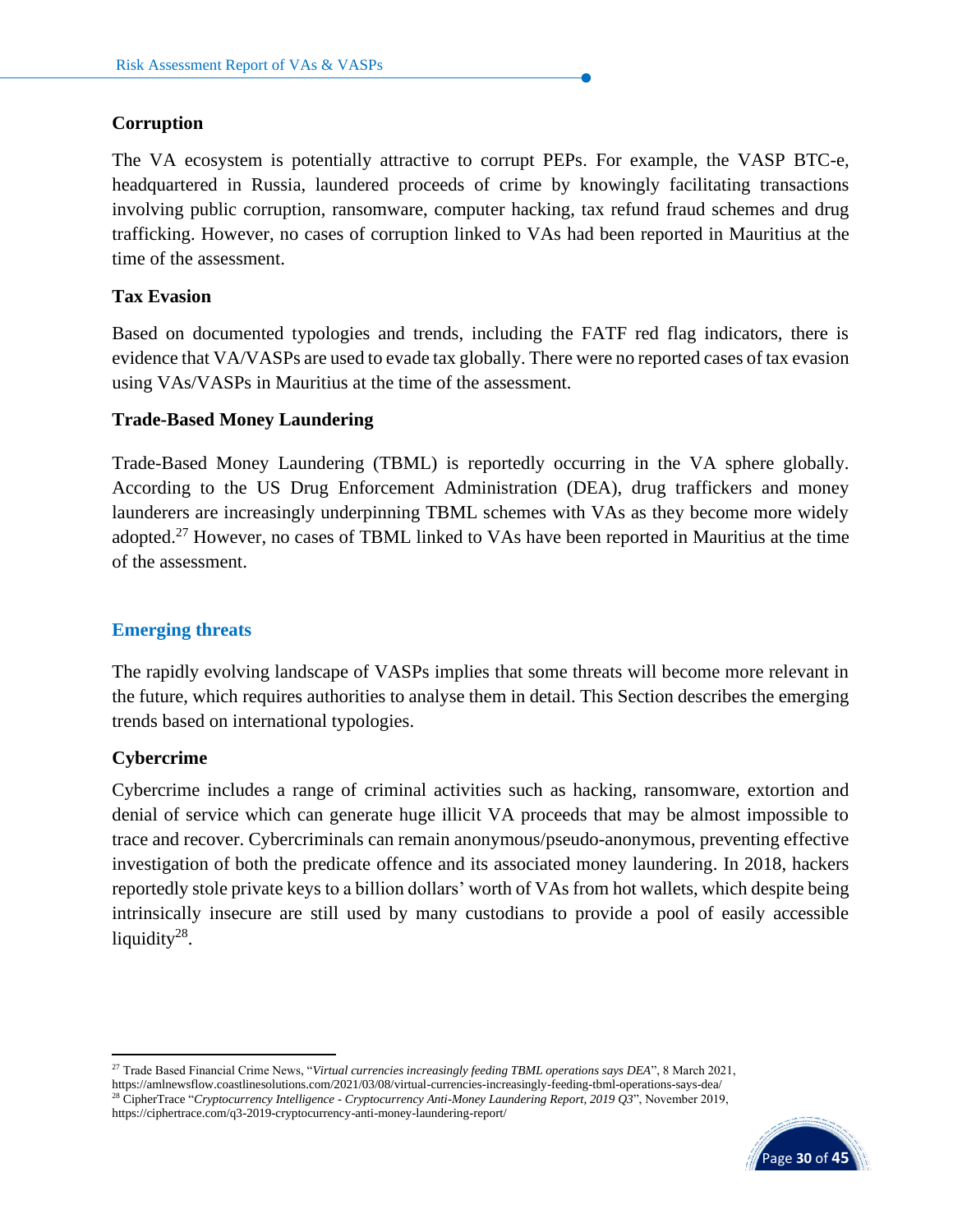### Corruption

The VA ecosystem is potentially attractive to corrupt PEPs. For example, the VASP BTC-e, headquartered in Russia, laundered proceeds of crime by knowingly facilitating transactions involving public corruption, ransomware, computer hacking, tax refund fraud schemes and drug trafficking. However, no cases of corruption linked to VAs had been reported in Mauritius at the time of the assessment.

### Tax Evasion

Based on documented typologies and trends, including the FATF red flag indicators, there is evidence that VA/VASPs are used to evade tax globally. There were no reported cases of tax evasion using VAs/VASPs in Mauritius at the time of the assessment.

### Trade-Based Money Laundering

Trade-Based Money Laundering (TBML) is reportedly occurring in the VA sphere globally. According to the US Drug Enforcement Administration (DEA), drug traffickers and money launderers are increasingly underpinning TBML schemes with VAs as they become more widely adopted.[27] However, no cases of TBML linked to VAs have been reported in Mauritius at the time of the assessment.

## Emerging threats

The rapidly evolving landscape of VASPs implies that some threats will become more relevant in the future, which requires authorities to analyse them in detail. This Section describes the emerging trends based on international typologies.

### Cybercrime

Cybercrime includes a range of criminal activities such as hacking, ransomware, extortion and denial of service which can generate huge illicit VA proceeds that may be almost impossible to trace and recover. Cybercriminals can remain anonymous/pseudo-anonymous, preventing effective investigation of both the predicate offence and its associated money laundering. In 2018, hackers reportedly stole private keys to a billion dollars' worth of VAs from hot wallets, which despite being intrinsically insecure are still used by many custodians to provide a pool of easily accessible liquidity[28].

---

[27] Trade Based Financial Crime News, "*Virtual currencies increasingly feeding TBML operations says DEA*", 8 March 2021, https://amlnewsflow.coastlinesolutions.com/2021/03/08/virtual-currencies-increasingly-feeding-tbml-operations-says-dea/

[28] CipherTrace "*Cryptocurrency Intelligence - Cryptocurrency Anti-Money Laundering Report, 2019 Q3*", November 2019, https://ciphertrace.com/q3-2019-cryptocurrency-anti-money-laundering-report/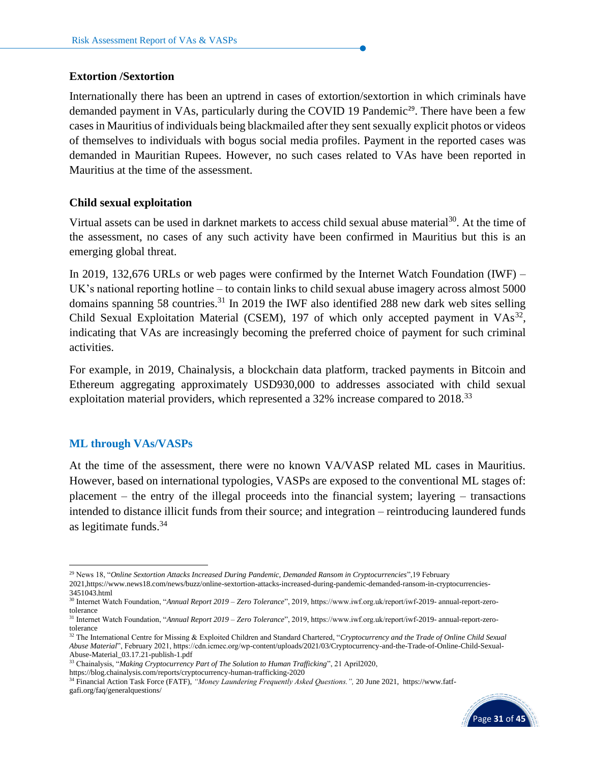### Extortion /Sextortion

Internationally there has been an uptrend in cases of extortion/sextortion in which criminals have demanded payment in VAs, particularly during the COVID 19 Pandemic[29]. There have been a few cases in Mauritius of individuals being blackmailed after they sent sexually explicit photos or videos of themselves to individuals with bogus social media profiles. Payment in the reported cases was demanded in Mauritian Rupees. However, no such cases related to VAs have been reported in Mauritius at the time of the assessment.

### Child sexual exploitation

Virtual assets can be used in darknet markets to access child sexual abuse material[30]. At the time of the assessment, no cases of any such activity have been confirmed in Mauritius but this is an emerging global threat.

In 2019, 132,676 URLs or web pages were confirmed by the Internet Watch Foundation (IWF) – UK's national reporting hotline – to contain links to child sexual abuse imagery across almost 5000 domains spanning 58 countries.[31] In 2019 the IWF also identified 288 new dark web sites selling Child Sexual Exploitation Material (CSEM), 197 of which only accepted payment in VAs[32], indicating that VAs are increasingly becoming the preferred choice of payment for such criminal activities.

For example, in 2019, Chainalysis, a blockchain data platform, tracked payments in Bitcoin and Ethereum aggregating approximately USD930,000 to addresses associated with child sexual exploitation material providers, which represented a 32% increase compared to 2018.[33]

## ML through VAs/VASPs

At the time of the assessment, there were no known VA/VASP related ML cases in Mauritius. However, based on international typologies, VASPs are exposed to the conventional ML stages of: placement – the entry of the illegal proceeds into the financial system; layering – transactions intended to distance illicit funds from their source; and integration – reintroducing laundered funds as legitimate funds.[34]

---

[29] News 18, "*Online Sextortion Attacks Increased During Pandemic, Demanded Ransom in Cryptocurrencies*",19 February 2021,https://www.news18.com/news/buzz/online-sextortion-attacks-increased-during-pandemic-demanded-ransom-in-cryptocurrencies-3451043.html

[30] Internet Watch Foundation, "*Annual Report 2019 – Zero Tolerance*", 2019, https://www.iwf.org.uk/report/iwf-2019- annual-report-zero-tolerance

[31] Internet Watch Foundation, "*Annual Report 2019 – Zero Tolerance*", 2019, https://www.iwf.org.uk/report/iwf-2019- annual-report-zero-tolerance

[32] The International Centre for Missing & Exploited Children and Standard Chartered, "*Cryptocurrency and the Trade of Online Child Sexual Abuse Material*", February 2021, https://cdn.icmec.org/wp-content/uploads/2021/03/Cryptocurrency-and-the-Trade-of-Online-Child-Sexual-Abuse-Material_03.17.21-publish-1.pdf

[33] Chainalysis, "*Making Cryptocurrency Part of The Solution to Human Trafficking*", 21 April2020, https://blog.chainalysis.com/reports/cryptocurrency-human-trafficking-2020

[34] Financial Action Task Force (FATF), *"Money Laundering Frequently Asked Questions.",* 20 June 2021, https://www.fatf-gafi.org/faq/generalquestions/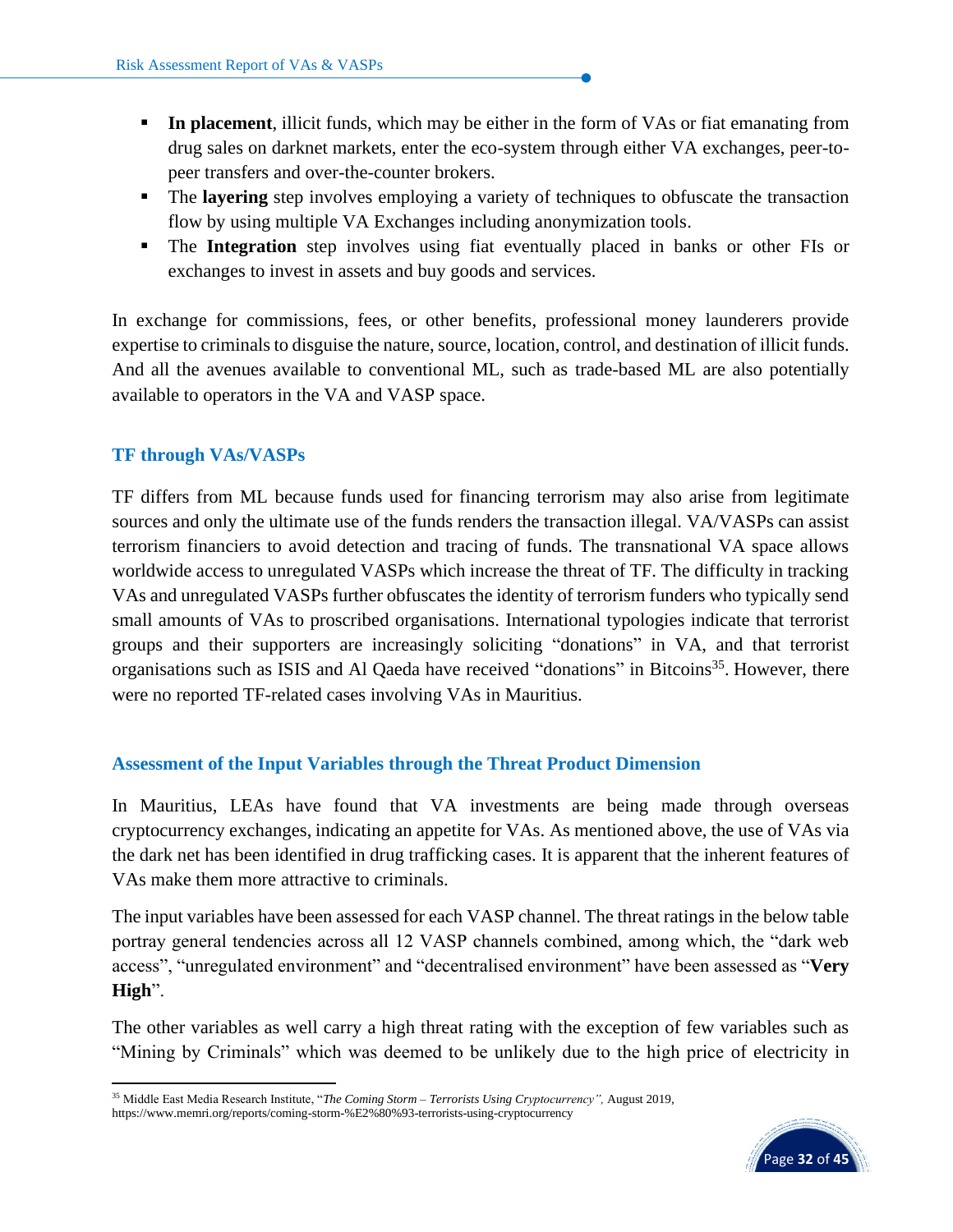- **In placement**, illicit funds, which may be either in the form of VAs or fiat emanating from drug sales on darknet markets, enter the eco-system through either VA exchanges, peer-to-peer transfers and over-the-counter brokers.
- The **layering** step involves employing a variety of techniques to obfuscate the transaction flow by using multiple VA Exchanges including anonymization tools.
- The **Integration** step involves using fiat eventually placed in banks or other FIs or exchanges to invest in assets and buy goods and services.

In exchange for commissions, fees, or other benefits, professional money launderers provide expertise to criminals to disguise the nature, source, location, control, and destination of illicit funds. And all the avenues available to conventional ML, such as trade-based ML are also potentially available to operators in the VA and VASP space.

### TF through VAs/VASPs

TF differs from ML because funds used for financing terrorism may also arise from legitimate sources and only the ultimate use of the funds renders the transaction illegal. VA/VASPs can assist terrorism financiers to avoid detection and tracing of funds. The transnational VA space allows worldwide access to unregulated VASPs which increase the threat of TF. The difficulty in tracking VAs and unregulated VASPs further obfuscates the identity of terrorism funders who typically send small amounts of VAs to proscribed organisations. International typologies indicate that terrorist groups and their supporters are increasingly soliciting "donations" in VA, and that terrorist organisations such as ISIS and Al Qaeda have received "donations" in Bitcoins[35]. However, there were no reported TF-related cases involving VAs in Mauritius.

### Assessment of the Input Variables through the Threat Product Dimension

In Mauritius, LEAs have found that VA investments are being made through overseas cryptocurrency exchanges, indicating an appetite for VAs. As mentioned above, the use of VAs via the dark net has been identified in drug trafficking cases. It is apparent that the inherent features of VAs make them more attractive to criminals.

The input variables have been assessed for each VASP channel. The threat ratings in the below table portray general tendencies across all 12 VASP channels combined, among which, the "dark web access", "unregulated environment" and "decentralised environment" have been assessed as "**Very High**".

The other variables as well carry a high threat rating with the exception of few variables such as "Mining by Criminals" which was deemed to be unlikely due to the high price of electricity in

[35] Middle East Media Research Institute, "*The Coming Storm – Terrorists Using Cryptocurrency",* August 2019, https://www.memri.org/reports/coming-storm-%E2%80%93-terrorists-using-cryptocurrency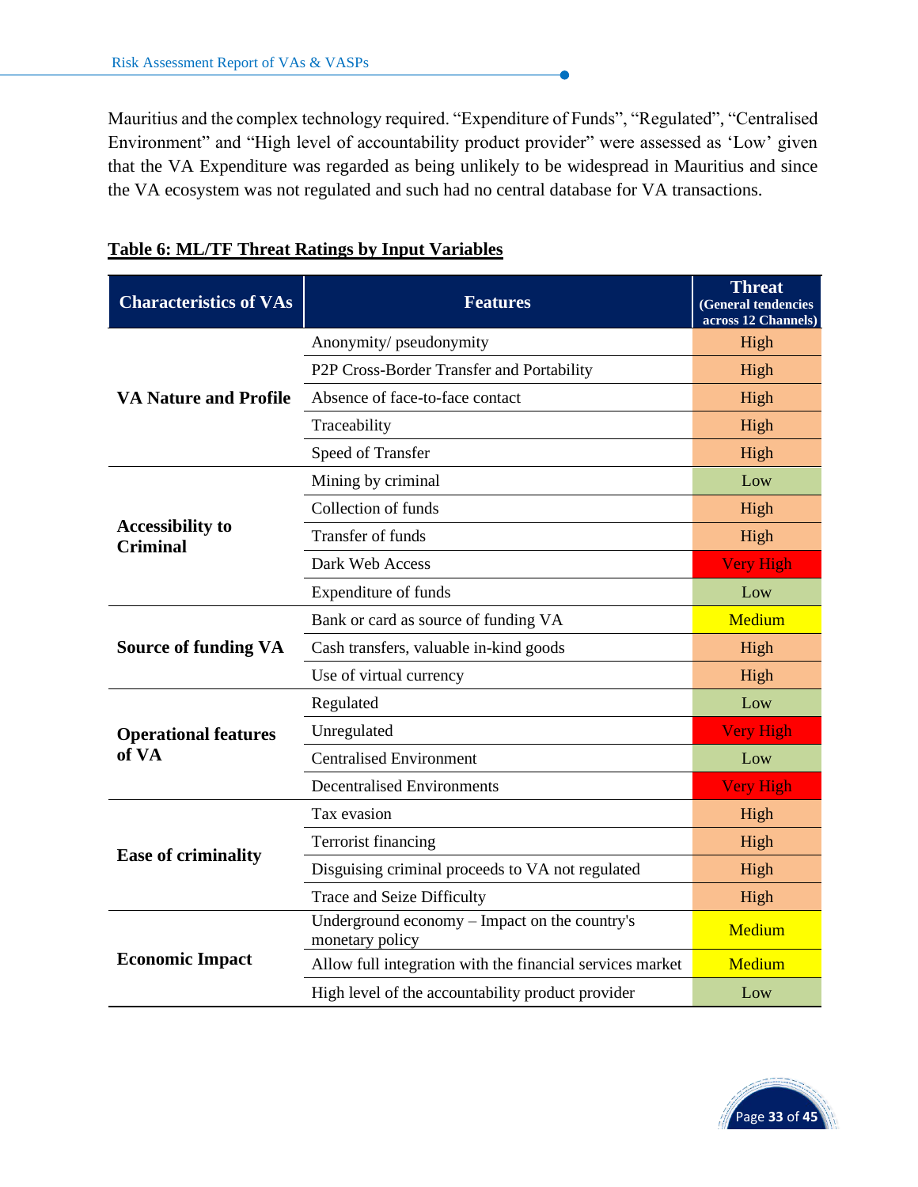Mauritius and the complex technology required. "Expenditure of Funds", "Regulated", "Centralised Environment" and "High level of accountability product provider" were assessed as 'Low' given that the VA Expenditure was regarded as being unlikely to be widespread in Mauritius and since the VA ecosystem was not regulated and such had no central database for VA transactions.

**Table 6: ML/TF Threat Ratings by Input Variables**

| Characteristics of VAs | Features | Threat (General tendencies across 12 Channels) |
|---|---|---|
| **VA Nature and Profile** | Anonymity/ pseudonymity | High |
| | P2P Cross-Border Transfer and Portability | High |
| | Absence of face-to-face contact | High |
| | Traceability | High |
| | Speed of Transfer | High |
| **Accessibility to Criminal** | Mining by criminal | Low |
| | Collection of funds | High |
| | Transfer of funds | High |
| | Dark Web Access | Very High |
| | Expenditure of funds | Low |
| **Source of funding VA** | Bank or card as source of funding VA | Medium |
| | Cash transfers, valuable in-kind goods | High |
| | Use of virtual currency | High |
| **Operational features of VA** | Regulated | Low |
| | Unregulated | Very High |
| | Centralised Environment | Low |
| | Decentralised Environments | Very High |
| **Ease of criminality** | Tax evasion | High |
| | Terrorist financing | High |
| | Disguising criminal proceeds to VA not regulated | High |
| | Trace and Seize Difficulty | High |
| **Economic Impact** | Underground economy – Impact on the country's monetary policy | Medium |
| | Allow full integration with the financial services market | Medium |
| | High level of the accountability product provider | Low |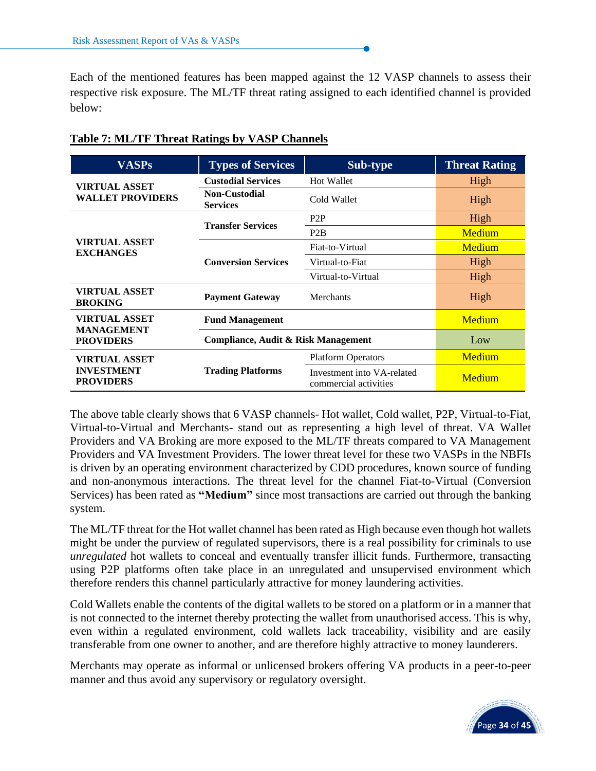Each of the mentioned features has been mapped against the 12 VASP channels to assess their respective risk exposure. The ML/TF threat rating assigned to each identified channel is provided below:

**Table 7: ML/TF Threat Ratings by VASP Channels**

| VASPs | Types of Services | Sub-type | Threat Rating |
|---|---|---|---|
| **VIRTUAL ASSET WALLET PROVIDERS** | **Custodial Services** | Hot Wallet | High |
| | **Non-Custodial Services** | Cold Wallet | High |
| **VIRTUAL ASSET EXCHANGES** | **Transfer Services** | P2P | High |
| | | P2B | Medium |
| | **Conversion Services** | Fiat-to-Virtual | Medium |
| | | Virtual-to-Fiat | High |
| | | Virtual-to-Virtual | High |
| **VIRTUAL ASSET BROKING** | **Payment Gateway** | Merchants | High |
| **VIRTUAL ASSET MANAGEMENT PROVIDERS** | **Fund Management** | | Medium |
| | **Compliance, Audit & Risk Management** | | Low |
| **VIRTUAL ASSET INVESTMENT PROVIDERS** | **Trading Platforms** | Platform Operators | Medium |
| | | Investment into VA-related commercial activities | Medium |

The above table clearly shows that 6 VASP channels- Hot wallet, Cold wallet, P2P, Virtual-to-Fiat, Virtual-to-Virtual and Merchants- stand out as representing a high level of threat. VA Wallet Providers and VA Broking are more exposed to the ML/TF threats compared to VA Management Providers and VA Investment Providers. The lower threat level for these two VASPs in the NBFIs is driven by an operating environment characterized by CDD procedures, known source of funding and non-anonymous interactions. The threat level for the channel Fiat-to-Virtual (Conversion Services) has been rated as **"Medium"** since most transactions are carried out through the banking system.

The ML/TF threat for the Hot wallet channel has been rated as High because even though hot wallets might be under the purview of regulated supervisors, there is a real possibility for criminals to use *unregulated* hot wallets to conceal and eventually transfer illicit funds. Furthermore, transacting using P2P platforms often take place in an unregulated and unsupervised environment which therefore renders this channel particularly attractive for money laundering activities.

Cold Wallets enable the contents of the digital wallets to be stored on a platform or in a manner that is not connected to the internet thereby protecting the wallet from unauthorised access. This is why, even within a regulated environment, cold wallets lack traceability, visibility and are easily transferable from one owner to another, and are therefore highly attractive to money launderers.

Merchants may operate as informal or unlicensed brokers offering VA products in a peer-to-peer manner and thus avoid any supervisory or regulatory oversight.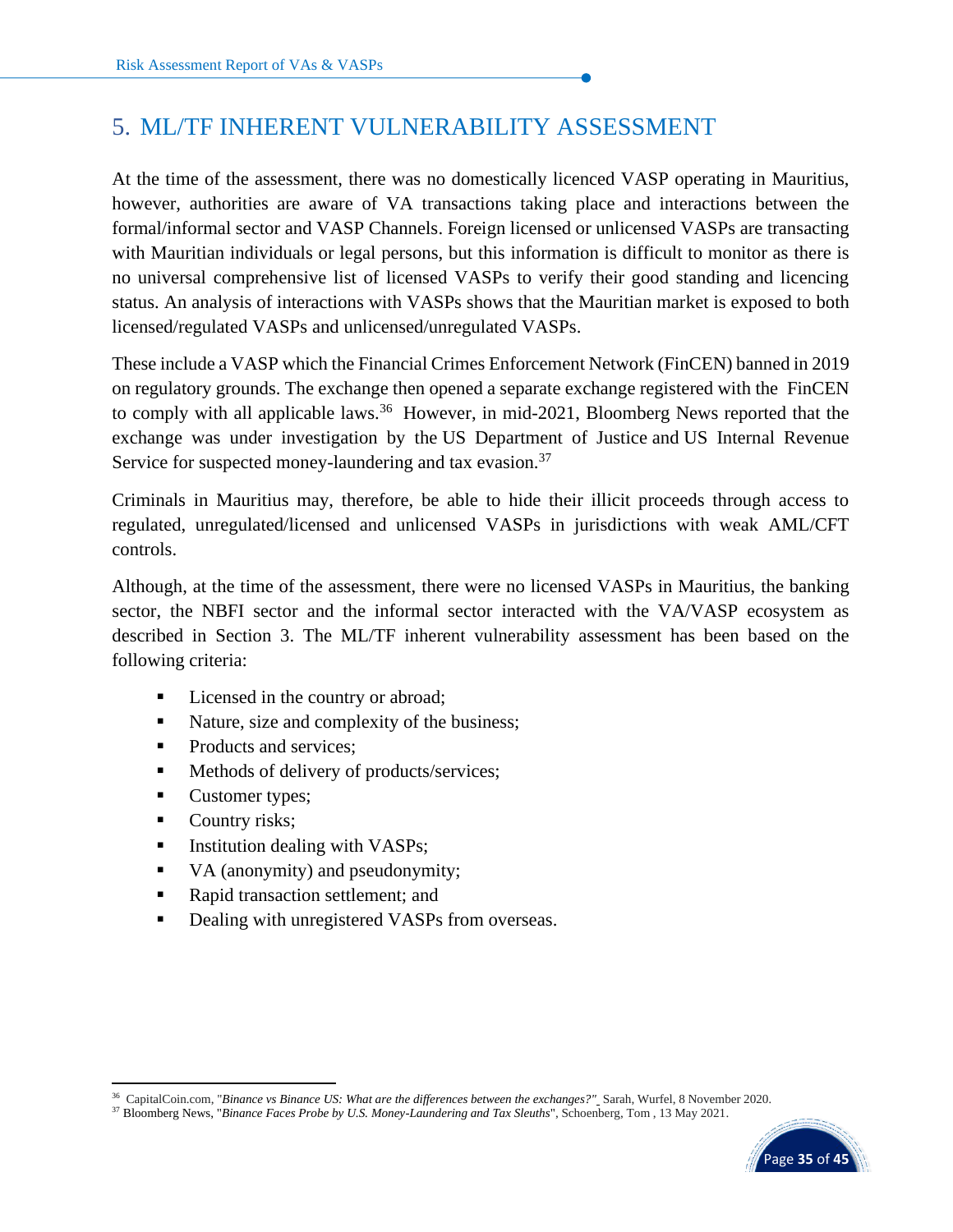# 5. ML/TF INHERENT VULNERABILITY ASSESSMENT

At the time of the assessment, there was no domestically licenced VASP operating in Mauritius, however, authorities are aware of VA transactions taking place and interactions between the formal/informal sector and VASP Channels. Foreign licensed or unlicensed VASPs are transacting with Mauritian individuals or legal persons, but this information is difficult to monitor as there is no universal comprehensive list of licensed VASPs to verify their good standing and licencing status. An analysis of interactions with VASPs shows that the Mauritian market is exposed to both licensed/regulated VASPs and unlicensed/unregulated VASPs.

These include a VASP which the Financial Crimes Enforcement Network (FinCEN) banned in 2019 on regulatory grounds. The exchange then opened a separate exchange registered with the FinCEN to comply with all applicable laws.[36] However, in mid-2021, Bloomberg News reported that the exchange was under investigation by the US Department of Justice and US Internal Revenue Service for suspected money-laundering and tax evasion.[37]

Criminals in Mauritius may, therefore, be able to hide their illicit proceeds through access to regulated, unregulated/licensed and unlicensed VASPs in jurisdictions with weak AML/CFT controls.

Although, at the time of the assessment, there were no licensed VASPs in Mauritius, the banking sector, the NBFI sector and the informal sector interacted with the VA/VASP ecosystem as described in Section 3. The ML/TF inherent vulnerability assessment has been based on the following criteria:

- Licensed in the country or abroad;
- Nature, size and complexity of the business;
- Products and services;
- Methods of delivery of products/services;
- Customer types;
- Country risks;
- Institution dealing with VASPs;
- VA (anonymity) and pseudonymity;
- Rapid transaction settlement; and
- Dealing with unregistered VASPs from overseas.

---

[36] CapitalCoin.com, "*Binance vs Binance US: What are the differences between the exchanges?"* Sarah, Wurfel, 8 November 2020.

[37] Bloomberg News, "*Binance Faces Probe by U.S. Money-Laundering and Tax Sleuths*", Schoenberg, Tom , 13 May 2021.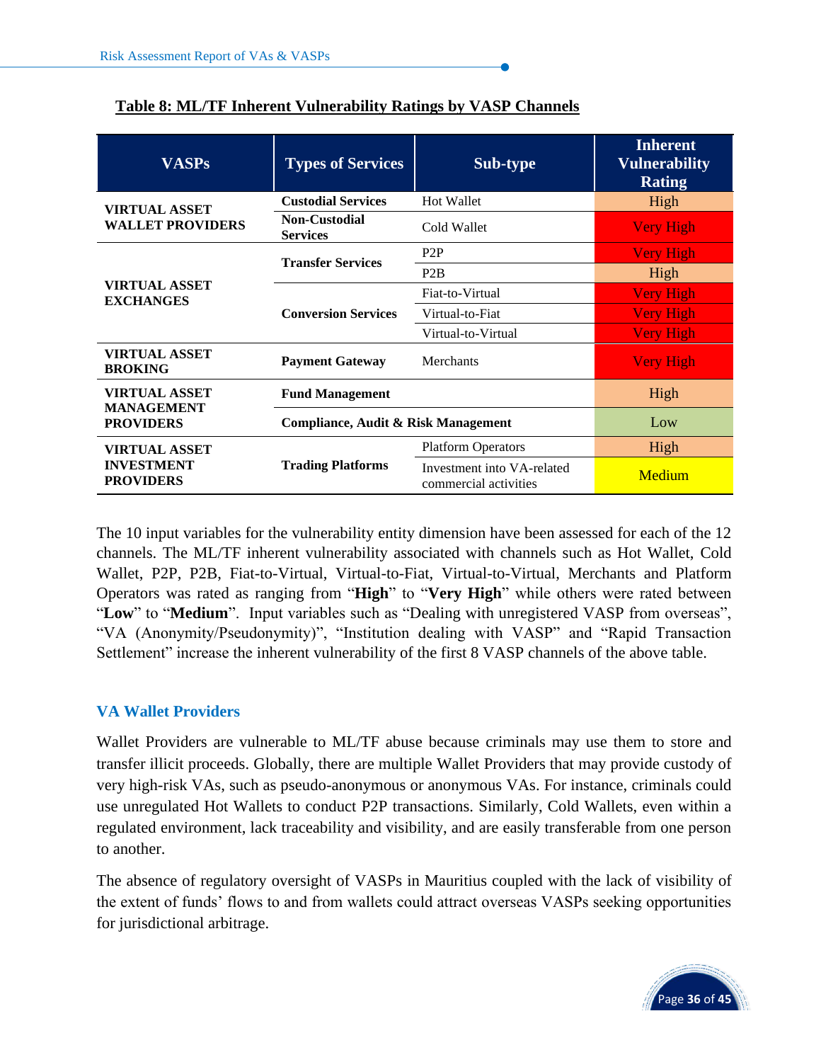**Table 8: ML/TF Inherent Vulnerability Ratings by VASP Channels**

| VASPs | Types of Services | Sub-type | Inherent Vulnerability Rating |
|---|---|---|---|
| **VIRTUAL ASSET WALLET PROVIDERS** | **Custodial Services** | Hot Wallet | High |
| | **Non-Custodial Services** | Cold Wallet | Very High |
| **VIRTUAL ASSET EXCHANGES** | **Transfer Services** | P2P | Very High |
| | | P2B | High |
| | **Conversion Services** | Fiat-to-Virtual | Very High |
| | | Virtual-to-Fiat | Very High |
| | | Virtual-to-Virtual | Very High |
| **VIRTUAL ASSET BROKING** | **Payment Gateway** | Merchants | Very High |
| **VIRTUAL ASSET MANAGEMENT PROVIDERS** | **Fund Management** | | High |
| | **Compliance, Audit & Risk Management** | | Low |
| **VIRTUAL ASSET INVESTMENT PROVIDERS** | **Trading Platforms** | Platform Operators | High |
| | | Investment into VA-related commercial activities | Medium |

The 10 input variables for the vulnerability entity dimension have been assessed for each of the 12 channels. The ML/TF inherent vulnerability associated with channels such as Hot Wallet, Cold Wallet, P2P, P2B, Fiat-to-Virtual, Virtual-to-Fiat, Virtual-to-Virtual, Merchants and Platform Operators was rated as ranging from "**High**" to "**Very High**" while others were rated between "**Low**" to "**Medium**". Input variables such as "Dealing with unregistered VASP from overseas", "VA (Anonymity/Pseudonymity)", "Institution dealing with VASP" and "Rapid Transaction Settlement" increase the inherent vulnerability of the first 8 VASP channels of the above table.

### VA Wallet Providers

Wallet Providers are vulnerable to ML/TF abuse because criminals may use them to store and transfer illicit proceeds. Globally, there are multiple Wallet Providers that may provide custody of very high-risk VAs, such as pseudo-anonymous or anonymous VAs. For instance, criminals could use unregulated Hot Wallets to conduct P2P transactions. Similarly, Cold Wallets, even within a regulated environment, lack traceability and visibility, and are easily transferable from one person to another.

The absence of regulatory oversight of VASPs in Mauritius coupled with the lack of visibility of the extent of funds' flows to and from wallets could attract overseas VASPs seeking opportunities for jurisdictional arbitrage.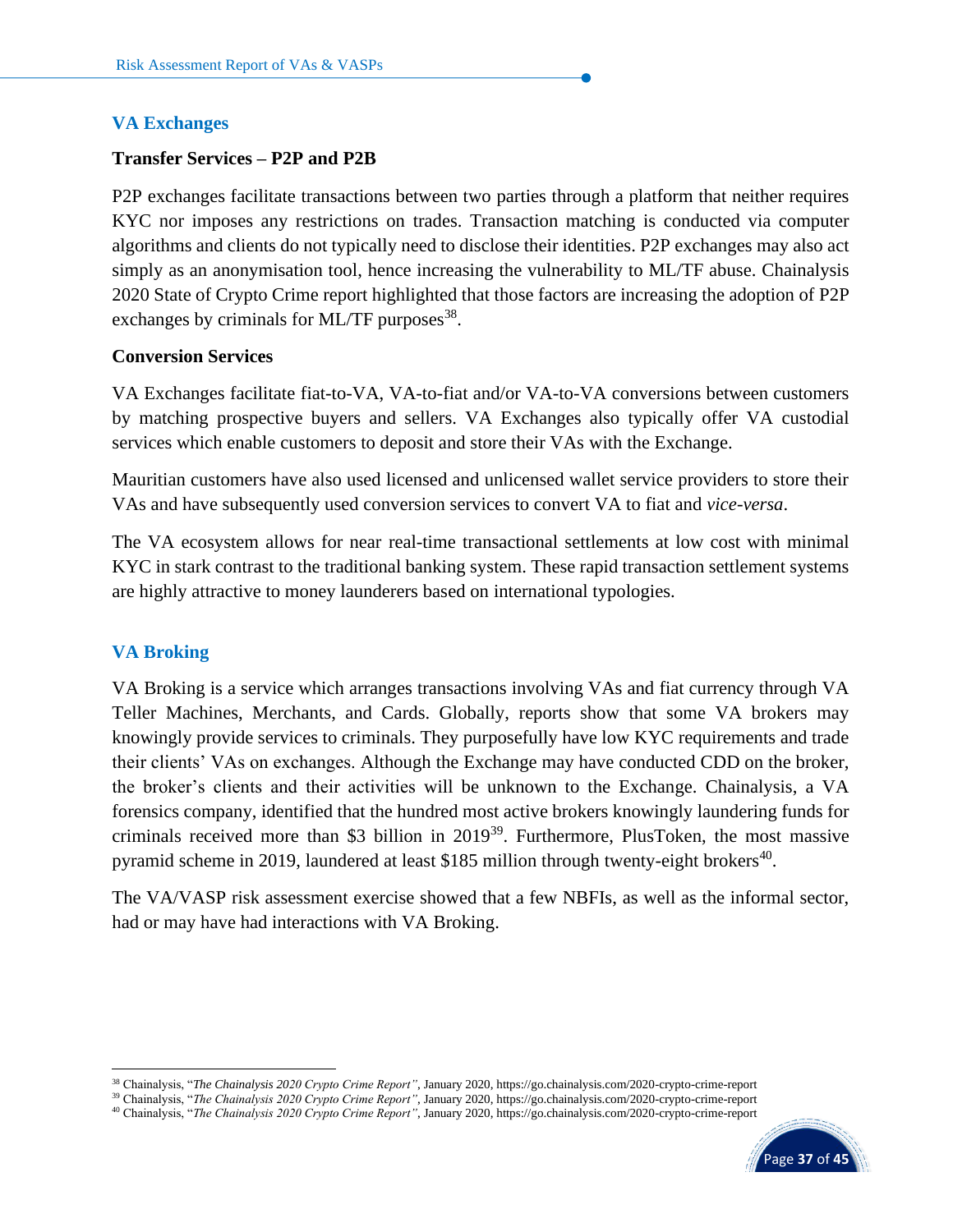## VA Exchanges

**Transfer Services – P2P and P2B**

P2P exchanges facilitate transactions between two parties through a platform that neither requires KYC nor imposes any restrictions on trades. Transaction matching is conducted via computer algorithms and clients do not typically need to disclose their identities. P2P exchanges may also act simply as an anonymisation tool, hence increasing the vulnerability to ML/TF abuse. Chainalysis 2020 State of Crypto Crime report highlighted that those factors are increasing the adoption of P2P exchanges by criminals for ML/TF purposes[38].

**Conversion Services**

VA Exchanges facilitate fiat-to-VA, VA-to-fiat and/or VA-to-VA conversions between customers by matching prospective buyers and sellers. VA Exchanges also typically offer VA custodial services which enable customers to deposit and store their VAs with the Exchange.

Mauritian customers have also used licensed and unlicensed wallet service providers to store their VAs and have subsequently used conversion services to convert VA to fiat and *vice-versa*.

The VA ecosystem allows for near real-time transactional settlements at low cost with minimal KYC in stark contrast to the traditional banking system. These rapid transaction settlement systems are highly attractive to money launderers based on international typologies.

## VA Broking

VA Broking is a service which arranges transactions involving VAs and fiat currency through VA Teller Machines, Merchants, and Cards. Globally, reports show that some VA brokers may knowingly provide services to criminals. They purposefully have low KYC requirements and trade their clients' VAs on exchanges. Although the Exchange may have conducted CDD on the broker, the broker's clients and their activities will be unknown to the Exchange. Chainalysis, a VA forensics company, identified that the hundred most active brokers knowingly laundering funds for criminals received more than $3 billion in 2019[39]. Furthermore, PlusToken, the most massive pyramid scheme in 2019, laundered at least $185 million through twenty-eight brokers[40].

The VA/VASP risk assessment exercise showed that a few NBFIs, as well as the informal sector, had or may have had interactions with VA Broking.

---

[38] Chainalysis, "*The Chainalysis 2020 Crypto Crime Report*", January 2020, https://go.chainalysis.com/2020-crypto-crime-report

[39] Chainalysis, "*The Chainalysis 2020 Crypto Crime Report*", January 2020, https://go.chainalysis.com/2020-crypto-crime-report

[40] Chainalysis, "*The Chainalysis 2020 Crypto Crime Report*", January 2020, https://go.chainalysis.com/2020-crypto-crime-report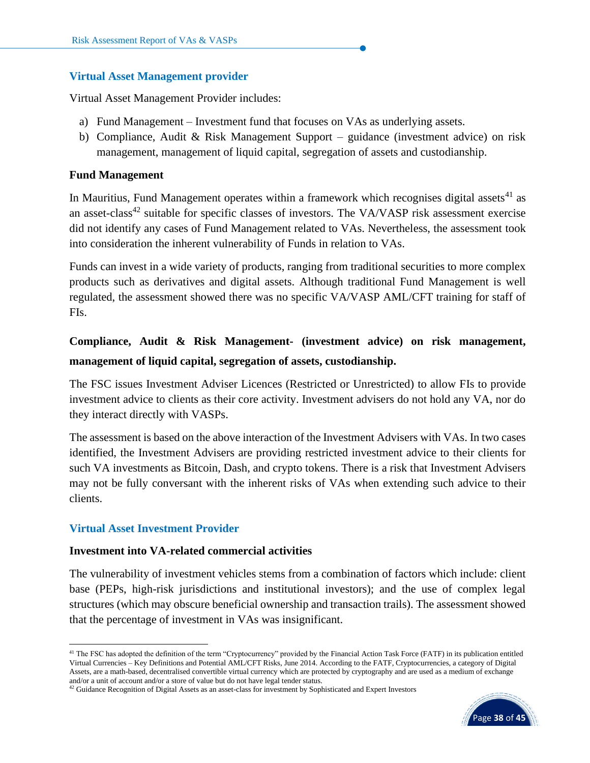### Virtual Asset Management provider

Virtual Asset Management Provider includes:

a) Fund Management – Investment fund that focuses on VAs as underlying assets.
b) Compliance, Audit & Risk Management Support – guidance (investment advice) on risk management, management of liquid capital, segregation of assets and custodianship.

**Fund Management**

In Mauritius, Fund Management operates within a framework which recognises digital assets[41] as an asset-class[42] suitable for specific classes of investors. The VA/VASP risk assessment exercise did not identify any cases of Fund Management related to VAs. Nevertheless, the assessment took into consideration the inherent vulnerability of Funds in relation to VAs.

Funds can invest in a wide variety of products, ranging from traditional securities to more complex products such as derivatives and digital assets. Although traditional Fund Management is well regulated, the assessment showed there was no specific VA/VASP AML/CFT training for staff of FIs.

**Compliance, Audit & Risk Management- (investment advice) on risk management, management of liquid capital, segregation of assets, custodianship.**

The FSC issues Investment Adviser Licences (Restricted or Unrestricted) to allow FIs to provide investment advice to clients as their core activity. Investment advisers do not hold any VA, nor do they interact directly with VASPs.

The assessment is based on the above interaction of the Investment Advisers with VAs. In two cases identified, the Investment Advisers are providing restricted investment advice to their clients for such VA investments as Bitcoin, Dash, and crypto tokens. There is a risk that Investment Advisers may not be fully conversant with the inherent risks of VAs when extending such advice to their clients.

### Virtual Asset Investment Provider

**Investment into VA-related commercial activities**

The vulnerability of investment vehicles stems from a combination of factors which include: client base (PEPs, high-risk jurisdictions and institutional investors); and the use of complex legal structures (which may obscure beneficial ownership and transaction trails). The assessment showed that the percentage of investment in VAs was insignificant.

---

[41] The FSC has adopted the definition of the term "Cryptocurrency" provided by the Financial Action Task Force (FATF) in its publication entitled Virtual Currencies – Key Definitions and Potential AML/CFT Risks, June 2014. According to the FATF, Cryptocurrencies, a category of Digital Assets, are a math-based, decentralised convertible virtual currency which are protected by cryptography and are used as a medium of exchange and/or a unit of account and/or a store of value but do not have legal tender status.

[42] Guidance Recognition of Digital Assets as an asset-class for investment by Sophisticated and Expert Investors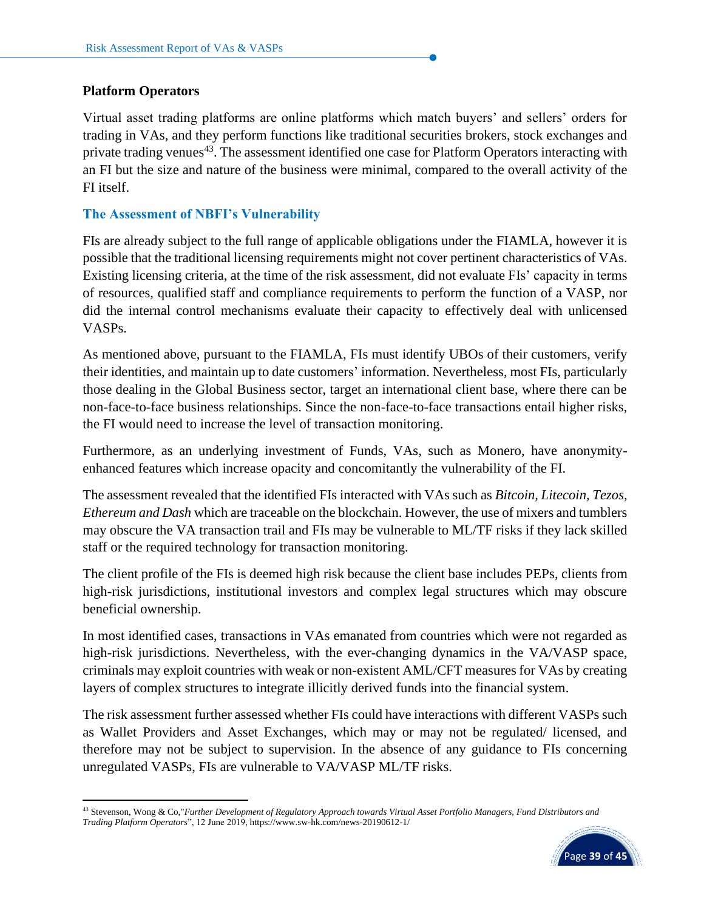### Platform Operators

Virtual asset trading platforms are online platforms which match buyers' and sellers' orders for trading in VAs, and they perform functions like traditional securities brokers, stock exchanges and private trading venues[43]. The assessment identified one case for Platform Operators interacting with an FI but the size and nature of the business were minimal, compared to the overall activity of the FI itself.

### The Assessment of NBFI's Vulnerability

FIs are already subject to the full range of applicable obligations under the FIAMLA, however it is possible that the traditional licensing requirements might not cover pertinent characteristics of VAs. Existing licensing criteria, at the time of the risk assessment, did not evaluate FIs' capacity in terms of resources, qualified staff and compliance requirements to perform the function of a VASP, nor did the internal control mechanisms evaluate their capacity to effectively deal with unlicensed VASPs.

As mentioned above, pursuant to the FIAMLA, FIs must identify UBOs of their customers, verify their identities, and maintain up to date customers' information. Nevertheless, most FIs, particularly those dealing in the Global Business sector, target an international client base, where there can be non-face-to-face business relationships. Since the non-face-to-face transactions entail higher risks, the FI would need to increase the level of transaction monitoring.

Furthermore, as an underlying investment of Funds, VAs, such as Monero, have anonymity-enhanced features which increase opacity and concomitantly the vulnerability of the FI.

The assessment revealed that the identified FIs interacted with VAs such as *Bitcoin, Litecoin, Tezos, Ethereum and Dash* which are traceable on the blockchain. However, the use of mixers and tumblers may obscure the VA transaction trail and FIs may be vulnerable to ML/TF risks if they lack skilled staff or the required technology for transaction monitoring.

The client profile of the FIs is deemed high risk because the client base includes PEPs, clients from high-risk jurisdictions, institutional investors and complex legal structures which may obscure beneficial ownership.

In most identified cases, transactions in VAs emanated from countries which were not regarded as high-risk jurisdictions. Nevertheless, with the ever-changing dynamics in the VA/VASP space, criminals may exploit countries with weak or non-existent AML/CFT measures for VAs by creating layers of complex structures to integrate illicitly derived funds into the financial system.

The risk assessment further assessed whether FIs could have interactions with different VASPs such as Wallet Providers and Asset Exchanges, which may or may not be regulated/ licensed, and therefore may not be subject to supervision. In the absence of any guidance to FIs concerning unregulated VASPs, FIs are vulnerable to VA/VASP ML/TF risks.

---

[43] Stevenson, Wong & Co,"*Further Development of Regulatory Approach towards Virtual Asset Portfolio Managers, Fund Distributors and Trading Platform Operators*", 12 June 2019, https://www.sw-hk.com/news-20190612-1/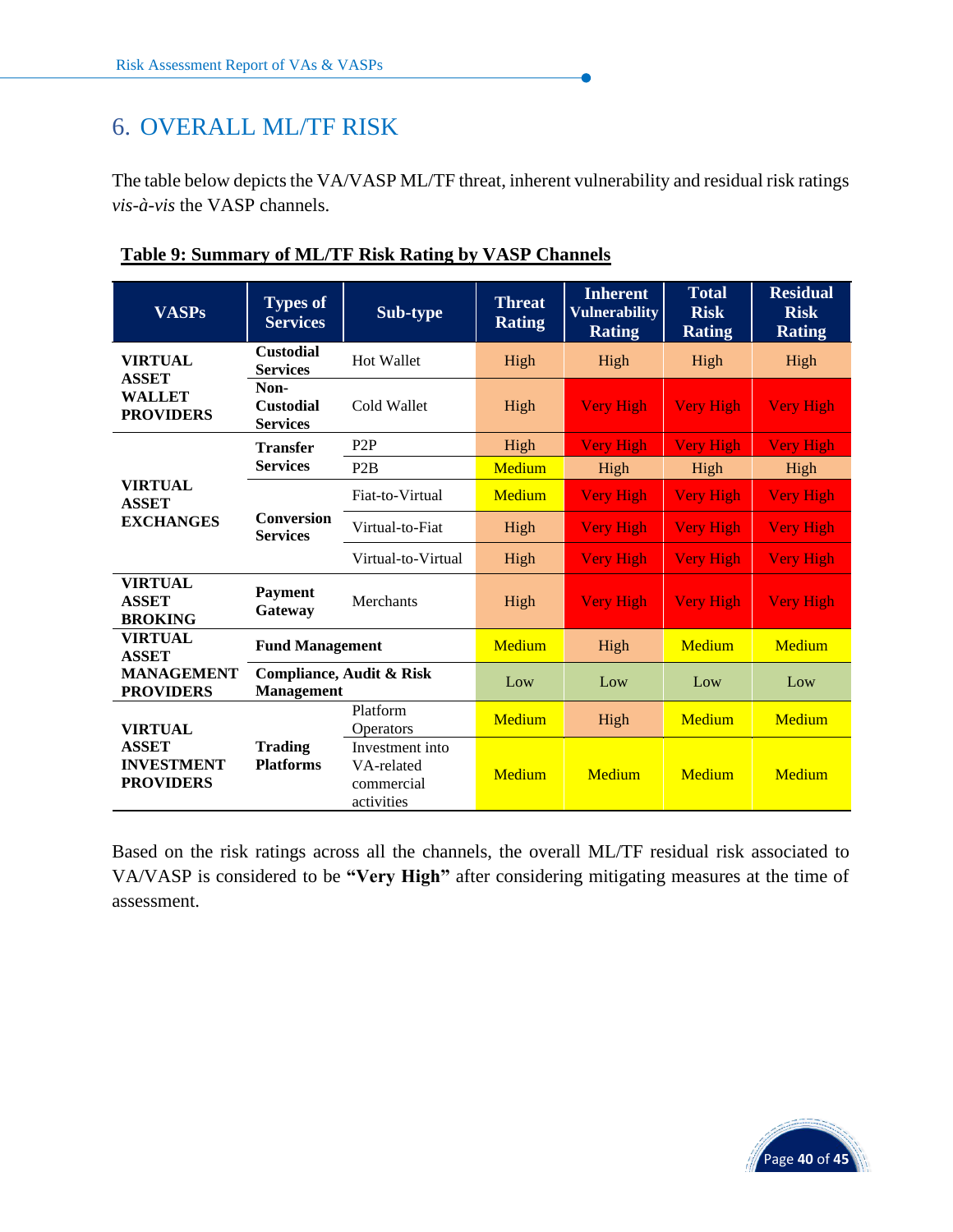# 6. OVERALL ML/TF RISK

The table below depicts the VA/VASP ML/TF threat, inherent vulnerability and residual risk ratings *vis-à-vis* the VASP channels.

**Table 9: Summary of ML/TF Risk Rating by VASP Channels**

| VASPs | Types of Services | Sub-type | Threat Rating | Inherent Vulnerability Rating | Total Risk Rating | Residual Risk Rating |
|---|---|---|---|---|---|---|
| **VIRTUAL ASSET WALLET PROVIDERS** | **Custodial Services** | Hot Wallet | High | High | High | High |
| | **Non-Custodial Services** | Cold Wallet | High | Very High | Very High | Very High |
| **VIRTUAL ASSET EXCHANGES** | **Transfer Services** | P2P | High | Very High | Very High | Very High |
| | | P2B | Medium | High | High | High |
| | **Conversion Services** | Fiat-to-Virtual | Medium | Very High | Very High | Very High |
| | | Virtual-to-Fiat | High | Very High | Very High | Very High |
| | | Virtual-to-Virtual | High | Very High | Very High | Very High |
| **VIRTUAL ASSET BROKING** | **Payment Gateway** | Merchants | High | Very High | Very High | Very High |
| **VIRTUAL ASSET MANAGEMENT PROVIDERS** | **Fund Management** | | Medium | High | Medium | Medium |
| | **Compliance, Audit & Risk Management** | | Low | Low | Low | Low |
| **VIRTUAL ASSET INVESTMENT PROVIDERS** | **Trading Platforms** | Platform Operators | Medium | High | Medium | Medium |
| | | Investment into VA-related commercial activities | Medium | Medium | Medium | Medium |

Based on the risk ratings across all the channels, the overall ML/TF residual risk associated to VA/VASP is considered to be **"Very High"** after considering mitigating measures at the time of assessment.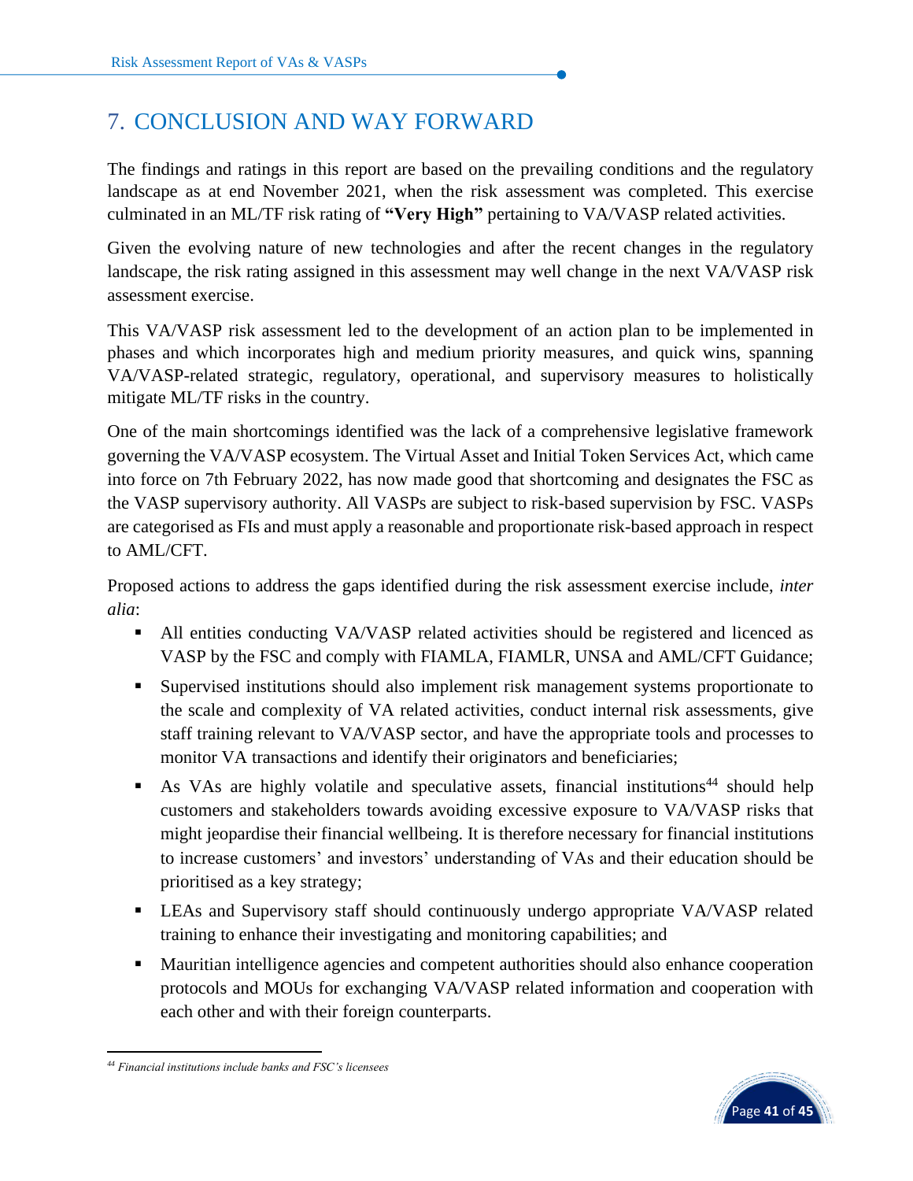# 7. CONCLUSION AND WAY FORWARD

The findings and ratings in this report are based on the prevailing conditions and the regulatory landscape as at end November 2021, when the risk assessment was completed. This exercise culminated in an ML/TF risk rating of **"Very High"** pertaining to VA/VASP related activities.

Given the evolving nature of new technologies and after the recent changes in the regulatory landscape, the risk rating assigned in this assessment may well change in the next VA/VASP risk assessment exercise.

This VA/VASP risk assessment led to the development of an action plan to be implemented in phases and which incorporates high and medium priority measures, and quick wins, spanning VA/VASP-related strategic, regulatory, operational, and supervisory measures to holistically mitigate ML/TF risks in the country.

One of the main shortcomings identified was the lack of a comprehensive legislative framework governing the VA/VASP ecosystem. The Virtual Asset and Initial Token Services Act, which came into force on 7th February 2022, has now made good that shortcoming and designates the FSC as the VASP supervisory authority. All VASPs are subject to risk-based supervision by FSC. VASPs are categorised as FIs and must apply a reasonable and proportionate risk-based approach in respect to AML/CFT.

Proposed actions to address the gaps identified during the risk assessment exercise include, *inter alia*:

- All entities conducting VA/VASP related activities should be registered and licenced as VASP by the FSC and comply with FIAMLA, FIAMLR, UNSA and AML/CFT Guidance;
- Supervised institutions should also implement risk management systems proportionate to the scale and complexity of VA related activities, conduct internal risk assessments, give staff training relevant to VA/VASP sector, and have the appropriate tools and processes to monitor VA transactions and identify their originators and beneficiaries;
- As VAs are highly volatile and speculative assets, financial institutions[44] should help customers and stakeholders towards avoiding excessive exposure to VA/VASP risks that might jeopardise their financial wellbeing. It is therefore necessary for financial institutions to increase customers' and investors' understanding of VAs and their education should be prioritised as a key strategy;
- LEAs and Supervisory staff should continuously undergo appropriate VA/VASP related training to enhance their investigating and monitoring capabilities; and
- Mauritian intelligence agencies and competent authorities should also enhance cooperation protocols and MOUs for exchanging VA/VASP related information and cooperation with each other and with their foreign counterparts.

---

[44] *Financial institutions include banks and FSC's licensees*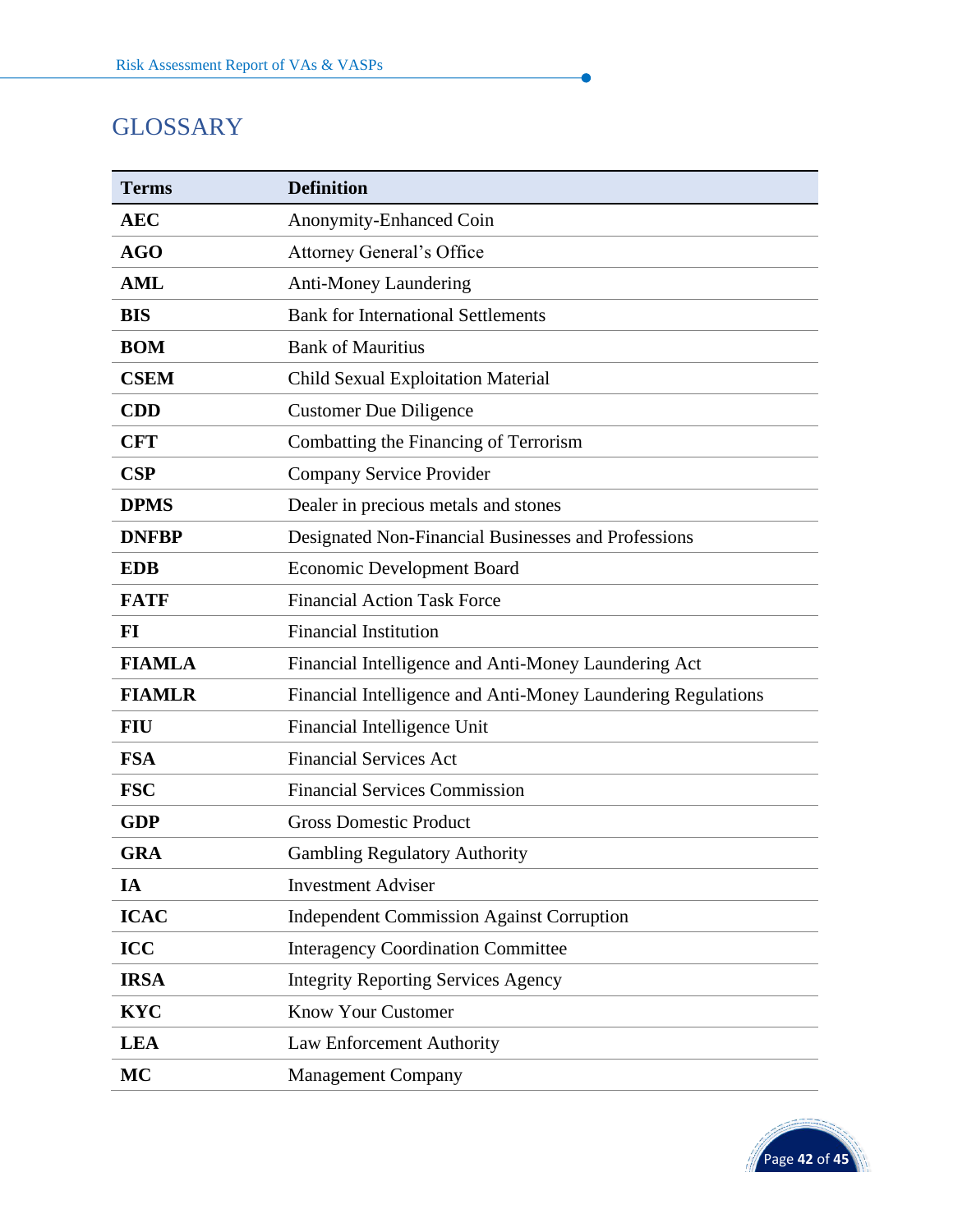# GLOSSARY

| Terms | Definition |
|---|---|
| **AEC** | Anonymity-Enhanced Coin |
| **AGO** | Attorney General's Office |
| **AML** | Anti-Money Laundering |
| **BIS** | Bank for International Settlements |
| **BOM** | Bank of Mauritius |
| **CSEM** | Child Sexual Exploitation Material |
| **CDD** | Customer Due Diligence |
| **CFT** | Combatting the Financing of Terrorism |
| **CSP** | Company Service Provider |
| **DPMS** | Dealer in precious metals and stones |
| **DNFBP** | Designated Non-Financial Businesses and Professions |
| **EDB** | Economic Development Board |
| **FATF** | Financial Action Task Force |
| **FI** | Financial Institution |
| **FIAMLA** | Financial Intelligence and Anti-Money Laundering Act |
| **FIAMLR** | Financial Intelligence and Anti-Money Laundering Regulations |
| **FIU** | Financial Intelligence Unit |
| **FSA** | Financial Services Act |
| **FSC** | Financial Services Commission |
| **GDP** | Gross Domestic Product |
| **GRA** | Gambling Regulatory Authority |
| **IA** | Investment Adviser |
| **ICAC** | Independent Commission Against Corruption |
| **ICC** | Interagency Coordination Committee |
| **IRSA** | Integrity Reporting Services Agency |
| **KYC** | Know Your Customer |
| **LEA** | Law Enforcement Authority |
| **MC** | Management Company |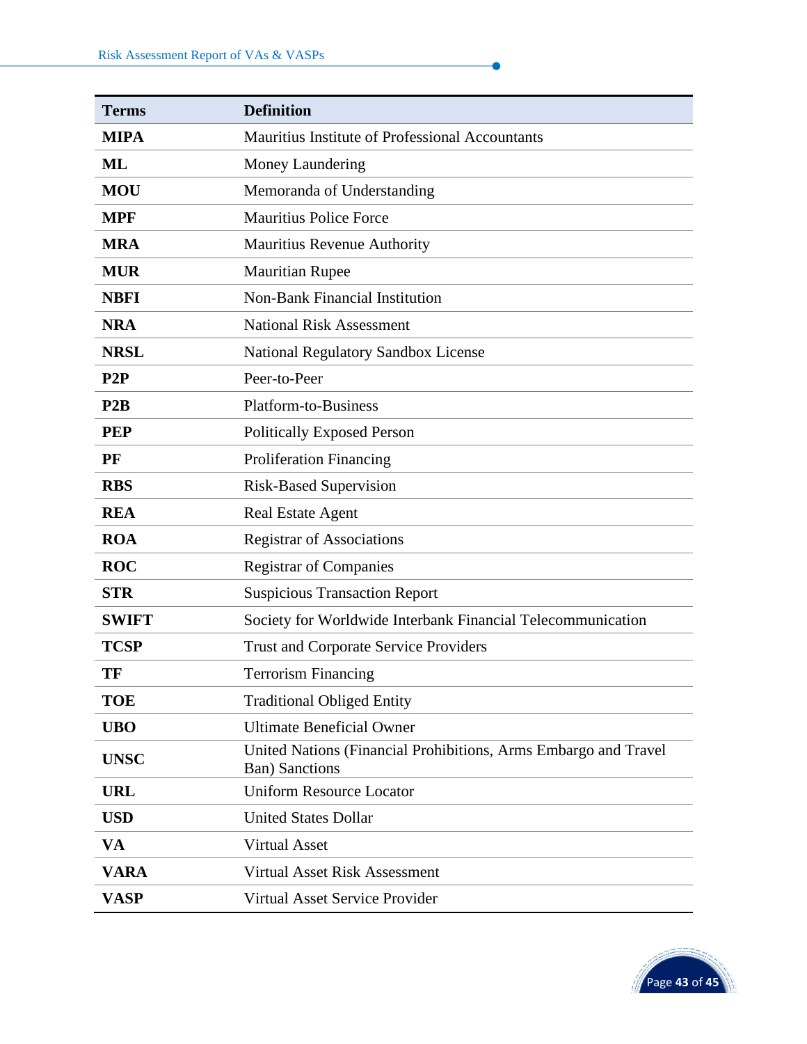| Terms | Definition |
|---|---|
| **MIPA** | Mauritius Institute of Professional Accountants |
| **ML** | Money Laundering |
| **MOU** | Memoranda of Understanding |
| **MPF** | Mauritius Police Force |
| **MRA** | Mauritius Revenue Authority |
| **MUR** | Mauritian Rupee |
| **NBFI** | Non-Bank Financial Institution |
| **NRA** | National Risk Assessment |
| **NRSL** | National Regulatory Sandbox License |
| **P2P** | Peer-to-Peer |
| **P2B** | Platform-to-Business |
| **PEP** | Politically Exposed Person |
| **PF** | Proliferation Financing |
| **RBS** | Risk-Based Supervision |
| **REA** | Real Estate Agent |
| **ROA** | Registrar of Associations |
| **ROC** | Registrar of Companies |
| **STR** | Suspicious Transaction Report |
| **SWIFT** | Society for Worldwide Interbank Financial Telecommunication |
| **TCSP** | Trust and Corporate Service Providers |
| **TF** | Terrorism Financing |
| **TOE** | Traditional Obliged Entity |
| **UBO** | Ultimate Beneficial Owner |
| **UNSC** | United Nations (Financial Prohibitions, Arms Embargo and Travel Ban) Sanctions |
| **URL** | Uniform Resource Locator |
| **USD** | United States Dollar |
| **VA** | Virtual Asset |
| **VARA** | Virtual Asset Risk Assessment |
| **VASP** | Virtual Asset Service Provider |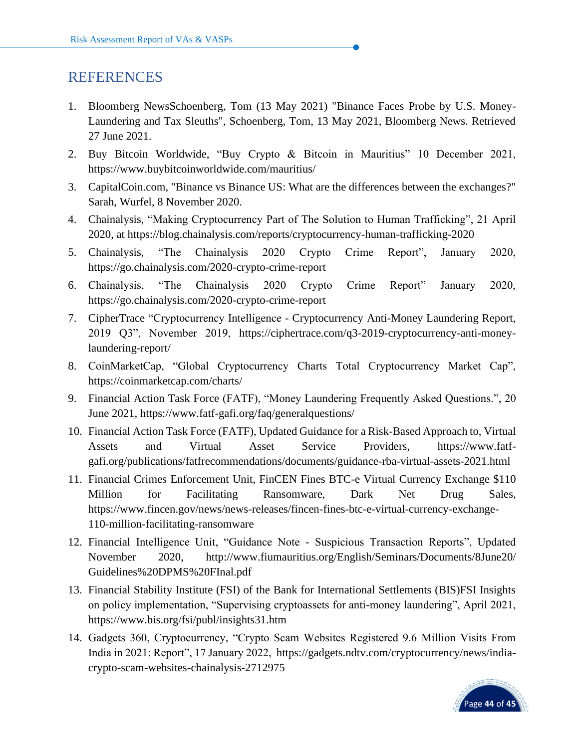# REFERENCES

1. Bloomberg NewsSchoenberg, Tom (13 May 2021) "Binance Faces Probe by U.S. Money-Laundering and Tax Sleuths", Schoenberg, Tom, 13 May 2021, Bloomberg News. Retrieved 27 June 2021.
2. Buy Bitcoin Worldwide, "Buy Crypto & Bitcoin in Mauritius" 10 December 2021, https://www.buybitcoinworldwide.com/mauritius/
3. CapitalCoin.com, "Binance vs Binance US: What are the differences between the exchanges?" Sarah, Wurfel, 8 November 2020.
4. Chainalysis, "Making Cryptocurrency Part of The Solution to Human Trafficking", 21 April 2020, at https://blog.chainalysis.com/reports/cryptocurrency-human-trafficking-2020
5. Chainalysis, "The Chainalysis 2020 Crypto Crime Report", January 2020, https://go.chainalysis.com/2020-crypto-crime-report
6. Chainalysis, "The Chainalysis 2020 Crypto Crime Report" January 2020, https://go.chainalysis.com/2020-crypto-crime-report
7. CipherTrace "Cryptocurrency Intelligence - Cryptocurrency Anti-Money Laundering Report, 2019 Q3", November 2019, https://ciphertrace.com/q3-2019-cryptocurrency-anti-money-laundering-report/
8. CoinMarketCap, "Global Cryptocurrency Charts Total Cryptocurrency Market Cap", https://coinmarketcap.com/charts/
9. Financial Action Task Force (FATF), "Money Laundering Frequently Asked Questions.", 20 June 2021, https://www.fatf-gafi.org/faq/generalquestions/
10. Financial Action Task Force (FATF), Updated Guidance for a Risk-Based Approach to, Virtual Assets and Virtual Asset Service Providers, https://www.fatf-gafi.org/publications/fatfrecommendations/documents/guidance-rba-virtual-assets-2021.html
11. Financial Crimes Enforcement Unit, FinCEN Fines BTC-e Virtual Currency Exchange $110 Million for Facilitating Ransomware, Dark Net Drug Sales, https://www.fincen.gov/news/news-releases/fincen-fines-btc-e-virtual-currency-exchange-110-million-facilitating-ransomware
12. Financial Intelligence Unit, "Guidance Note - Suspicious Transaction Reports", Updated November 2020, http://www.fiumauritius.org/English/Seminars/Documents/8June20/Guidelines%20DPMS%20FInal.pdf
13. Financial Stability Institute (FSI) of the Bank for International Settlements (BIS)FSI Insights on policy implementation, "Supervising cryptoassets for anti-money laundering", April 2021, https://www.bis.org/fsi/publ/insights31.htm
14. Gadgets 360, Cryptocurrency, "Crypto Scam Websites Registered 9.6 Million Visits From India in 2021: Report", 17 January 2022, https://gadgets.ndtv.com/cryptocurrency/news/india-crypto-scam-websites-chainalysis-2712975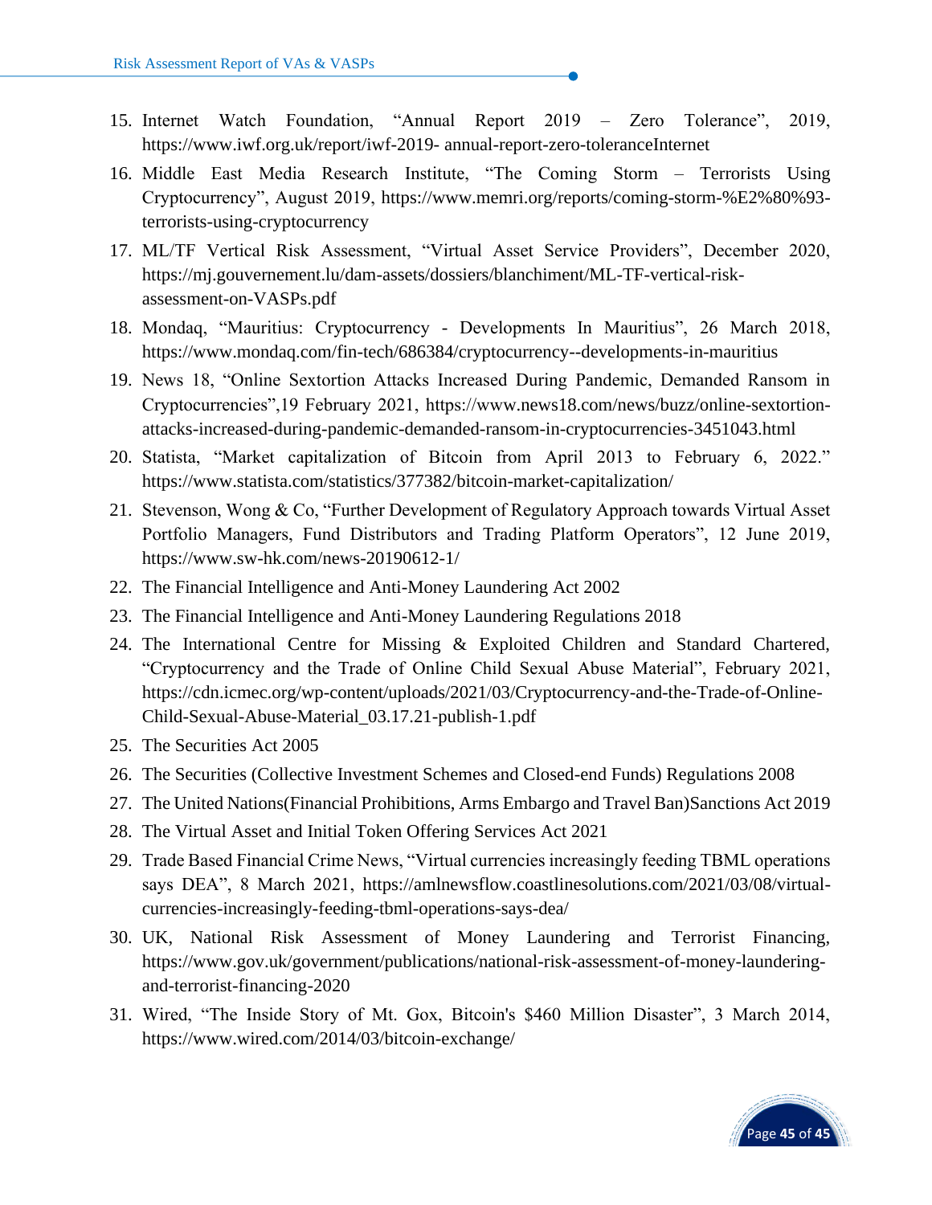15. Internet Watch Foundation, "Annual Report 2019 – Zero Tolerance", 2019, https://www.iwf.org.uk/report/iwf-2019- annual-report-zero-toleranceInternet
16. Middle East Media Research Institute, "The Coming Storm – Terrorists Using Cryptocurrency", August 2019, https://www.memri.org/reports/coming-storm-%E2%80%93-terrorists-using-cryptocurrency
17. ML/TF Vertical Risk Assessment, "Virtual Asset Service Providers", December 2020, https://mj.gouvernement.lu/dam-assets/dossiers/blanchiment/ML-TF-vertical-risk-assessment-on-VASPs.pdf
18. Mondaq, "Mauritius: Cryptocurrency - Developments In Mauritius", 26 March 2018, https://www.mondaq.com/fin-tech/686384/cryptocurrency--developments-in-mauritius
19. News 18, "Online Sextortion Attacks Increased During Pandemic, Demanded Ransom in Cryptocurrencies",19 February 2021, https://www.news18.com/news/buzz/online-sextortion-attacks-increased-during-pandemic-demanded-ransom-in-cryptocurrencies-3451043.html
20. Statista, "Market capitalization of Bitcoin from April 2013 to February 6, 2022." https://www.statista.com/statistics/377382/bitcoin-market-capitalization/
21. Stevenson, Wong & Co, "Further Development of Regulatory Approach towards Virtual Asset Portfolio Managers, Fund Distributors and Trading Platform Operators", 12 June 2019, https://www.sw-hk.com/news-20190612-1/
22. The Financial Intelligence and Anti-Money Laundering Act 2002
23. The Financial Intelligence and Anti-Money Laundering Regulations 2018
24. The International Centre for Missing & Exploited Children and Standard Chartered, "Cryptocurrency and the Trade of Online Child Sexual Abuse Material", February 2021, https://cdn.icmec.org/wp-content/uploads/2021/03/Cryptocurrency-and-the-Trade-of-Online-Child-Sexual-Abuse-Material_03.17.21-publish-1.pdf
25. The Securities Act 2005
26. The Securities (Collective Investment Schemes and Closed-end Funds) Regulations 2008
27. The United Nations(Financial Prohibitions, Arms Embargo and Travel Ban)Sanctions Act 2019
28. The Virtual Asset and Initial Token Offering Services Act 2021
29. Trade Based Financial Crime News, "Virtual currencies increasingly feeding TBML operations says DEA", 8 March 2021, https://amlnewsflow.coastlinesolutions.com/2021/03/08/virtual-currencies-increasingly-feeding-tbml-operations-says-dea/
30. UK, National Risk Assessment of Money Laundering and Terrorist Financing, https://www.gov.uk/government/publications/national-risk-assessment-of-money-laundering-and-terrorist-financing-2020
31. Wired, "The Inside Story of Mt. Gox, Bitcoin's $460 Million Disaster", 3 March 2014, https://www.wired.com/2014/03/bitcoin-exchange/